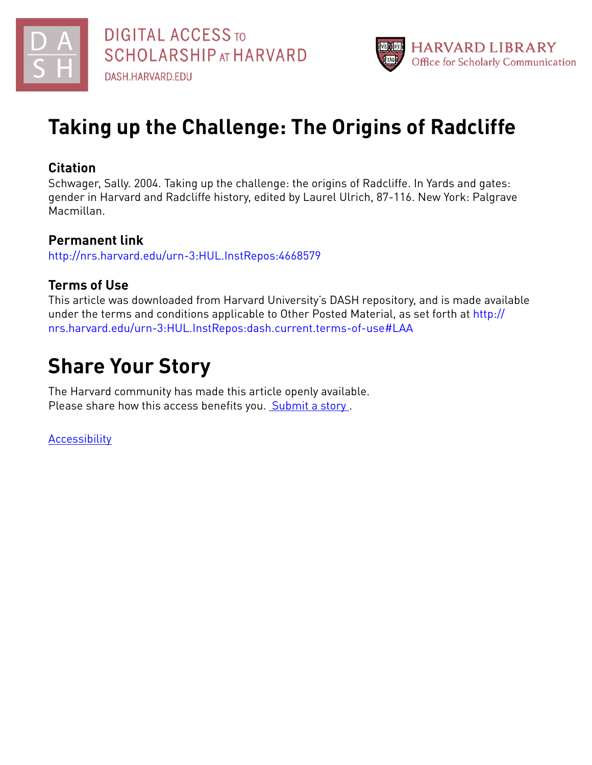DIGITAL ACCESS TO SCHOLARSHIP AT HARVARD

DASH.HARVARD.EDU

HARVARD LIBRARY
Office for Scholarly Communication

# Taking up the Challenge: The Origins of Radcliffe

## Citation

Schwager, Sally. 2004. Taking up the challenge: the origins of Radcliffe. In Yards and gates: gender in Harvard and Radcliffe history, edited by Laurel Ulrich, 87-116. New York: Palgrave Macmillan.

## Permanent link

http://nrs.harvard.edu/urn-3:HUL.InstRepos:4668579

## Terms of Use

This article was downloaded from Harvard University's DASH repository, and is made available under the terms and conditions applicable to Other Posted Material, as set forth at http://nrs.harvard.edu/urn-3:HUL.InstRepos:dash.current.terms-of-use#LAA

# Share Your Story

The Harvard community has made this article openly available.
Please share how this access benefits you. Submit a story .

Accessibility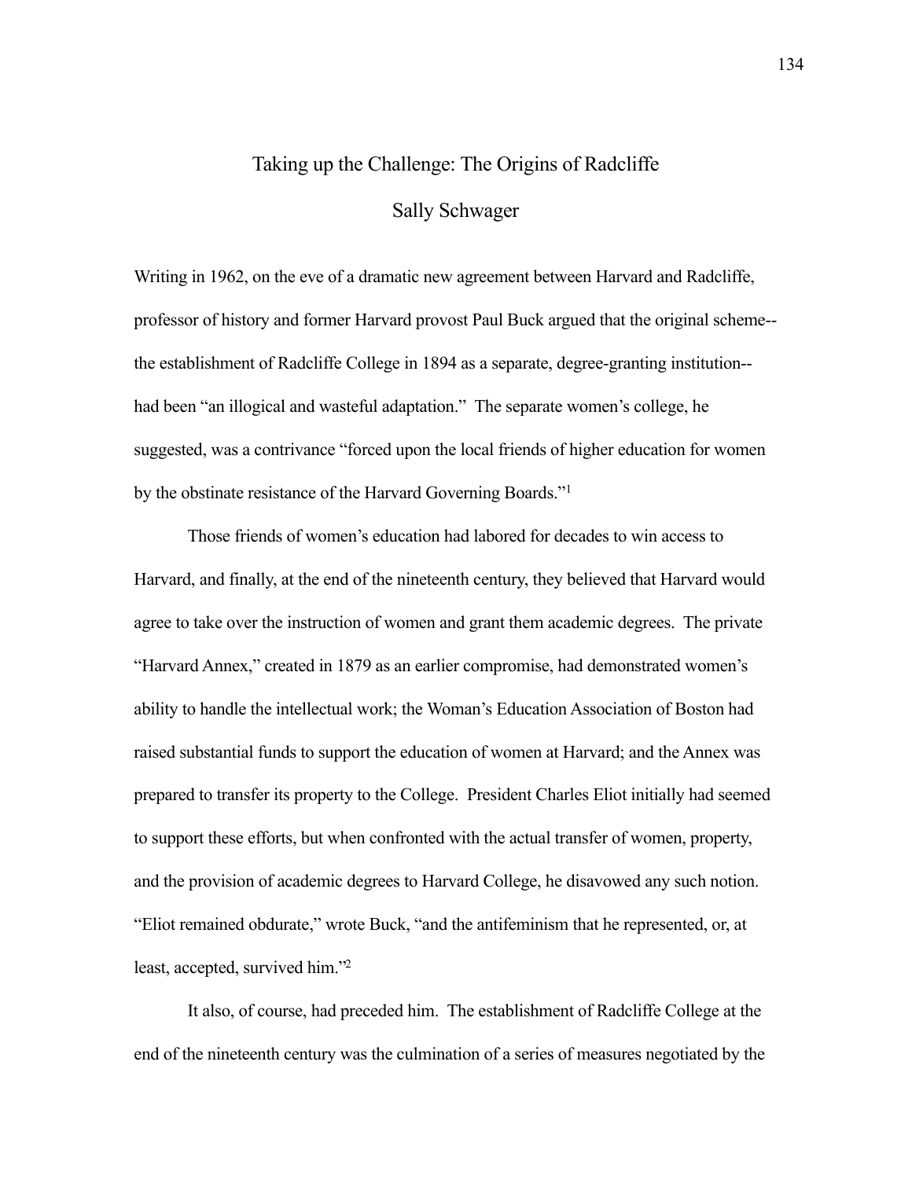# Taking up the Challenge: The Origins of Radcliffe

## Sally Schwager

Writing in 1962, on the eve of a dramatic new agreement between Harvard and Radcliffe, professor of history and former Harvard provost Paul Buck argued that the original scheme--the establishment of Radcliffe College in 1894 as a separate, degree-granting institution--had been "an illogical and wasteful adaptation." The separate women's college, he suggested, was a contrivance "forced upon the local friends of higher education for women by the obstinate resistance of the Harvard Governing Boards."[1]

Those friends of women's education had labored for decades to win access to Harvard, and finally, at the end of the nineteenth century, they believed that Harvard would agree to take over the instruction of women and grant them academic degrees. The private "Harvard Annex," created in 1879 as an earlier compromise, had demonstrated women's ability to handle the intellectual work; the Woman's Education Association of Boston had raised substantial funds to support the education of women at Harvard; and the Annex was prepared to transfer its property to the College. President Charles Eliot initially had seemed to support these efforts, but when confronted with the actual transfer of women, property, and the provision of academic degrees to Harvard College, he disavowed any such notion. "Eliot remained obdurate," wrote Buck, "and the antifeminism that he represented, or, at least, accepted, survived him."[2]

It also, of course, had preceded him. The establishment of Radcliffe College at the end of the nineteenth century was the culmination of a series of measures negotiated by the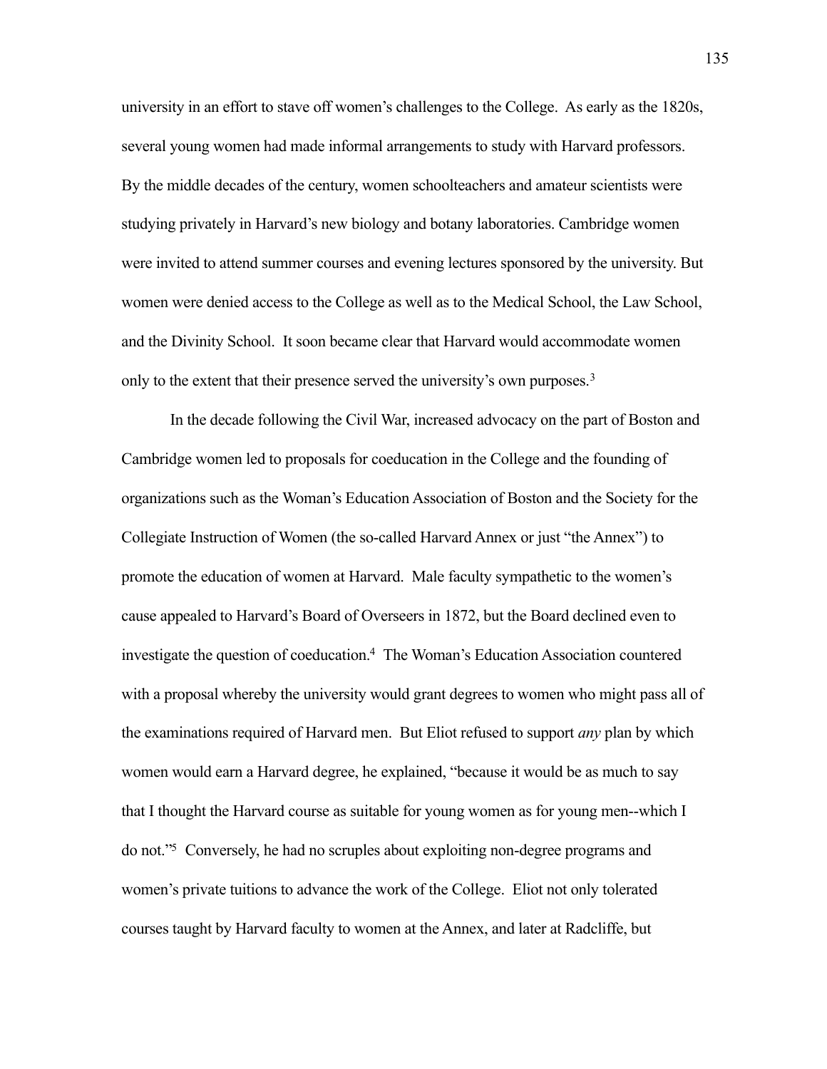university in an effort to stave off women's challenges to the College. As early as the 1820s, several young women had made informal arrangements to study with Harvard professors. By the middle decades of the century, women schoolteachers and amateur scientists were studying privately in Harvard's new biology and botany laboratories. Cambridge women were invited to attend summer courses and evening lectures sponsored by the university. But women were denied access to the College as well as to the Medical School, the Law School, and the Divinity School. It soon became clear that Harvard would accommodate women only to the extent that their presence served the university's own purposes.[3]

In the decade following the Civil War, increased advocacy on the part of Boston and Cambridge women led to proposals for coeducation in the College and the founding of organizations such as the Woman's Education Association of Boston and the Society for the Collegiate Instruction of Women (the so-called Harvard Annex or just "the Annex") to promote the education of women at Harvard. Male faculty sympathetic to the women's cause appealed to Harvard's Board of Overseers in 1872, but the Board declined even to investigate the question of coeducation.[4] The Woman's Education Association countered with a proposal whereby the university would grant degrees to women who might pass all of the examinations required of Harvard men. But Eliot refused to support *any* plan by which women would earn a Harvard degree, he explained, "because it would be as much to say that I thought the Harvard course as suitable for young women as for young men--which I do not."[5] Conversely, he had no scruples about exploiting non-degree programs and women's private tuitions to advance the work of the College. Eliot not only tolerated courses taught by Harvard faculty to women at the Annex, and later at Radcliffe, but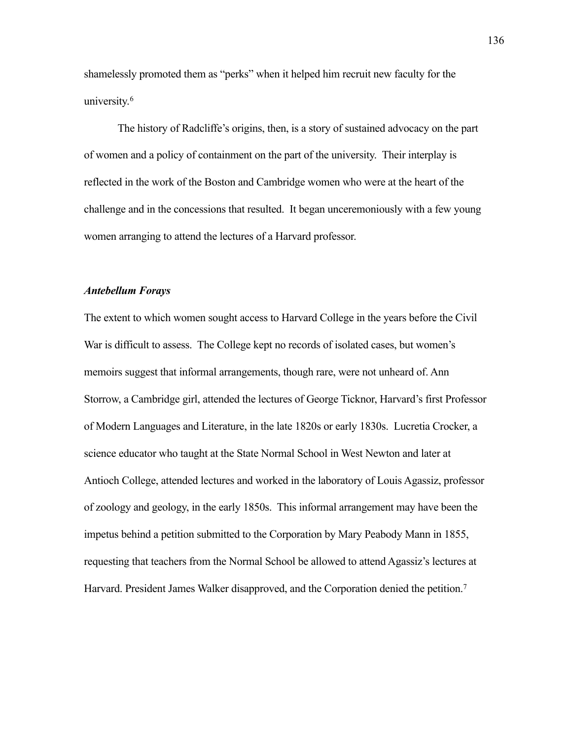shamelessly promoted them as "perks" when it helped him recruit new faculty for the university.[6]

The history of Radcliffe's origins, then, is a story of sustained advocacy on the part of women and a policy of containment on the part of the university. Their interplay is reflected in the work of the Boston and Cambridge women who were at the heart of the challenge and in the concessions that resulted. It began unceremoniously with a few young women arranging to attend the lectures of a Harvard professor.

### *Antebellum Forays*

The extent to which women sought access to Harvard College in the years before the Civil War is difficult to assess. The College kept no records of isolated cases, but women's memoirs suggest that informal arrangements, though rare, were not unheard of. Ann Storrow, a Cambridge girl, attended the lectures of George Ticknor, Harvard's first Professor of Modern Languages and Literature, in the late 1820s or early 1830s. Lucretia Crocker, a science educator who taught at the State Normal School in West Newton and later at Antioch College, attended lectures and worked in the laboratory of Louis Agassiz, professor of zoology and geology, in the early 1850s. This informal arrangement may have been the impetus behind a petition submitted to the Corporation by Mary Peabody Mann in 1855, requesting that teachers from the Normal School be allowed to attend Agassiz's lectures at Harvard. President James Walker disapproved, and the Corporation denied the petition.[7]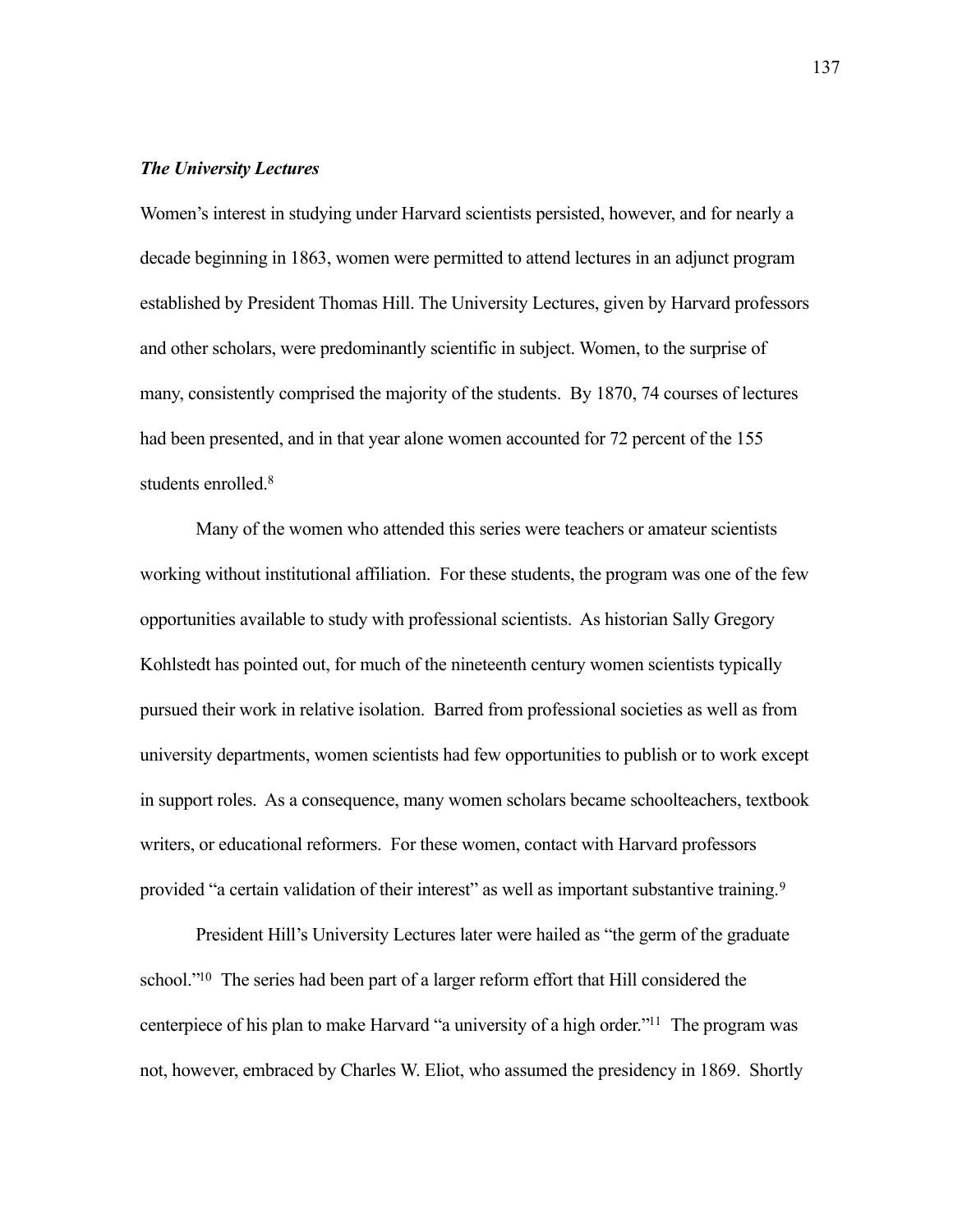### *The University Lectures*

Women's interest in studying under Harvard scientists persisted, however, and for nearly a decade beginning in 1863, women were permitted to attend lectures in an adjunct program established by President Thomas Hill. The University Lectures, given by Harvard professors and other scholars, were predominantly scientific in subject. Women, to the surprise of many, consistently comprised the majority of the students. By 1870, 74 courses of lectures had been presented, and in that year alone women accounted for 72 percent of the 155 students enrolled.[8]

Many of the women who attended this series were teachers or amateur scientists working without institutional affiliation. For these students, the program was one of the few opportunities available to study with professional scientists. As historian Sally Gregory Kohlstedt has pointed out, for much of the nineteenth century women scientists typically pursued their work in relative isolation. Barred from professional societies as well as from university departments, women scientists had few opportunities to publish or to work except in support roles. As a consequence, many women scholars became schoolteachers, textbook writers, or educational reformers. For these women, contact with Harvard professors provided "a certain validation of their interest" as well as important substantive training.[9]

President Hill's University Lectures later were hailed as "the germ of the graduate school."[10] The series had been part of a larger reform effort that Hill considered the centerpiece of his plan to make Harvard "a university of a high order."[11] The program was not, however, embraced by Charles W. Eliot, who assumed the presidency in 1869. Shortly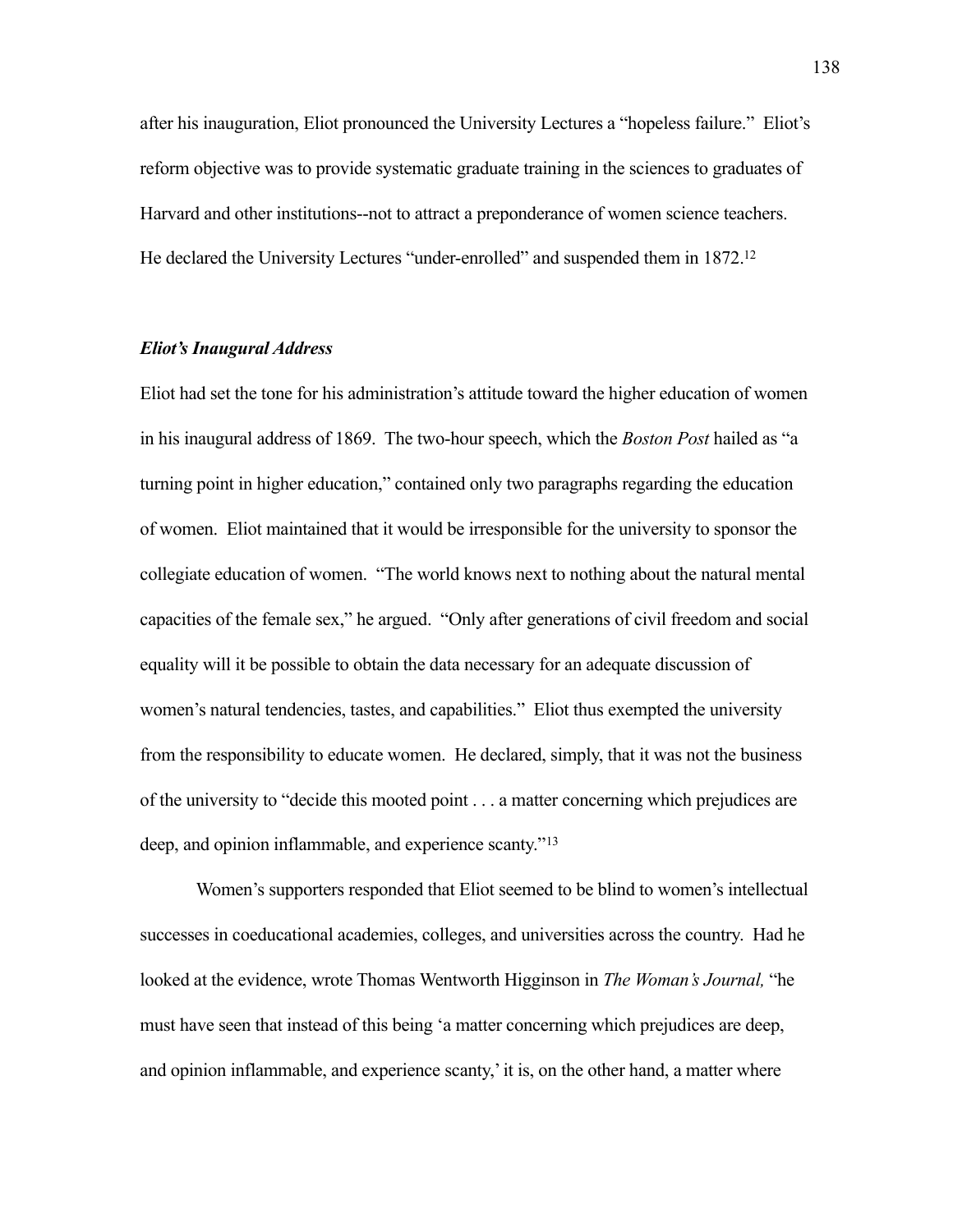after his inauguration, Eliot pronounced the University Lectures a "hopeless failure." Eliot's reform objective was to provide systematic graduate training in the sciences to graduates of Harvard and other institutions--not to attract a preponderance of women science teachers. He declared the University Lectures "under-enrolled" and suspended them in 1872.[12]

### *Eliot's Inaugural Address*

Eliot had set the tone for his administration's attitude toward the higher education of women in his inaugural address of 1869. The two-hour speech, which the *Boston Post* hailed as "a turning point in higher education," contained only two paragraphs regarding the education of women. Eliot maintained that it would be irresponsible for the university to sponsor the collegiate education of women. "The world knows next to nothing about the natural mental capacities of the female sex," he argued. "Only after generations of civil freedom and social equality will it be possible to obtain the data necessary for an adequate discussion of women's natural tendencies, tastes, and capabilities." Eliot thus exempted the university from the responsibility to educate women. He declared, simply, that it was not the business of the university to "decide this mooted point . . . a matter concerning which prejudices are deep, and opinion inflammable, and experience scanty."[13]

Women's supporters responded that Eliot seemed to be blind to women's intellectual successes in coeducational academies, colleges, and universities across the country. Had he looked at the evidence, wrote Thomas Wentworth Higginson in *The Woman's Journal,* "he must have seen that instead of this being 'a matter concerning which prejudices are deep, and opinion inflammable, and experience scanty,' it is, on the other hand, a matter where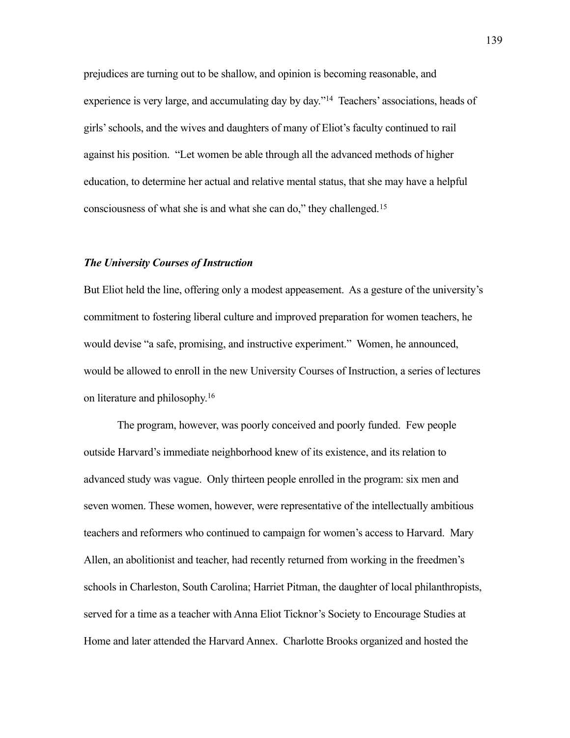prejudices are turning out to be shallow, and opinion is becoming reasonable, and experience is very large, and accumulating day by day."[14] Teachers' associations, heads of girls' schools, and the wives and daughters of many of Eliot's faculty continued to rail against his position. "Let women be able through all the advanced methods of higher education, to determine her actual and relative mental status, that she may have a helpful consciousness of what she is and what she can do," they challenged.[15]

### *The University Courses of Instruction*

But Eliot held the line, offering only a modest appeasement. As a gesture of the university's commitment to fostering liberal culture and improved preparation for women teachers, he would devise "a safe, promising, and instructive experiment." Women, he announced, would be allowed to enroll in the new University Courses of Instruction, a series of lectures on literature and philosophy.[16]

The program, however, was poorly conceived and poorly funded. Few people outside Harvard's immediate neighborhood knew of its existence, and its relation to advanced study was vague. Only thirteen people enrolled in the program: six men and seven women. These women, however, were representative of the intellectually ambitious teachers and reformers who continued to campaign for women's access to Harvard. Mary Allen, an abolitionist and teacher, had recently returned from working in the freedmen's schools in Charleston, South Carolina; Harriet Pitman, the daughter of local philanthropists, served for a time as a teacher with Anna Eliot Ticknor's Society to Encourage Studies at Home and later attended the Harvard Annex. Charlotte Brooks organized and hosted the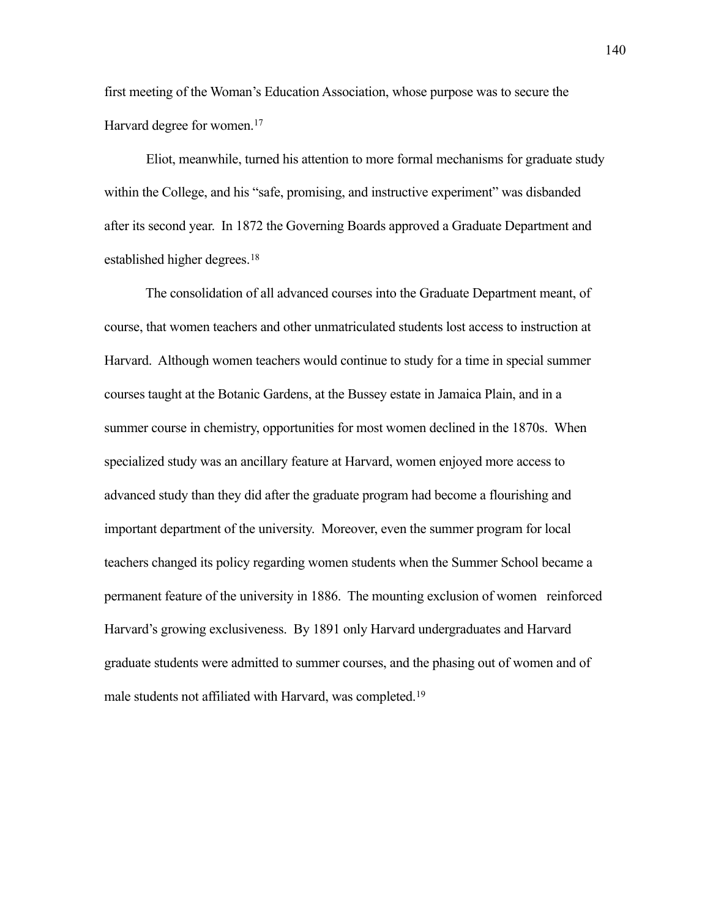first meeting of the Woman's Education Association, whose purpose was to secure the Harvard degree for women.[17]

Eliot, meanwhile, turned his attention to more formal mechanisms for graduate study within the College, and his "safe, promising, and instructive experiment" was disbanded after its second year. In 1872 the Governing Boards approved a Graduate Department and established higher degrees.[18]

The consolidation of all advanced courses into the Graduate Department meant, of course, that women teachers and other unmatriculated students lost access to instruction at Harvard. Although women teachers would continue to study for a time in special summer courses taught at the Botanic Gardens, at the Bussey estate in Jamaica Plain, and in a summer course in chemistry, opportunities for most women declined in the 1870s. When specialized study was an ancillary feature at Harvard, women enjoyed more access to advanced study than they did after the graduate program had become a flourishing and important department of the university. Moreover, even the summer program for local teachers changed its policy regarding women students when the Summer School became a permanent feature of the university in 1886. The mounting exclusion of women reinforced Harvard's growing exclusiveness. By 1891 only Harvard undergraduates and Harvard graduate students were admitted to summer courses, and the phasing out of women and of male students not affiliated with Harvard, was completed.[19]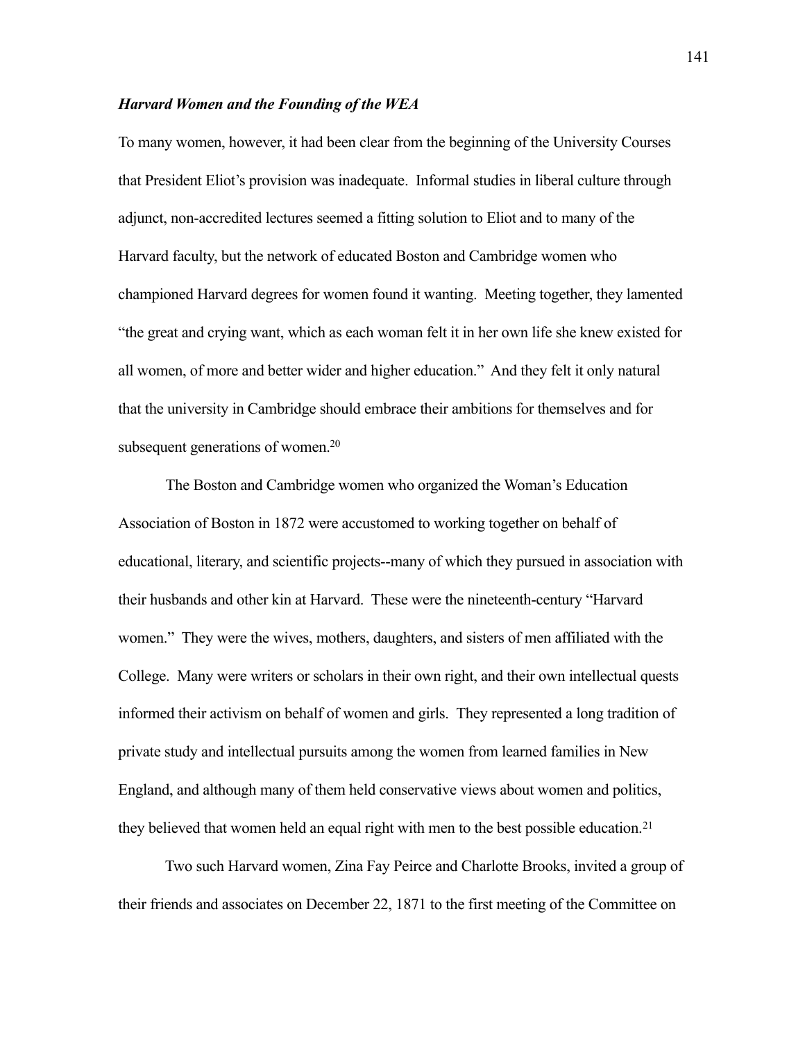### *Harvard Women and the Founding of the WEA*

To many women, however, it had been clear from the beginning of the University Courses that President Eliot's provision was inadequate. Informal studies in liberal culture through adjunct, non-accredited lectures seemed a fitting solution to Eliot and to many of the Harvard faculty, but the network of educated Boston and Cambridge women who championed Harvard degrees for women found it wanting. Meeting together, they lamented "the great and crying want, which as each woman felt it in her own life she knew existed for all women, of more and better wider and higher education." And they felt it only natural that the university in Cambridge should embrace their ambitions for themselves and for subsequent generations of women.[20]

The Boston and Cambridge women who organized the Woman's Education Association of Boston in 1872 were accustomed to working together on behalf of educational, literary, and scientific projects--many of which they pursued in association with their husbands and other kin at Harvard. These were the nineteenth-century "Harvard women." They were the wives, mothers, daughters, and sisters of men affiliated with the College. Many were writers or scholars in their own right, and their own intellectual quests informed their activism on behalf of women and girls. They represented a long tradition of private study and intellectual pursuits among the women from learned families in New England, and although many of them held conservative views about women and politics, they believed that women held an equal right with men to the best possible education.[21]

Two such Harvard women, Zina Fay Peirce and Charlotte Brooks, invited a group of their friends and associates on December 22, 1871 to the first meeting of the Committee on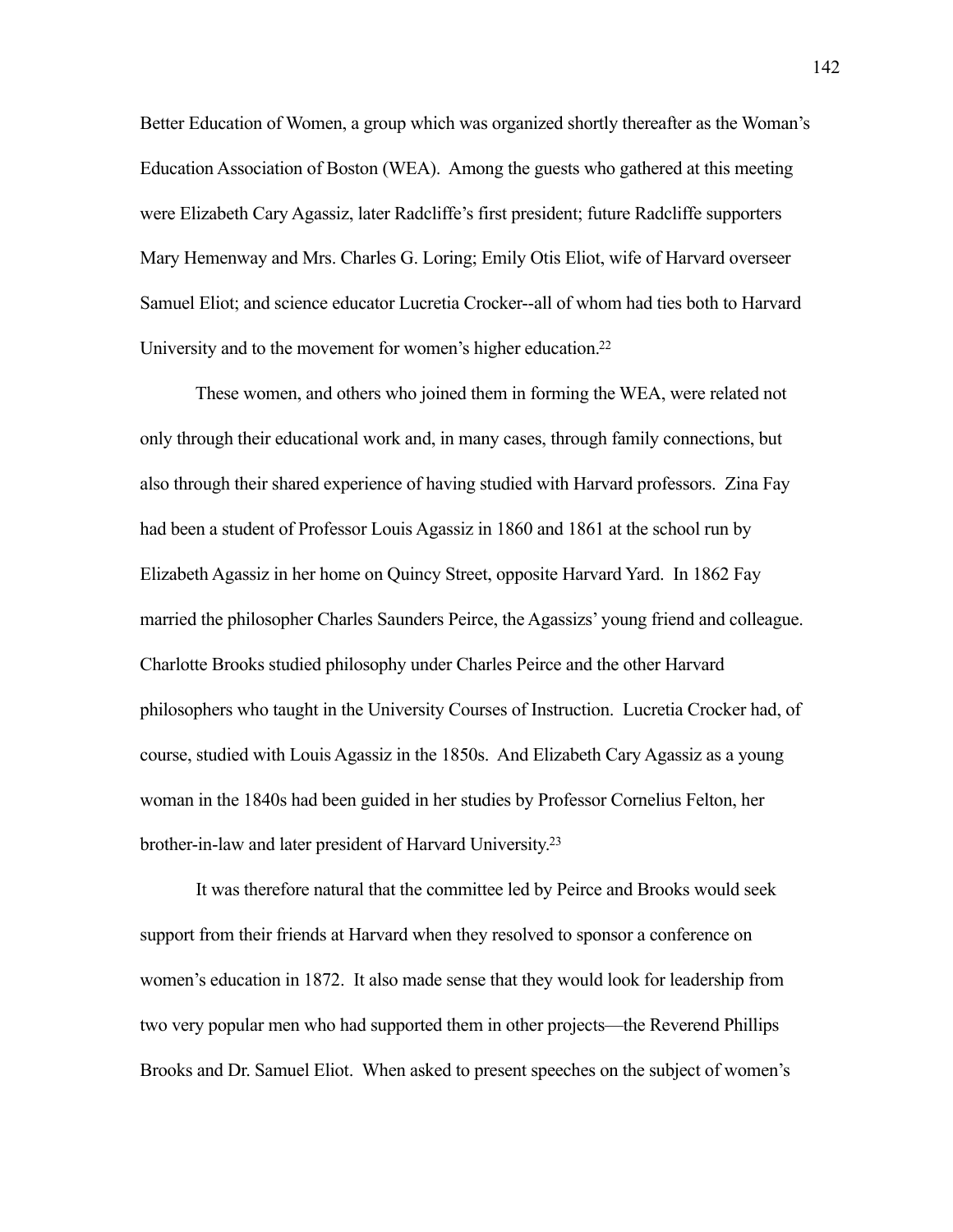Better Education of Women, a group which was organized shortly thereafter as the Woman's Education Association of Boston (WEA). Among the guests who gathered at this meeting were Elizabeth Cary Agassiz, later Radcliffe's first president; future Radcliffe supporters Mary Hemenway and Mrs. Charles G. Loring; Emily Otis Eliot, wife of Harvard overseer Samuel Eliot; and science educator Lucretia Crocker--all of whom had ties both to Harvard University and to the movement for women's higher education.[22]

These women, and others who joined them in forming the WEA, were related not only through their educational work and, in many cases, through family connections, but also through their shared experience of having studied with Harvard professors. Zina Fay had been a student of Professor Louis Agassiz in 1860 and 1861 at the school run by Elizabeth Agassiz in her home on Quincy Street, opposite Harvard Yard. In 1862 Fay married the philosopher Charles Saunders Peirce, the Agassizs' young friend and colleague. Charlotte Brooks studied philosophy under Charles Peirce and the other Harvard philosophers who taught in the University Courses of Instruction. Lucretia Crocker had, of course, studied with Louis Agassiz in the 1850s. And Elizabeth Cary Agassiz as a young woman in the 1840s had been guided in her studies by Professor Cornelius Felton, her brother-in-law and later president of Harvard University.[23]

It was therefore natural that the committee led by Peirce and Brooks would seek support from their friends at Harvard when they resolved to sponsor a conference on women's education in 1872. It also made sense that they would look for leadership from two very popular men who had supported them in other projects—the Reverend Phillips Brooks and Dr. Samuel Eliot. When asked to present speeches on the subject of women's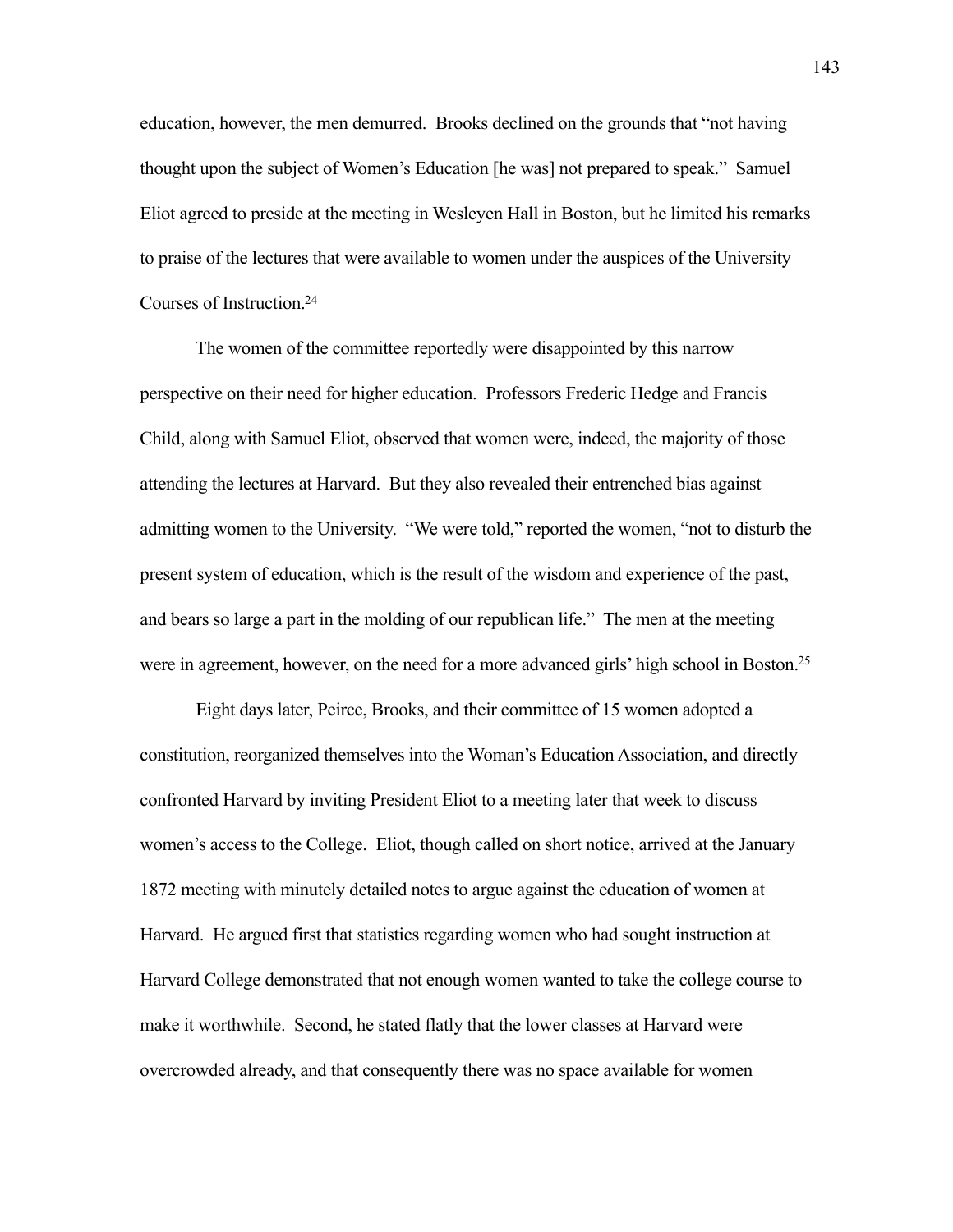education, however, the men demurred. Brooks declined on the grounds that "not having thought upon the subject of Women's Education [he was] not prepared to speak." Samuel Eliot agreed to preside at the meeting in Wesleyen Hall in Boston, but he limited his remarks to praise of the lectures that were available to women under the auspices of the University Courses of Instruction.[24]

The women of the committee reportedly were disappointed by this narrow perspective on their need for higher education. Professors Frederic Hedge and Francis Child, along with Samuel Eliot, observed that women were, indeed, the majority of those attending the lectures at Harvard. But they also revealed their entrenched bias against admitting women to the University. "We were told," reported the women, "not to disturb the present system of education, which is the result of the wisdom and experience of the past, and bears so large a part in the molding of our republican life." The men at the meeting were in agreement, however, on the need for a more advanced girls' high school in Boston.[25]

Eight days later, Peirce, Brooks, and their committee of 15 women adopted a constitution, reorganized themselves into the Woman's Education Association, and directly confronted Harvard by inviting President Eliot to a meeting later that week to discuss women's access to the College. Eliot, though called on short notice, arrived at the January 1872 meeting with minutely detailed notes to argue against the education of women at Harvard. He argued first that statistics regarding women who had sought instruction at Harvard College demonstrated that not enough women wanted to take the college course to make it worthwhile. Second, he stated flatly that the lower classes at Harvard were overcrowded already, and that consequently there was no space available for women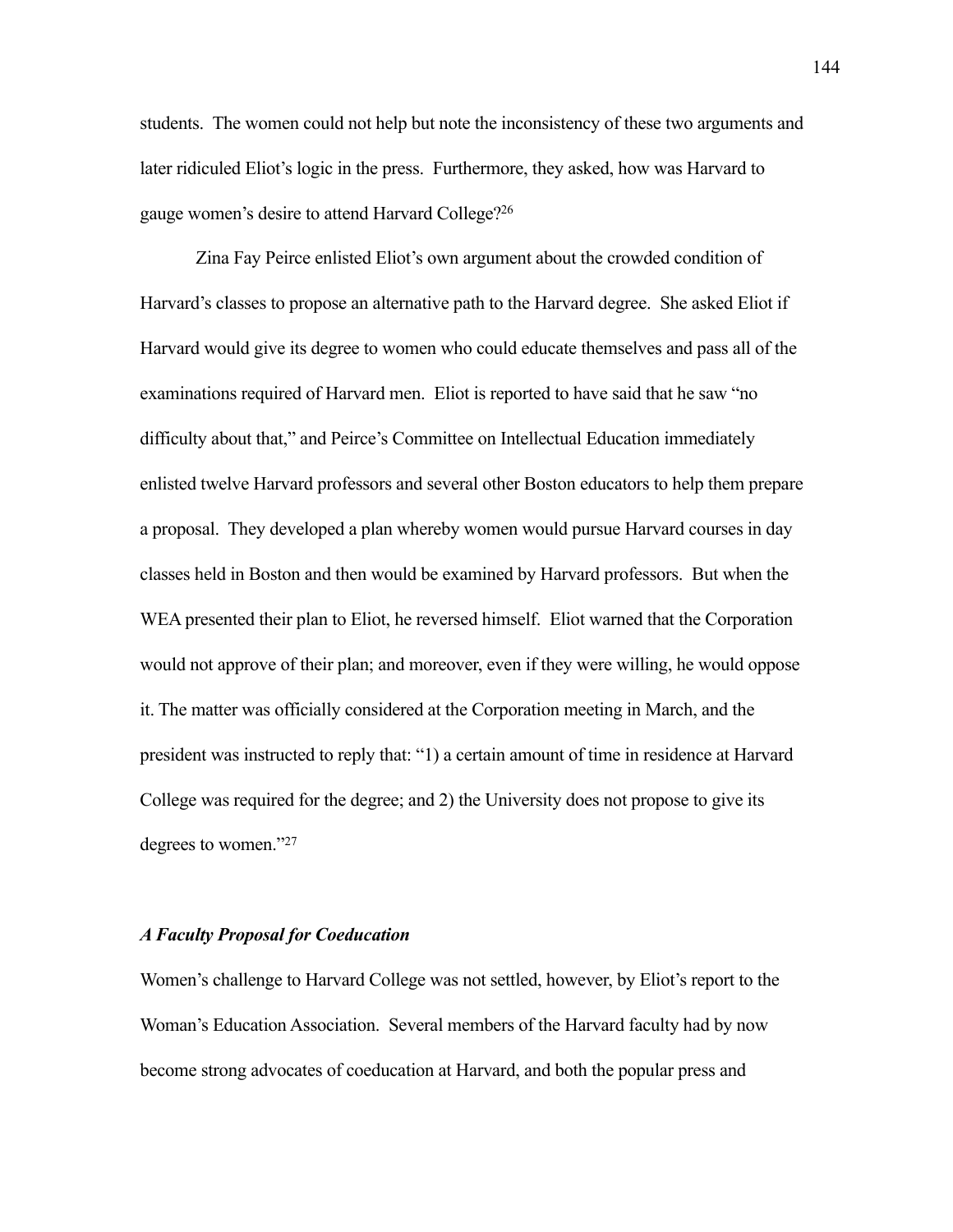students. The women could not help but note the inconsistency of these two arguments and later ridiculed Eliot's logic in the press. Furthermore, they asked, how was Harvard to gauge women's desire to attend Harvard College?[26]

Zina Fay Peirce enlisted Eliot's own argument about the crowded condition of Harvard's classes to propose an alternative path to the Harvard degree. She asked Eliot if Harvard would give its degree to women who could educate themselves and pass all of the examinations required of Harvard men. Eliot is reported to have said that he saw "no difficulty about that," and Peirce's Committee on Intellectual Education immediately enlisted twelve Harvard professors and several other Boston educators to help them prepare a proposal. They developed a plan whereby women would pursue Harvard courses in day classes held in Boston and then would be examined by Harvard professors. But when the WEA presented their plan to Eliot, he reversed himself. Eliot warned that the Corporation would not approve of their plan; and moreover, even if they were willing, he would oppose it. The matter was officially considered at the Corporation meeting in March, and the president was instructed to reply that: "1) a certain amount of time in residence at Harvard College was required for the degree; and 2) the University does not propose to give its degrees to women."[27]

### *A Faculty Proposal for Coeducation*

Women's challenge to Harvard College was not settled, however, by Eliot's report to the Woman's Education Association. Several members of the Harvard faculty had by now become strong advocates of coeducation at Harvard, and both the popular press and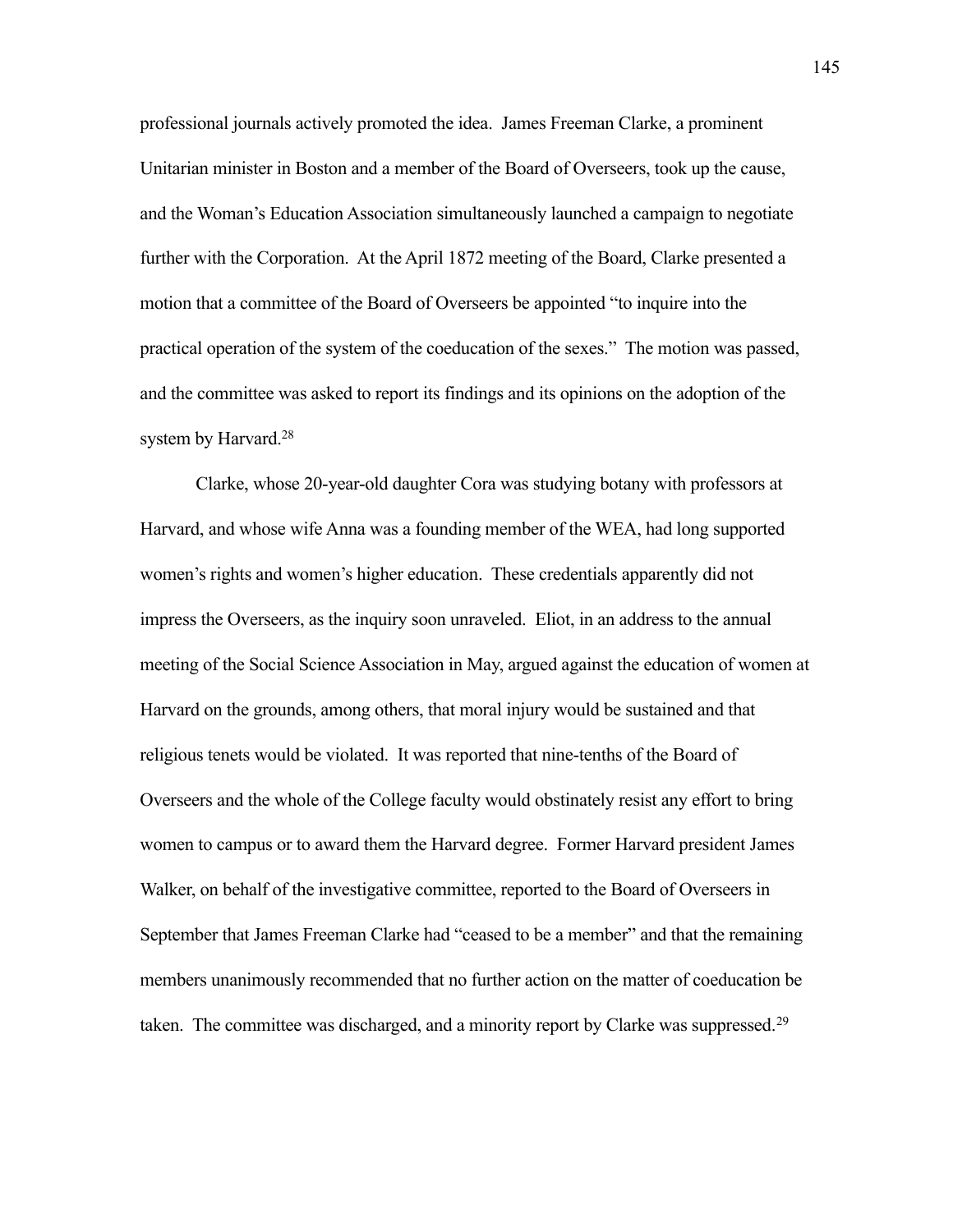professional journals actively promoted the idea. James Freeman Clarke, a prominent Unitarian minister in Boston and a member of the Board of Overseers, took up the cause, and the Woman's Education Association simultaneously launched a campaign to negotiate further with the Corporation. At the April 1872 meeting of the Board, Clarke presented a motion that a committee of the Board of Overseers be appointed "to inquire into the practical operation of the system of the coeducation of the sexes." The motion was passed, and the committee was asked to report its findings and its opinions on the adoption of the system by Harvard.[28]

Clarke, whose 20-year-old daughter Cora was studying botany with professors at Harvard, and whose wife Anna was a founding member of the WEA, had long supported women's rights and women's higher education. These credentials apparently did not impress the Overseers, as the inquiry soon unraveled. Eliot, in an address to the annual meeting of the Social Science Association in May, argued against the education of women at Harvard on the grounds, among others, that moral injury would be sustained and that religious tenets would be violated. It was reported that nine-tenths of the Board of Overseers and the whole of the College faculty would obstinately resist any effort to bring women to campus or to award them the Harvard degree. Former Harvard president James Walker, on behalf of the investigative committee, reported to the Board of Overseers in September that James Freeman Clarke had "ceased to be a member" and that the remaining members unanimously recommended that no further action on the matter of coeducation be taken. The committee was discharged, and a minority report by Clarke was suppressed.[29]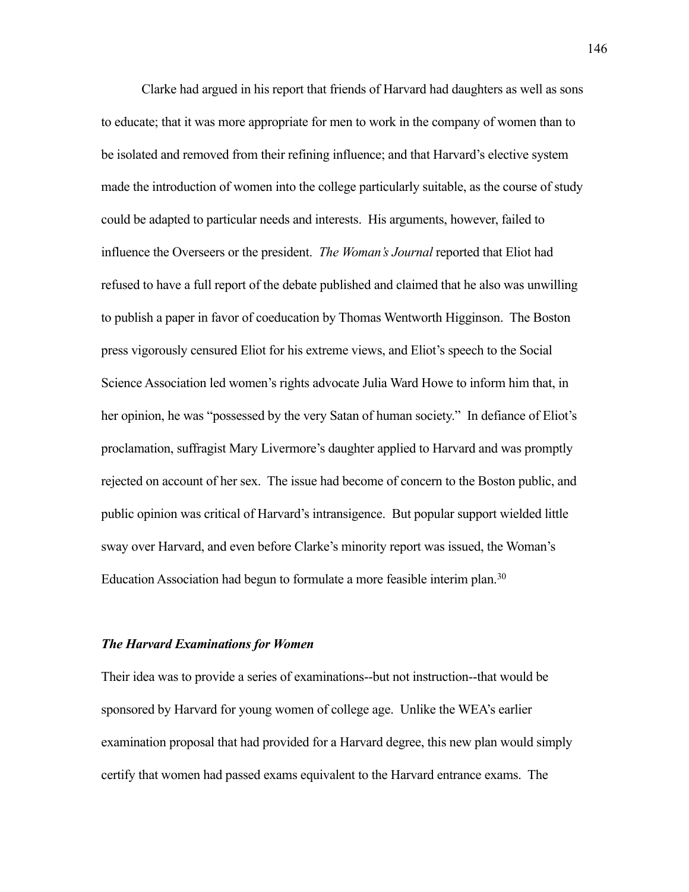Clarke had argued in his report that friends of Harvard had daughters as well as sons to educate; that it was more appropriate for men to work in the company of women than to be isolated and removed from their refining influence; and that Harvard's elective system made the introduction of women into the college particularly suitable, as the course of study could be adapted to particular needs and interests. His arguments, however, failed to influence the Overseers or the president. *The Woman's Journal* reported that Eliot had refused to have a full report of the debate published and claimed that he also was unwilling to publish a paper in favor of coeducation by Thomas Wentworth Higginson. The Boston press vigorously censured Eliot for his extreme views, and Eliot's speech to the Social Science Association led women's rights advocate Julia Ward Howe to inform him that, in her opinion, he was "possessed by the very Satan of human society." In defiance of Eliot's proclamation, suffragist Mary Livermore's daughter applied to Harvard and was promptly rejected on account of her sex. The issue had become of concern to the Boston public, and public opinion was critical of Harvard's intransigence. But popular support wielded little sway over Harvard, and even before Clarke's minority report was issued, the Woman's Education Association had begun to formulate a more feasible interim plan.[30]

### *The Harvard Examinations for Women*

Their idea was to provide a series of examinations--but not instruction--that would be sponsored by Harvard for young women of college age. Unlike the WEA's earlier examination proposal that had provided for a Harvard degree, this new plan would simply certify that women had passed exams equivalent to the Harvard entrance exams. The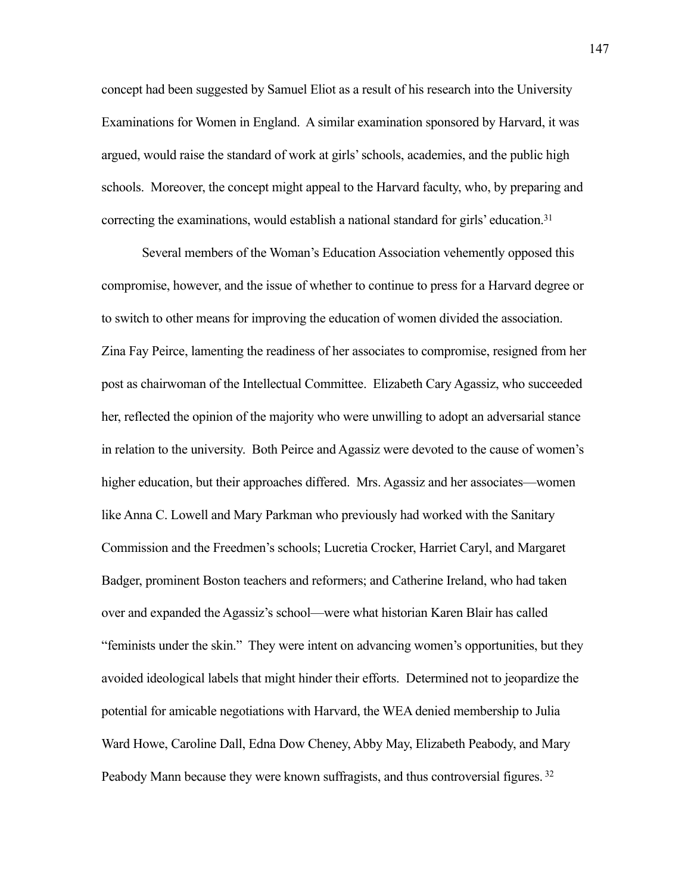concept had been suggested by Samuel Eliot as a result of his research into the University Examinations for Women in England. A similar examination sponsored by Harvard, it was argued, would raise the standard of work at girls' schools, academies, and the public high schools. Moreover, the concept might appeal to the Harvard faculty, who, by preparing and correcting the examinations, would establish a national standard for girls' education.[31]

Several members of the Woman's Education Association vehemently opposed this compromise, however, and the issue of whether to continue to press for a Harvard degree or to switch to other means for improving the education of women divided the association. Zina Fay Peirce, lamenting the readiness of her associates to compromise, resigned from her post as chairwoman of the Intellectual Committee. Elizabeth Cary Agassiz, who succeeded her, reflected the opinion of the majority who were unwilling to adopt an adversarial stance in relation to the university. Both Peirce and Agassiz were devoted to the cause of women's higher education, but their approaches differed. Mrs. Agassiz and her associates—women like Anna C. Lowell and Mary Parkman who previously had worked with the Sanitary Commission and the Freedmen's schools; Lucretia Crocker, Harriet Caryl, and Margaret Badger, prominent Boston teachers and reformers; and Catherine Ireland, who had taken over and expanded the Agassiz's school—were what historian Karen Blair has called "feminists under the skin." They were intent on advancing women's opportunities, but they avoided ideological labels that might hinder their efforts. Determined not to jeopardize the potential for amicable negotiations with Harvard, the WEA denied membership to Julia Ward Howe, Caroline Dall, Edna Dow Cheney, Abby May, Elizabeth Peabody, and Mary Peabody Mann because they were known suffragists, and thus controversial figures.[32]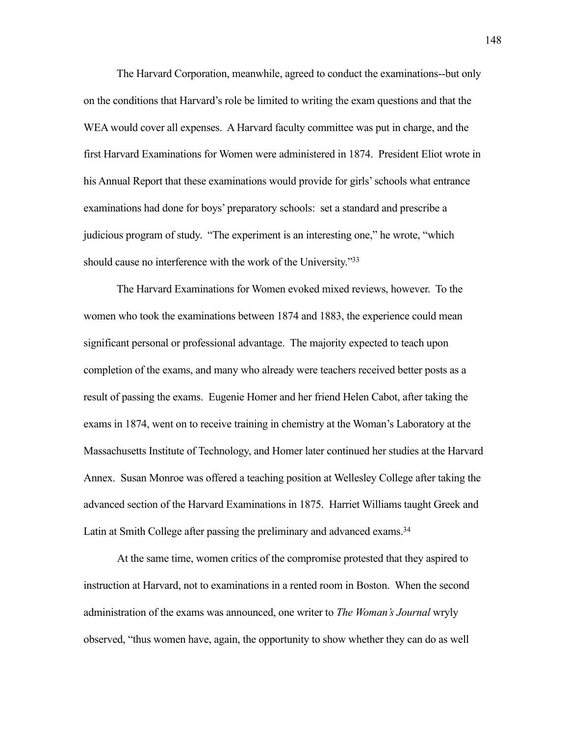The Harvard Corporation, meanwhile, agreed to conduct the examinations--but only on the conditions that Harvard's role be limited to writing the exam questions and that the WEA would cover all expenses. A Harvard faculty committee was put in charge, and the first Harvard Examinations for Women were administered in 1874. President Eliot wrote in his Annual Report that these examinations would provide for girls' schools what entrance examinations had done for boys' preparatory schools: set a standard and prescribe a judicious program of study. "The experiment is an interesting one," he wrote, "which should cause no interference with the work of the University."[33]

The Harvard Examinations for Women evoked mixed reviews, however. To the women who took the examinations between 1874 and 1883, the experience could mean significant personal or professional advantage. The majority expected to teach upon completion of the exams, and many who already were teachers received better posts as a result of passing the exams. Eugenie Homer and her friend Helen Cabot, after taking the exams in 1874, went on to receive training in chemistry at the Woman's Laboratory at the Massachusetts Institute of Technology, and Homer later continued her studies at the Harvard Annex. Susan Monroe was offered a teaching position at Wellesley College after taking the advanced section of the Harvard Examinations in 1875. Harriet Williams taught Greek and Latin at Smith College after passing the preliminary and advanced exams.[34]

At the same time, women critics of the compromise protested that they aspired to instruction at Harvard, not to examinations in a rented room in Boston. When the second administration of the exams was announced, one writer to *The Woman's Journal* wryly observed, "thus women have, again, the opportunity to show whether they can do as well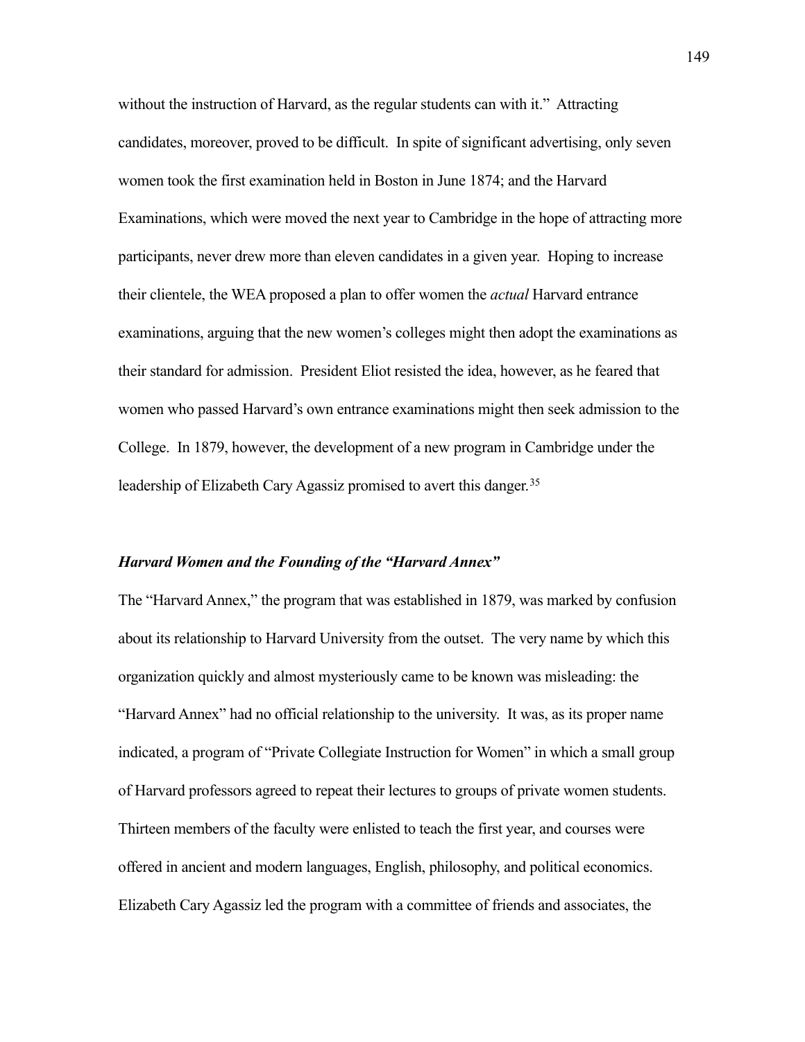without the instruction of Harvard, as the regular students can with it." Attracting candidates, moreover, proved to be difficult. In spite of significant advertising, only seven women took the first examination held in Boston in June 1874; and the Harvard Examinations, which were moved the next year to Cambridge in the hope of attracting more participants, never drew more than eleven candidates in a given year. Hoping to increase their clientele, the WEA proposed a plan to offer women the *actual* Harvard entrance examinations, arguing that the new women's colleges might then adopt the examinations as their standard for admission. President Eliot resisted the idea, however, as he feared that women who passed Harvard's own entrance examinations might then seek admission to the College. In 1879, however, the development of a new program in Cambridge under the leadership of Elizabeth Cary Agassiz promised to avert this danger.[35]

### *Harvard Women and the Founding of the "Harvard Annex"*

The "Harvard Annex," the program that was established in 1879, was marked by confusion about its relationship to Harvard University from the outset. The very name by which this organization quickly and almost mysteriously came to be known was misleading: the "Harvard Annex" had no official relationship to the university. It was, as its proper name indicated, a program of "Private Collegiate Instruction for Women" in which a small group of Harvard professors agreed to repeat their lectures to groups of private women students. Thirteen members of the faculty were enlisted to teach the first year, and courses were offered in ancient and modern languages, English, philosophy, and political economics. Elizabeth Cary Agassiz led the program with a committee of friends and associates, the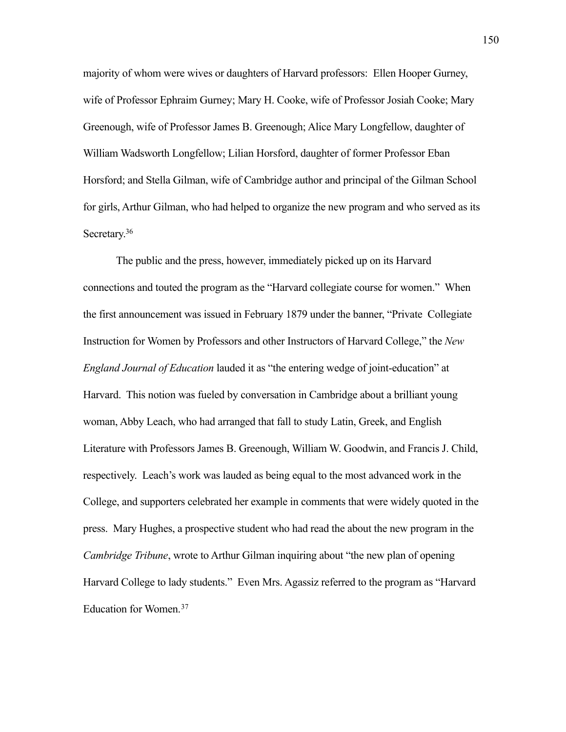majority of whom were wives or daughters of Harvard professors: Ellen Hooper Gurney, wife of Professor Ephraim Gurney; Mary H. Cooke, wife of Professor Josiah Cooke; Mary Greenough, wife of Professor James B. Greenough; Alice Mary Longfellow, daughter of William Wadsworth Longfellow; Lilian Horsford, daughter of former Professor Eban Horsford; and Stella Gilman, wife of Cambridge author and principal of the Gilman School for girls, Arthur Gilman, who had helped to organize the new program and who served as its Secretary.[36]

The public and the press, however, immediately picked up on its Harvard connections and touted the program as the "Harvard collegiate course for women." When the first announcement was issued in February 1879 under the banner, "Private Collegiate Instruction for Women by Professors and other Instructors of Harvard College," the *New England Journal of Education* lauded it as "the entering wedge of joint-education" at Harvard. This notion was fueled by conversation in Cambridge about a brilliant young woman, Abby Leach, who had arranged that fall to study Latin, Greek, and English Literature with Professors James B. Greenough, William W. Goodwin, and Francis J. Child, respectively. Leach's work was lauded as being equal to the most advanced work in the College, and supporters celebrated her example in comments that were widely quoted in the press. Mary Hughes, a prospective student who had read the about the new program in the *Cambridge Tribune*, wrote to Arthur Gilman inquiring about "the new plan of opening Harvard College to lady students." Even Mrs. Agassiz referred to the program as "Harvard Education for Women.[37]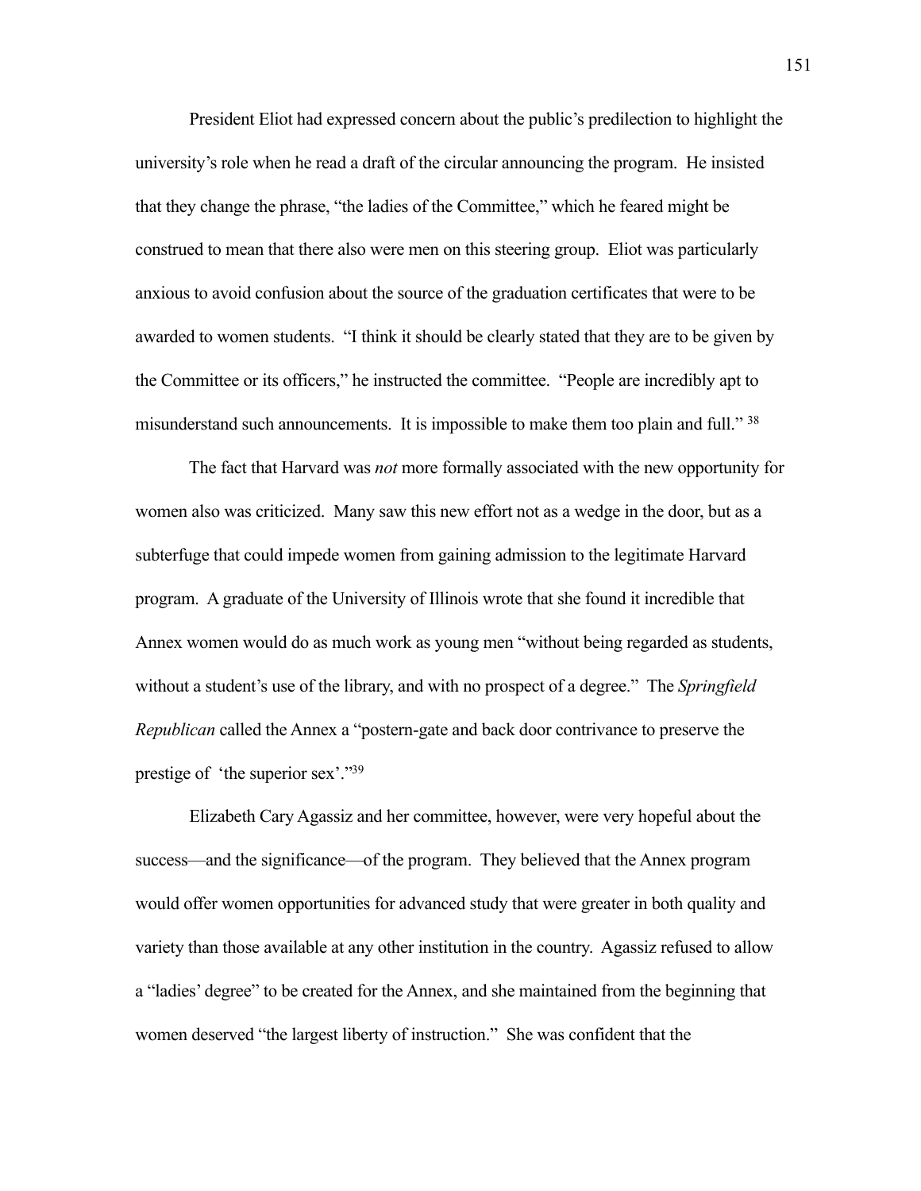President Eliot had expressed concern about the public's predilection to highlight the university's role when he read a draft of the circular announcing the program. He insisted that they change the phrase, "the ladies of the Committee," which he feared might be construed to mean that there also were men on this steering group. Eliot was particularly anxious to avoid confusion about the source of the graduation certificates that were to be awarded to women students. "I think it should be clearly stated that they are to be given by the Committee or its officers," he instructed the committee. "People are incredibly apt to misunderstand such announcements. It is impossible to make them too plain and full." [38]

The fact that Harvard was *not* more formally associated with the new opportunity for women also was criticized. Many saw this new effort not as a wedge in the door, but as a subterfuge that could impede women from gaining admission to the legitimate Harvard program. A graduate of the University of Illinois wrote that she found it incredible that Annex women would do as much work as young men "without being regarded as students, without a student's use of the library, and with no prospect of a degree." The *Springfield Republican* called the Annex a "postern-gate and back door contrivance to preserve the prestige of 'the superior sex'."[39]

Elizabeth Cary Agassiz and her committee, however, were very hopeful about the success—and the significance—of the program. They believed that the Annex program would offer women opportunities for advanced study that were greater in both quality and variety than those available at any other institution in the country. Agassiz refused to allow a "ladies' degree" to be created for the Annex, and she maintained from the beginning that women deserved "the largest liberty of instruction." She was confident that the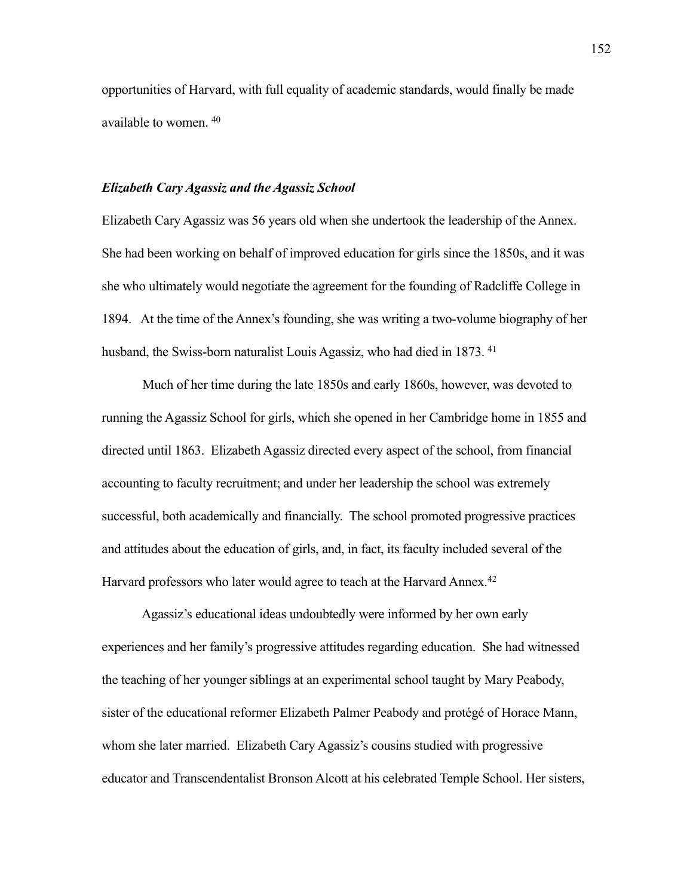opportunities of Harvard, with full equality of academic standards, would finally be made available to women. [40]

### *Elizabeth Cary Agassiz and the Agassiz School*

Elizabeth Cary Agassiz was 56 years old when she undertook the leadership of the Annex. She had been working on behalf of improved education for girls since the 1850s, and it was she who ultimately would negotiate the agreement for the founding of Radcliffe College in 1894. At the time of the Annex's founding, she was writing a two-volume biography of her husband, the Swiss-born naturalist Louis Agassiz, who had died in 1873. [41]

Much of her time during the late 1850s and early 1860s, however, was devoted to running the Agassiz School for girls, which she opened in her Cambridge home in 1855 and directed until 1863. Elizabeth Agassiz directed every aspect of the school, from financial accounting to faculty recruitment; and under her leadership the school was extremely successful, both academically and financially. The school promoted progressive practices and attitudes about the education of girls, and, in fact, its faculty included several of the Harvard professors who later would agree to teach at the Harvard Annex.[42]

Agassiz's educational ideas undoubtedly were informed by her own early experiences and her family's progressive attitudes regarding education. She had witnessed the teaching of her younger siblings at an experimental school taught by Mary Peabody, sister of the educational reformer Elizabeth Palmer Peabody and protégé of Horace Mann, whom she later married. Elizabeth Cary Agassiz's cousins studied with progressive educator and Transcendentalist Bronson Alcott at his celebrated Temple School. Her sisters,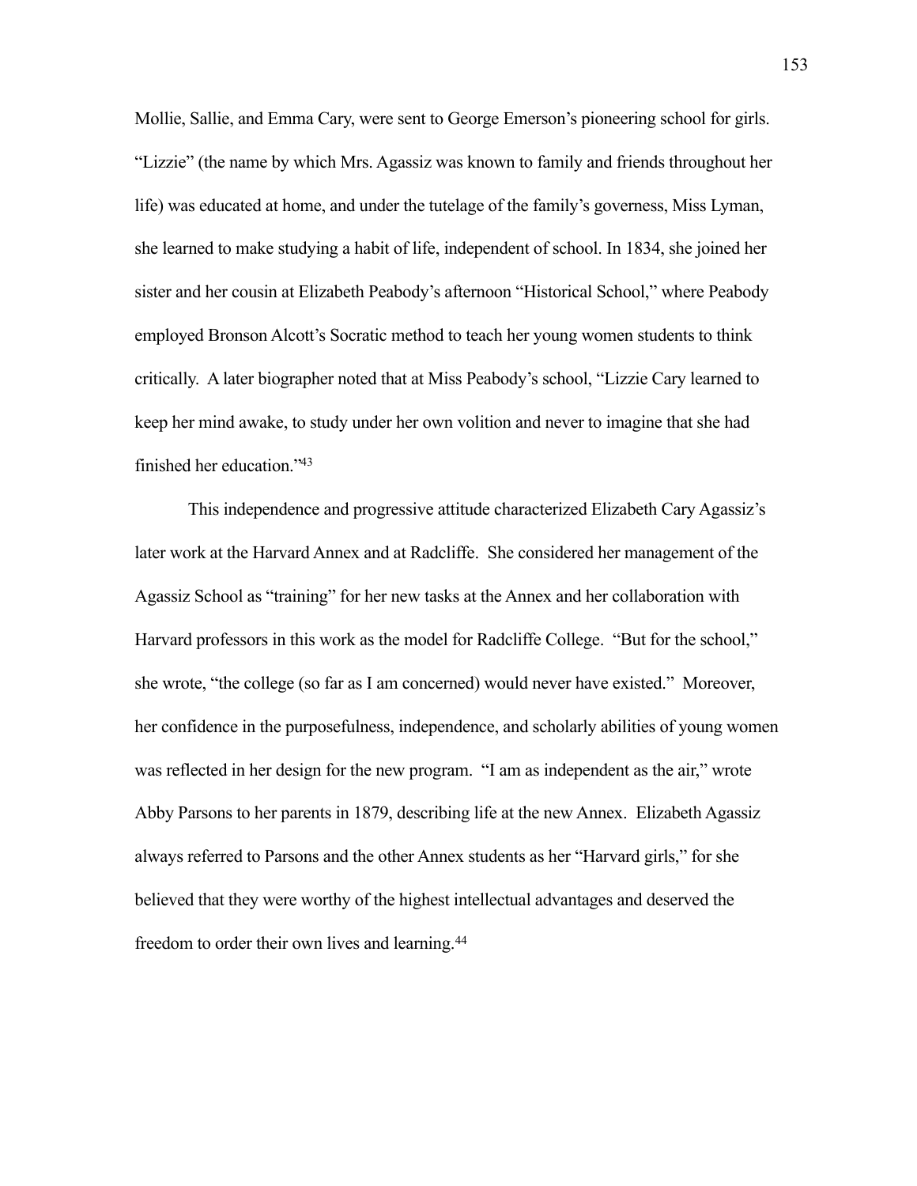Mollie, Sallie, and Emma Cary, were sent to George Emerson's pioneering school for girls. "Lizzie" (the name by which Mrs. Agassiz was known to family and friends throughout her life) was educated at home, and under the tutelage of the family's governess, Miss Lyman, she learned to make studying a habit of life, independent of school. In 1834, she joined her sister and her cousin at Elizabeth Peabody's afternoon "Historical School," where Peabody employed Bronson Alcott's Socratic method to teach her young women students to think critically. A later biographer noted that at Miss Peabody's school, "Lizzie Cary learned to keep her mind awake, to study under her own volition and never to imagine that she had finished her education."[43]

This independence and progressive attitude characterized Elizabeth Cary Agassiz's later work at the Harvard Annex and at Radcliffe. She considered her management of the Agassiz School as "training" for her new tasks at the Annex and her collaboration with Harvard professors in this work as the model for Radcliffe College. "But for the school," she wrote, "the college (so far as I am concerned) would never have existed." Moreover, her confidence in the purposefulness, independence, and scholarly abilities of young women was reflected in her design for the new program. "I am as independent as the air," wrote Abby Parsons to her parents in 1879, describing life at the new Annex. Elizabeth Agassiz always referred to Parsons and the other Annex students as her "Harvard girls," for she believed that they were worthy of the highest intellectual advantages and deserved the freedom to order their own lives and learning.[44]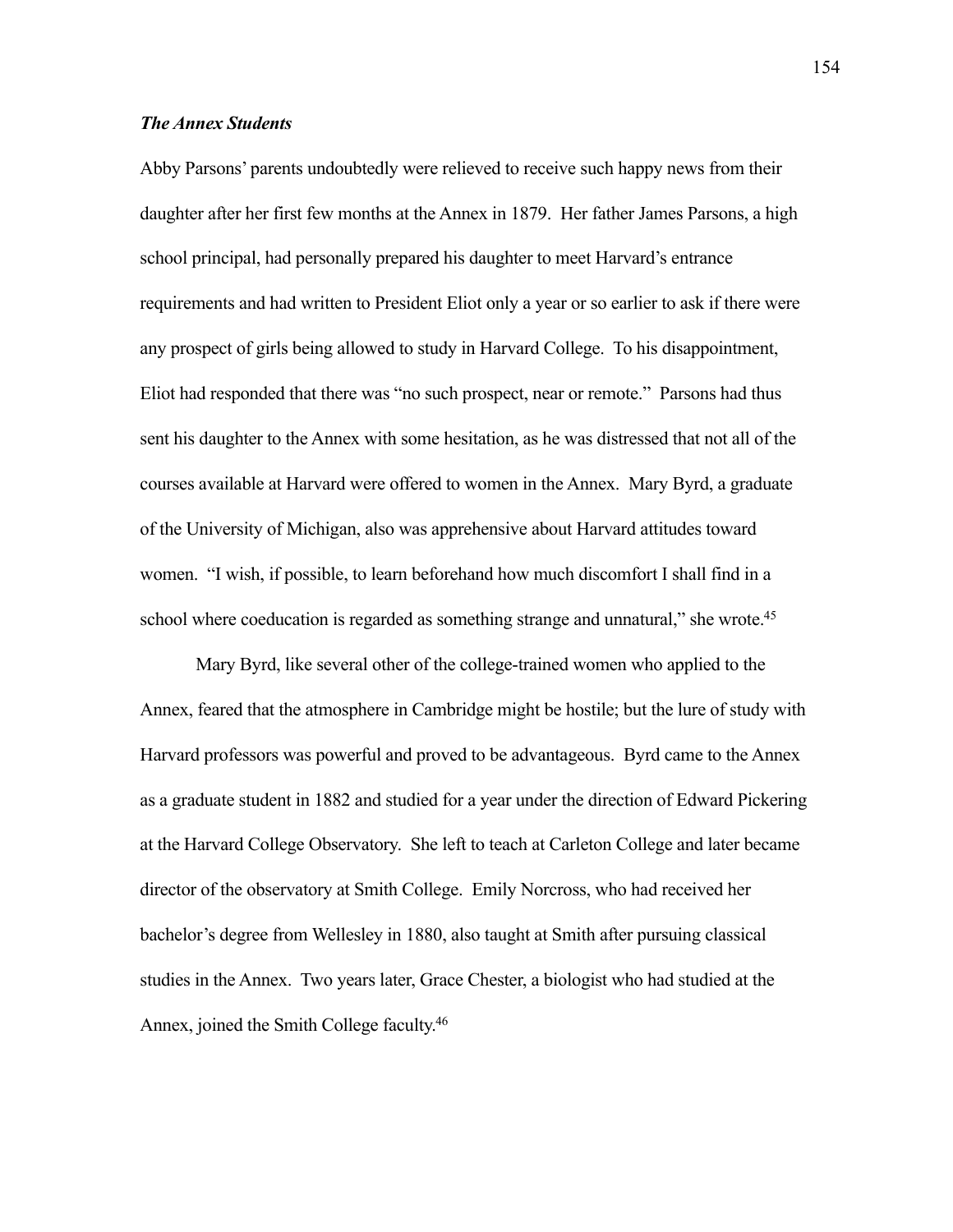### ***The Annex Students***

Abby Parsons' parents undoubtedly were relieved to receive such happy news from their daughter after her first few months at the Annex in 1879. Her father James Parsons, a high school principal, had personally prepared his daughter to meet Harvard's entrance requirements and had written to President Eliot only a year or so earlier to ask if there were any prospect of girls being allowed to study in Harvard College. To his disappointment, Eliot had responded that there was "no such prospect, near or remote." Parsons had thus sent his daughter to the Annex with some hesitation, as he was distressed that not all of the courses available at Harvard were offered to women in the Annex. Mary Byrd, a graduate of the University of Michigan, also was apprehensive about Harvard attitudes toward women. "I wish, if possible, to learn beforehand how much discomfort I shall find in a school where coeducation is regarded as something strange and unnatural," she wrote.[45]

Mary Byrd, like several other of the college-trained women who applied to the Annex, feared that the atmosphere in Cambridge might be hostile; but the lure of study with Harvard professors was powerful and proved to be advantageous. Byrd came to the Annex as a graduate student in 1882 and studied for a year under the direction of Edward Pickering at the Harvard College Observatory. She left to teach at Carleton College and later became director of the observatory at Smith College. Emily Norcross, who had received her bachelor's degree from Wellesley in 1880, also taught at Smith after pursuing classical studies in the Annex. Two years later, Grace Chester, a biologist who had studied at the Annex, joined the Smith College faculty.[46]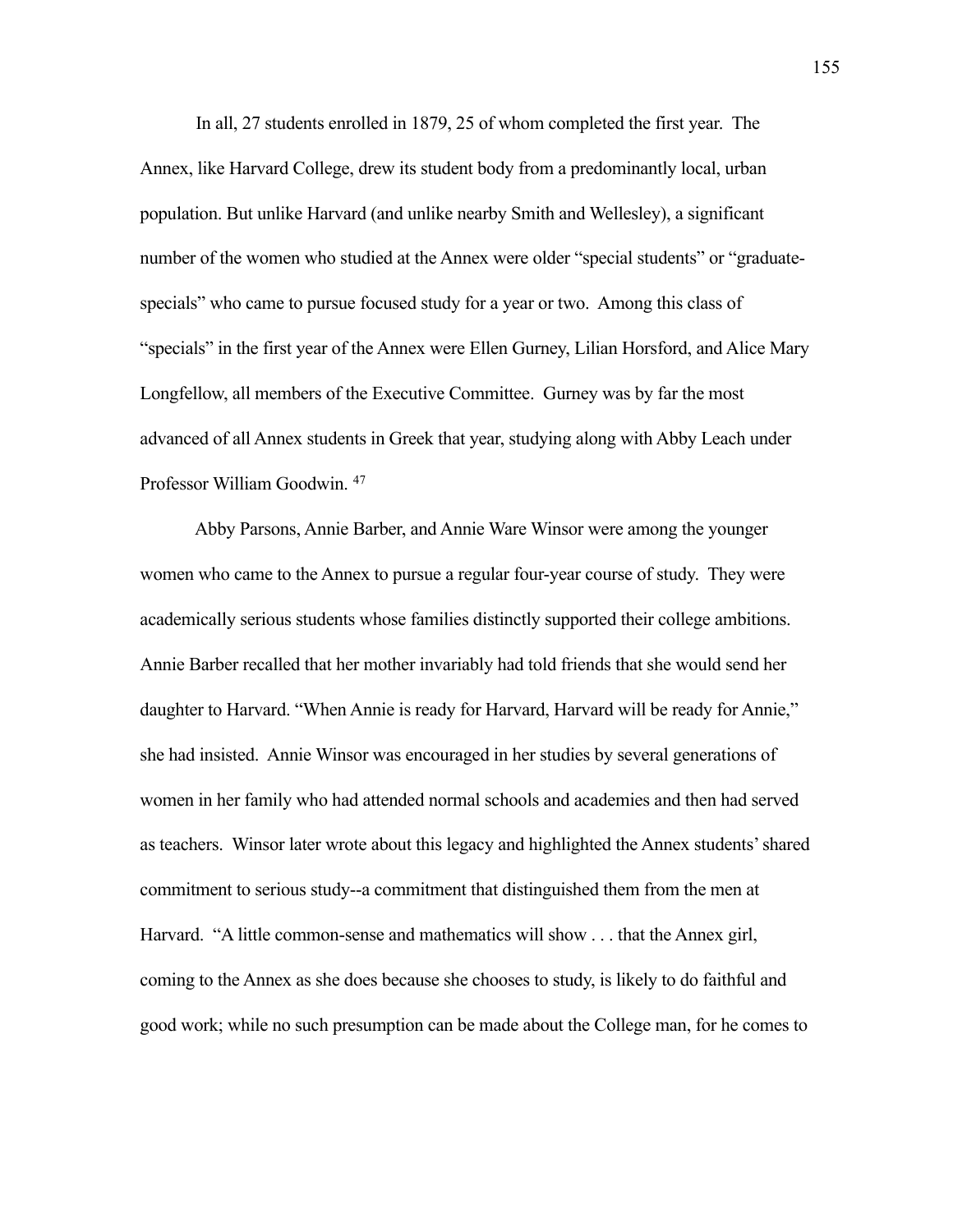In all, 27 students enrolled in 1879, 25 of whom completed the first year. The Annex, like Harvard College, drew its student body from a predominantly local, urban population. But unlike Harvard (and unlike nearby Smith and Wellesley), a significant number of the women who studied at the Annex were older "special students" or "graduate-specials" who came to pursue focused study for a year or two. Among this class of "specials" in the first year of the Annex were Ellen Gurney, Lilian Horsford, and Alice Mary Longfellow, all members of the Executive Committee. Gurney was by far the most advanced of all Annex students in Greek that year, studying along with Abby Leach under Professor William Goodwin. [47]

Abby Parsons, Annie Barber, and Annie Ware Winsor were among the younger women who came to the Annex to pursue a regular four-year course of study. They were academically serious students whose families distinctly supported their college ambitions. Annie Barber recalled that her mother invariably had told friends that she would send her daughter to Harvard. "When Annie is ready for Harvard, Harvard will be ready for Annie," she had insisted. Annie Winsor was encouraged in her studies by several generations of women in her family who had attended normal schools and academies and then had served as teachers. Winsor later wrote about this legacy and highlighted the Annex students' shared commitment to serious study--a commitment that distinguished them from the men at Harvard. "A little common-sense and mathematics will show . . . that the Annex girl, coming to the Annex as she does because she chooses to study, is likely to do faithful and good work; while no such presumption can be made about the College man, for he comes to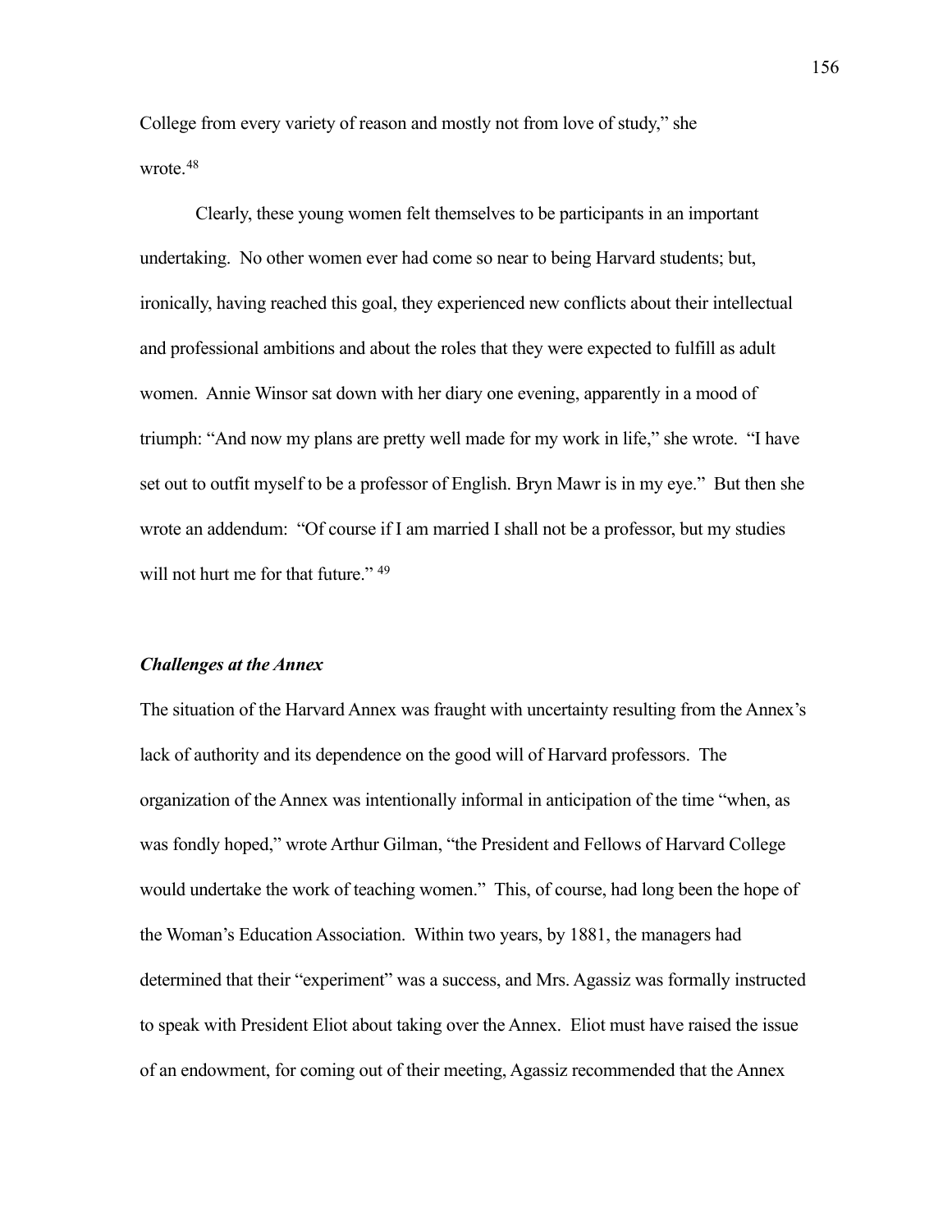College from every variety of reason and mostly not from love of study," she wrote.[48]

Clearly, these young women felt themselves to be participants in an important undertaking. No other women ever had come so near to being Harvard students; but, ironically, having reached this goal, they experienced new conflicts about their intellectual and professional ambitions and about the roles that they were expected to fulfill as adult women. Annie Winsor sat down with her diary one evening, apparently in a mood of triumph: "And now my plans are pretty well made for my work in life," she wrote. "I have set out to outfit myself to be a professor of English. Bryn Mawr is in my eye." But then she wrote an addendum: "Of course if I am married I shall not be a professor, but my studies will not hurt me for that future."[49]

### *Challenges at the Annex*

The situation of the Harvard Annex was fraught with uncertainty resulting from the Annex's lack of authority and its dependence on the good will of Harvard professors. The organization of the Annex was intentionally informal in anticipation of the time "when, as was fondly hoped," wrote Arthur Gilman, "the President and Fellows of Harvard College would undertake the work of teaching women." This, of course, had long been the hope of the Woman's Education Association. Within two years, by 1881, the managers had determined that their "experiment" was a success, and Mrs. Agassiz was formally instructed to speak with President Eliot about taking over the Annex. Eliot must have raised the issue of an endowment, for coming out of their meeting, Agassiz recommended that the Annex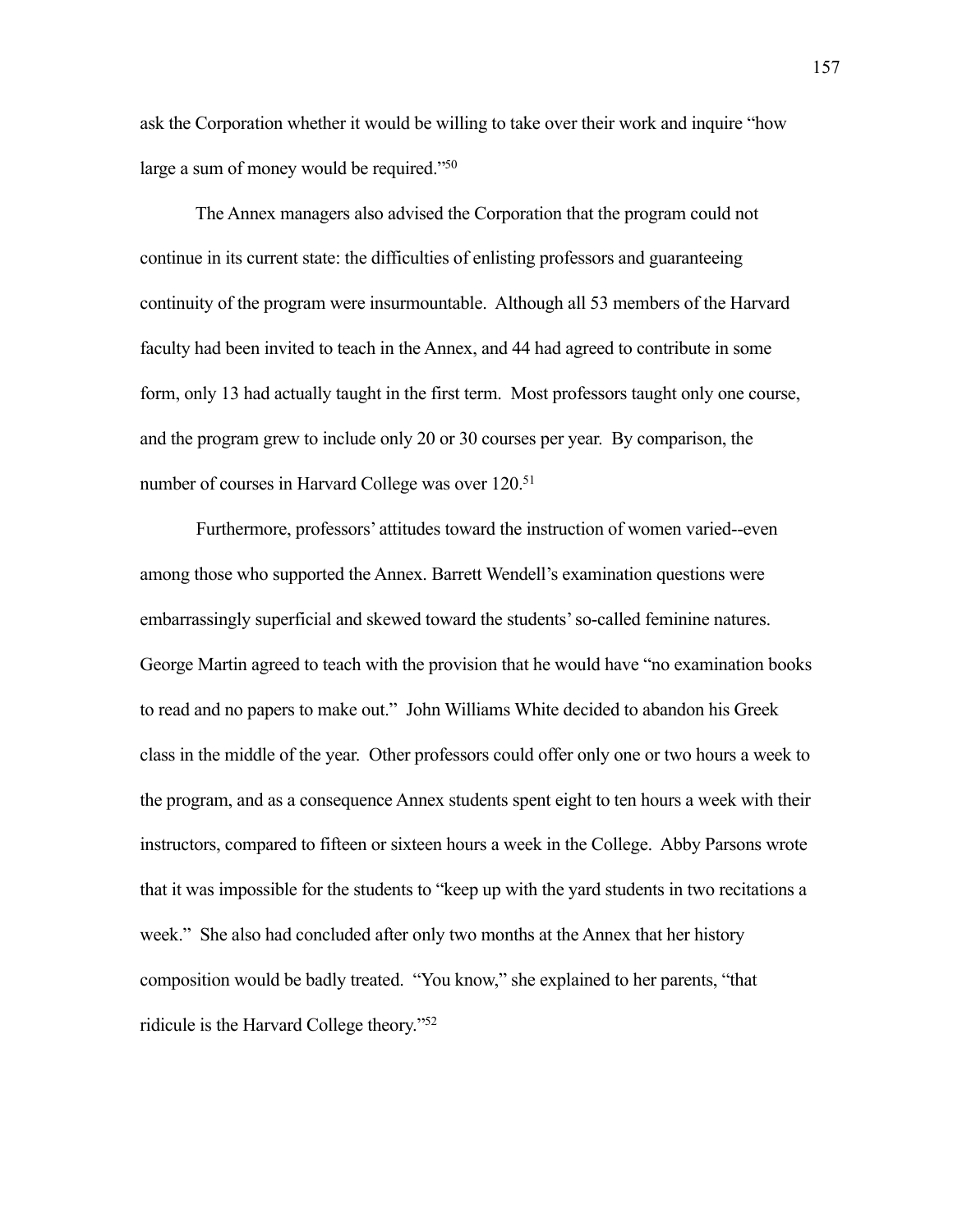ask the Corporation whether it would be willing to take over their work and inquire "how large a sum of money would be required."[50]

The Annex managers also advised the Corporation that the program could not continue in its current state: the difficulties of enlisting professors and guaranteeing continuity of the program were insurmountable. Although all 53 members of the Harvard faculty had been invited to teach in the Annex, and 44 had agreed to contribute in some form, only 13 had actually taught in the first term. Most professors taught only one course, and the program grew to include only 20 or 30 courses per year. By comparison, the number of courses in Harvard College was over 120.[51]

Furthermore, professors' attitudes toward the instruction of women varied--even among those who supported the Annex. Barrett Wendell's examination questions were embarrassingly superficial and skewed toward the students' so-called feminine natures. George Martin agreed to teach with the provision that he would have "no examination books to read and no papers to make out." John Williams White decided to abandon his Greek class in the middle of the year. Other professors could offer only one or two hours a week to the program, and as a consequence Annex students spent eight to ten hours a week with their instructors, compared to fifteen or sixteen hours a week in the College. Abby Parsons wrote that it was impossible for the students to "keep up with the yard students in two recitations a week." She also had concluded after only two months at the Annex that her history composition would be badly treated. "You know," she explained to her parents, "that ridicule is the Harvard College theory."[52]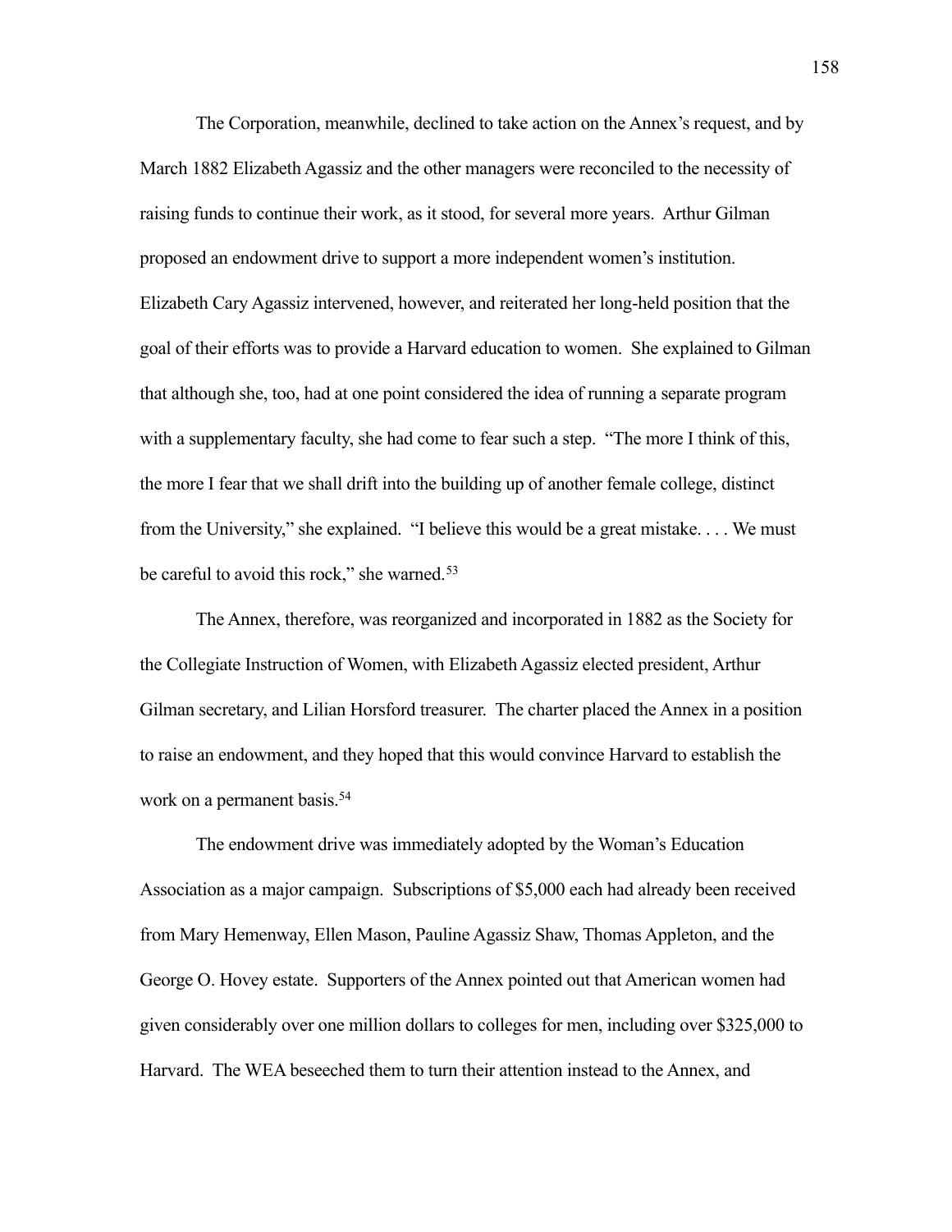The Corporation, meanwhile, declined to take action on the Annex's request, and by March 1882 Elizabeth Agassiz and the other managers were reconciled to the necessity of raising funds to continue their work, as it stood, for several more years. Arthur Gilman proposed an endowment drive to support a more independent women's institution. Elizabeth Cary Agassiz intervened, however, and reiterated her long-held position that the goal of their efforts was to provide a Harvard education to women. She explained to Gilman that although she, too, had at one point considered the idea of running a separate program with a supplementary faculty, she had come to fear such a step. "The more I think of this, the more I fear that we shall drift into the building up of another female college, distinct from the University," she explained. "I believe this would be a great mistake. . . . We must be careful to avoid this rock," she warned.[53]

The Annex, therefore, was reorganized and incorporated in 1882 as the Society for the Collegiate Instruction of Women, with Elizabeth Agassiz elected president, Arthur Gilman secretary, and Lilian Horsford treasurer. The charter placed the Annex in a position to raise an endowment, and they hoped that this would convince Harvard to establish the work on a permanent basis.[54]

The endowment drive was immediately adopted by the Woman's Education Association as a major campaign. Subscriptions of $5,000 each had already been received from Mary Hemenway, Ellen Mason, Pauline Agassiz Shaw, Thomas Appleton, and the George O. Hovey estate. Supporters of the Annex pointed out that American women had given considerably over one million dollars to colleges for men, including over $325,000 to Harvard. The WEA beseeched them to turn their attention instead to the Annex, and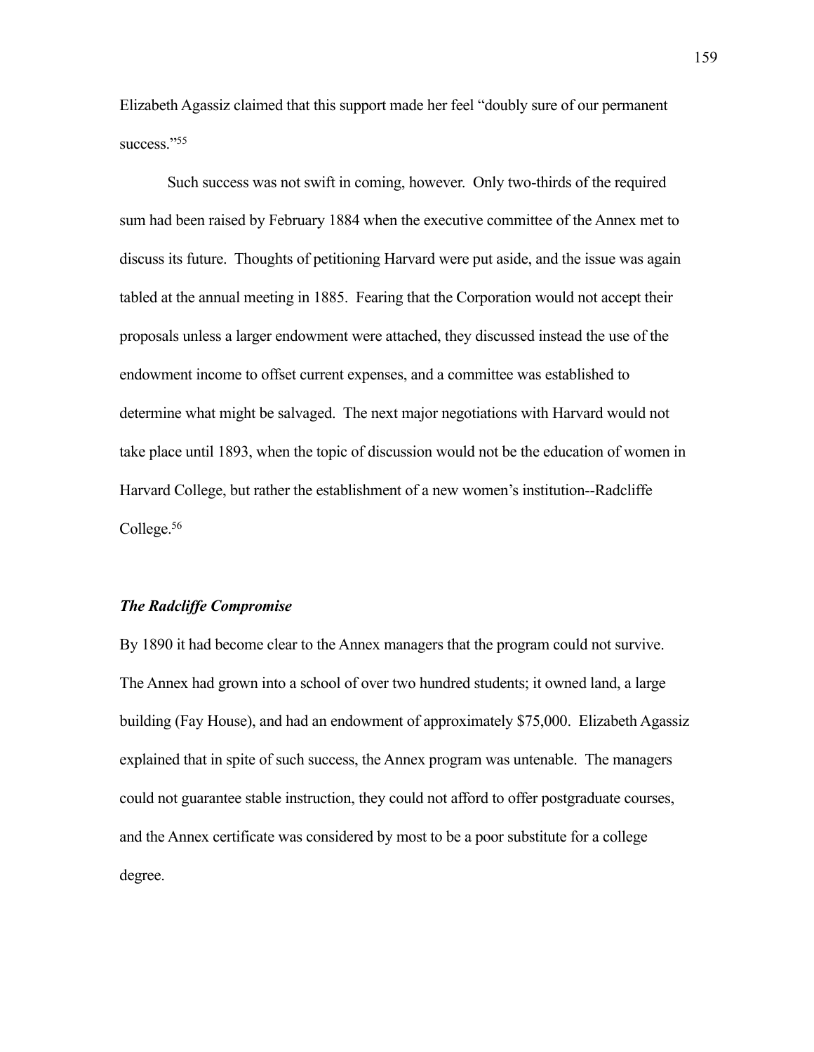Elizabeth Agassiz claimed that this support made her feel "doubly sure of our permanent success."[55]

Such success was not swift in coming, however. Only two-thirds of the required sum had been raised by February 1884 when the executive committee of the Annex met to discuss its future. Thoughts of petitioning Harvard were put aside, and the issue was again tabled at the annual meeting in 1885. Fearing that the Corporation would not accept their proposals unless a larger endowment were attached, they discussed instead the use of the endowment income to offset current expenses, and a committee was established to determine what might be salvaged. The next major negotiations with Harvard would not take place until 1893, when the topic of discussion would not be the education of women in Harvard College, but rather the establishment of a new women's institution--Radcliffe College.[56]

### *The Radcliffe Compromise*

By 1890 it had become clear to the Annex managers that the program could not survive. The Annex had grown into a school of over two hundred students; it owned land, a large building (Fay House), and had an endowment of approximately $75,000. Elizabeth Agassiz explained that in spite of such success, the Annex program was untenable. The managers could not guarantee stable instruction, they could not afford to offer postgraduate courses, and the Annex certificate was considered by most to be a poor substitute for a college degree.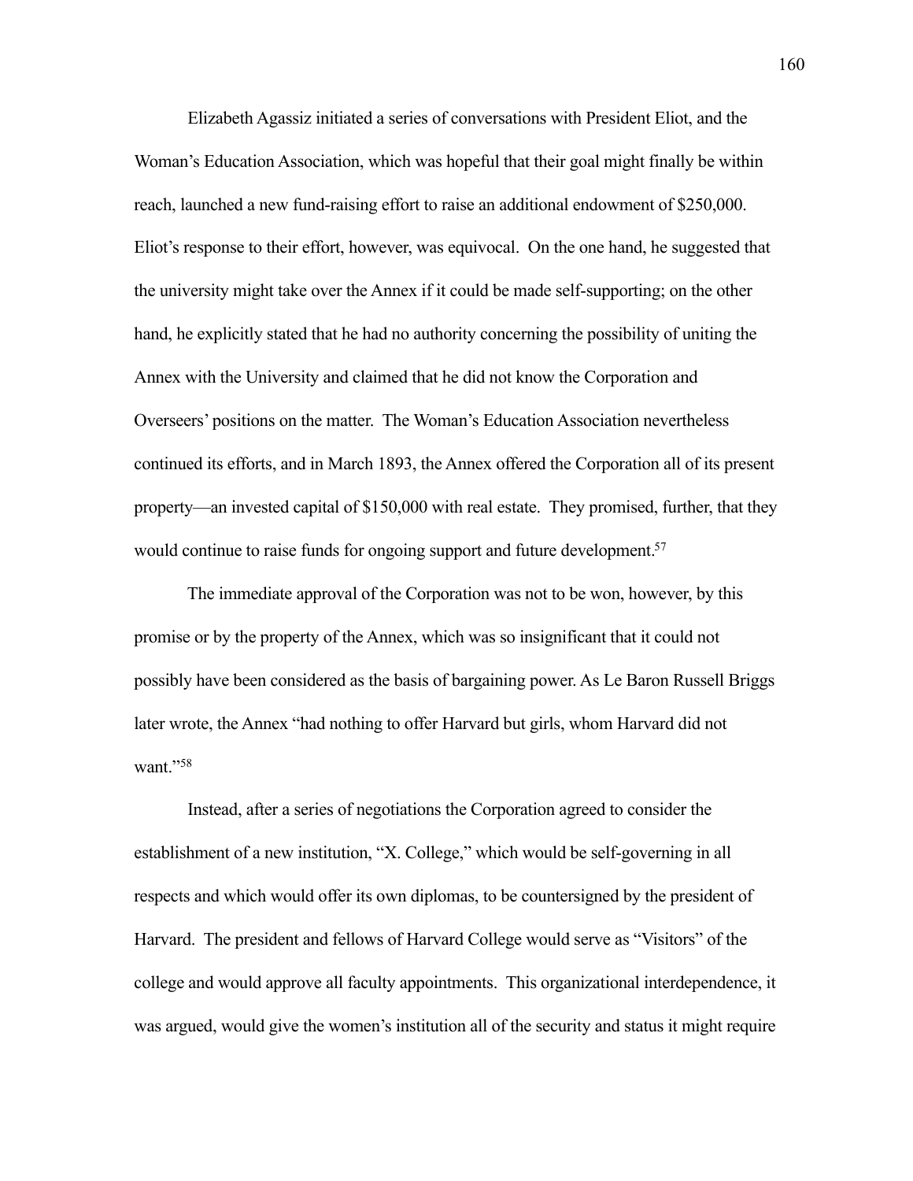Elizabeth Agassiz initiated a series of conversations with President Eliot, and the Woman's Education Association, which was hopeful that their goal might finally be within reach, launched a new fund-raising effort to raise an additional endowment of $250,000. Eliot's response to their effort, however, was equivocal. On the one hand, he suggested that the university might take over the Annex if it could be made self-supporting; on the other hand, he explicitly stated that he had no authority concerning the possibility of uniting the Annex with the University and claimed that he did not know the Corporation and Overseers' positions on the matter. The Woman's Education Association nevertheless continued its efforts, and in March 1893, the Annex offered the Corporation all of its present property—an invested capital of $150,000 with real estate. They promised, further, that they would continue to raise funds for ongoing support and future development.[57]

The immediate approval of the Corporation was not to be won, however, by this promise or by the property of the Annex, which was so insignificant that it could not possibly have been considered as the basis of bargaining power. As Le Baron Russell Briggs later wrote, the Annex "had nothing to offer Harvard but girls, whom Harvard did not want."[58]

Instead, after a series of negotiations the Corporation agreed to consider the establishment of a new institution, "X. College," which would be self-governing in all respects and which would offer its own diplomas, to be countersigned by the president of Harvard. The president and fellows of Harvard College would serve as "Visitors" of the college and would approve all faculty appointments. This organizational interdependence, it was argued, would give the women's institution all of the security and status it might require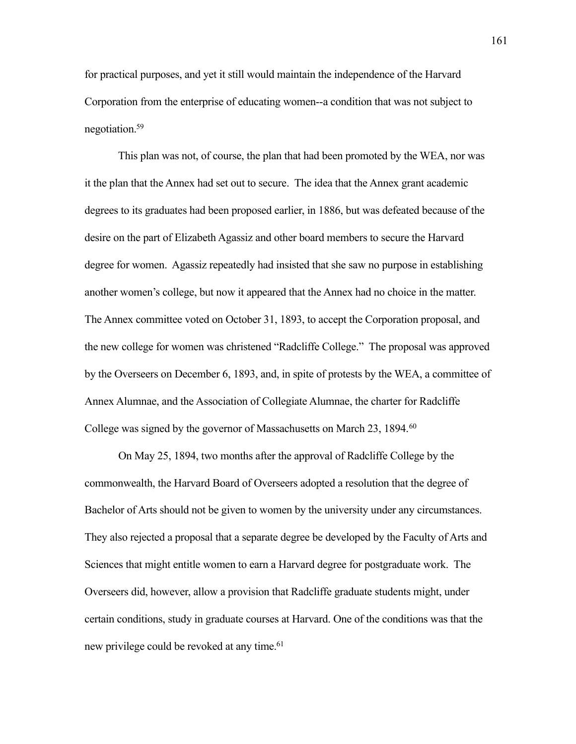for practical purposes, and yet it still would maintain the independence of the Harvard Corporation from the enterprise of educating women--a condition that was not subject to negotiation.[59]

This plan was not, of course, the plan that had been promoted by the WEA, nor was it the plan that the Annex had set out to secure. The idea that the Annex grant academic degrees to its graduates had been proposed earlier, in 1886, but was defeated because of the desire on the part of Elizabeth Agassiz and other board members to secure the Harvard degree for women. Agassiz repeatedly had insisted that she saw no purpose in establishing another women's college, but now it appeared that the Annex had no choice in the matter. The Annex committee voted on October 31, 1893, to accept the Corporation proposal, and the new college for women was christened "Radcliffe College." The proposal was approved by the Overseers on December 6, 1893, and, in spite of protests by the WEA, a committee of Annex Alumnae, and the Association of Collegiate Alumnae, the charter for Radcliffe College was signed by the governor of Massachusetts on March 23, 1894.[60]

On May 25, 1894, two months after the approval of Radcliffe College by the commonwealth, the Harvard Board of Overseers adopted a resolution that the degree of Bachelor of Arts should not be given to women by the university under any circumstances. They also rejected a proposal that a separate degree be developed by the Faculty of Arts and Sciences that might entitle women to earn a Harvard degree for postgraduate work. The Overseers did, however, allow a provision that Radcliffe graduate students might, under certain conditions, study in graduate courses at Harvard. One of the conditions was that the new privilege could be revoked at any time.[61]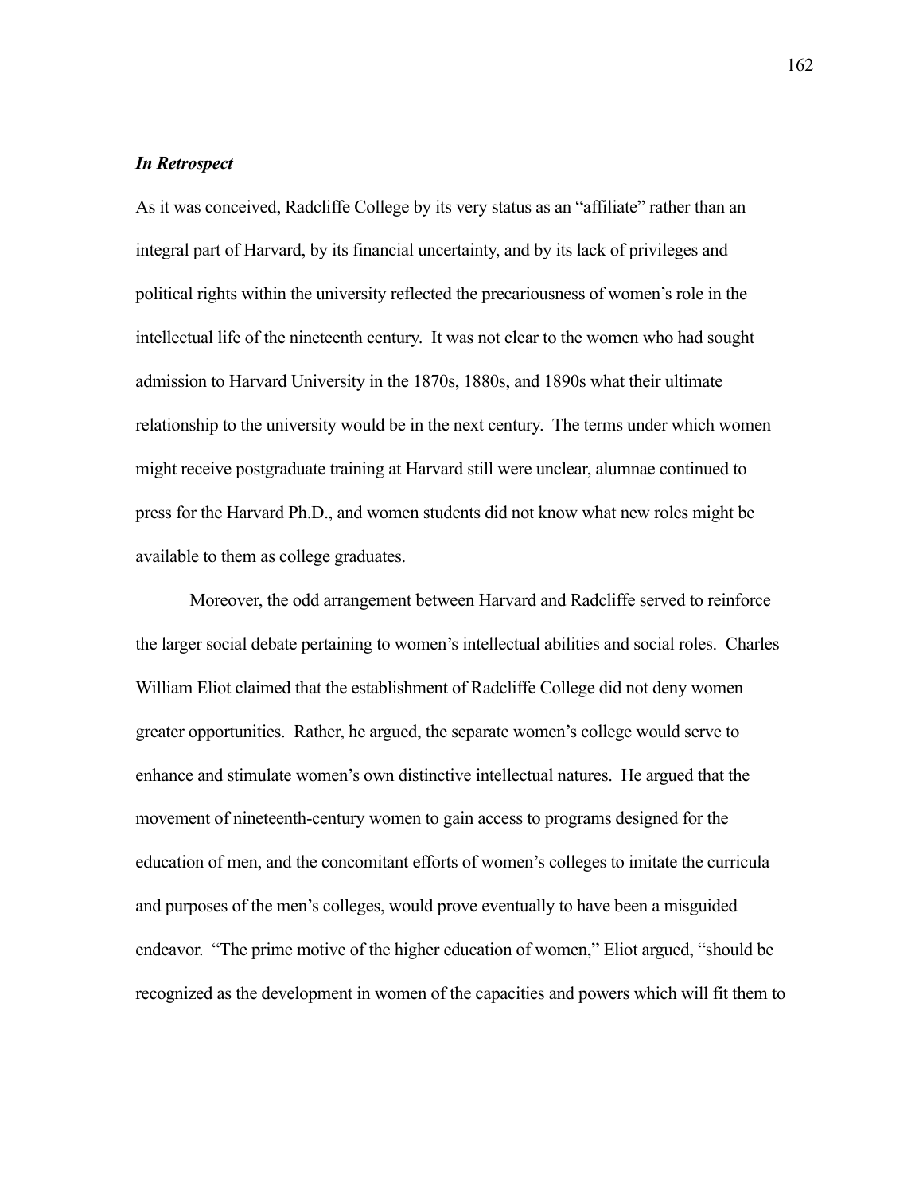### *In Retrospect*

As it was conceived, Radcliffe College by its very status as an "affiliate" rather than an integral part of Harvard, by its financial uncertainty, and by its lack of privileges and political rights within the university reflected the precariousness of women's role in the intellectual life of the nineteenth century. It was not clear to the women who had sought admission to Harvard University in the 1870s, 1880s, and 1890s what their ultimate relationship to the university would be in the next century. The terms under which women might receive postgraduate training at Harvard still were unclear, alumnae continued to press for the Harvard Ph.D., and women students did not know what new roles might be available to them as college graduates.

Moreover, the odd arrangement between Harvard and Radcliffe served to reinforce the larger social debate pertaining to women's intellectual abilities and social roles. Charles William Eliot claimed that the establishment of Radcliffe College did not deny women greater opportunities. Rather, he argued, the separate women's college would serve to enhance and stimulate women's own distinctive intellectual natures. He argued that the movement of nineteenth-century women to gain access to programs designed for the education of men, and the concomitant efforts of women's colleges to imitate the curricula and purposes of the men's colleges, would prove eventually to have been a misguided endeavor. "The prime motive of the higher education of women," Eliot argued, "should be recognized as the development in women of the capacities and powers which will fit them to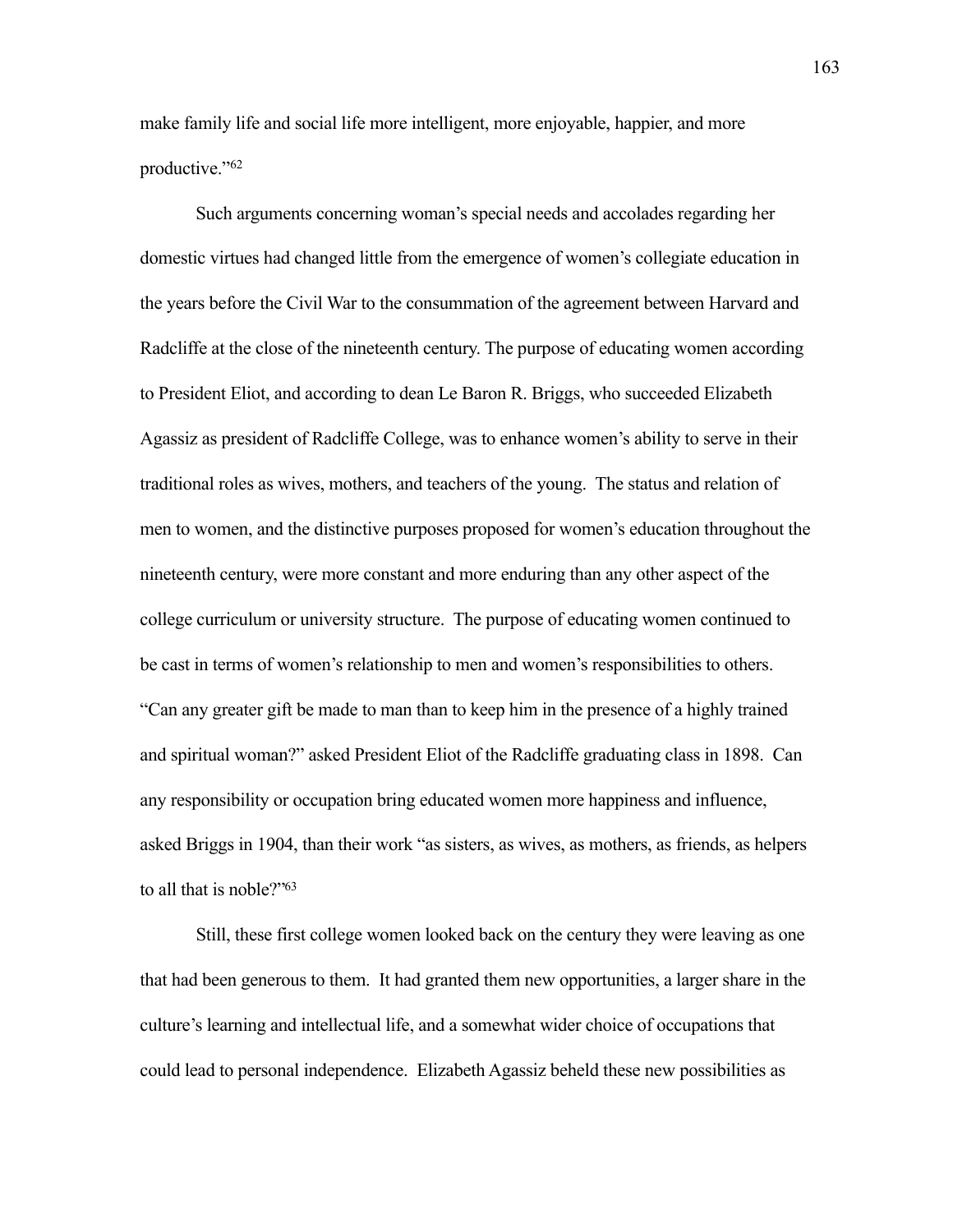make family life and social life more intelligent, more enjoyable, happier, and more productive."[62]

Such arguments concerning woman's special needs and accolades regarding her domestic virtues had changed little from the emergence of women's collegiate education in the years before the Civil War to the consummation of the agreement between Harvard and Radcliffe at the close of the nineteenth century. The purpose of educating women according to President Eliot, and according to dean Le Baron R. Briggs, who succeeded Elizabeth Agassiz as president of Radcliffe College, was to enhance women's ability to serve in their traditional roles as wives, mothers, and teachers of the young. The status and relation of men to women, and the distinctive purposes proposed for women's education throughout the nineteenth century, were more constant and more enduring than any other aspect of the college curriculum or university structure. The purpose of educating women continued to be cast in terms of women's relationship to men and women's responsibilities to others. "Can any greater gift be made to man than to keep him in the presence of a highly trained and spiritual woman?" asked President Eliot of the Radcliffe graduating class in 1898. Can any responsibility or occupation bring educated women more happiness and influence, asked Briggs in 1904, than their work "as sisters, as wives, as mothers, as friends, as helpers to all that is noble?"[63]

Still, these first college women looked back on the century they were leaving as one that had been generous to them. It had granted them new opportunities, a larger share in the culture's learning and intellectual life, and a somewhat wider choice of occupations that could lead to personal independence. Elizabeth Agassiz beheld these new possibilities as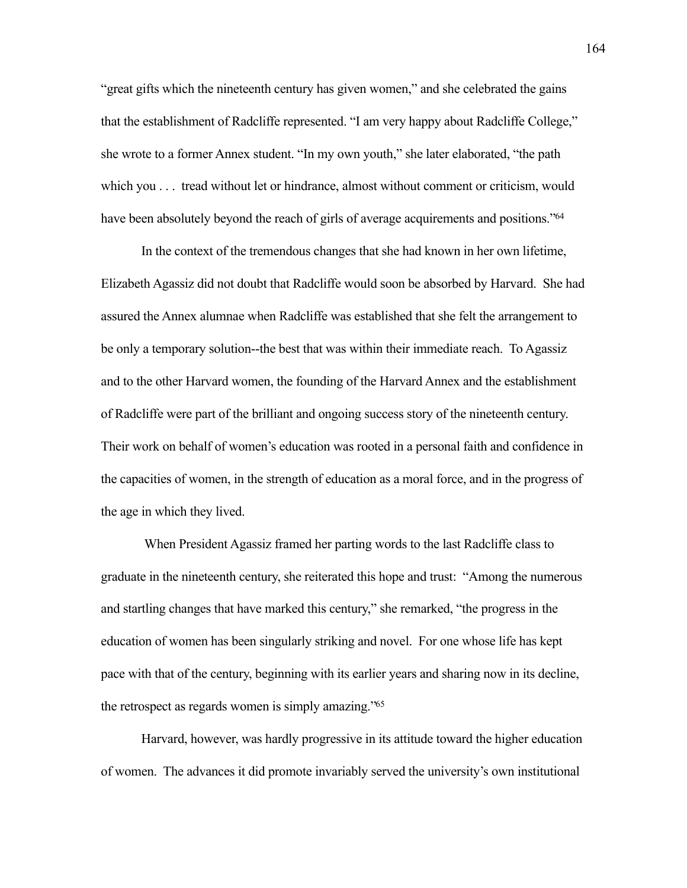"great gifts which the nineteenth century has given women," and she celebrated the gains that the establishment of Radcliffe represented. "I am very happy about Radcliffe College," she wrote to a former Annex student. "In my own youth," she later elaborated, "the path which you . . .  tread without let or hindrance, almost without comment or criticism, would have been absolutely beyond the reach of girls of average acquirements and positions."[64]

In the context of the tremendous changes that she had known in her own lifetime, Elizabeth Agassiz did not doubt that Radcliffe would soon be absorbed by Harvard. She had assured the Annex alumnae when Radcliffe was established that she felt the arrangement to be only a temporary solution--the best that was within their immediate reach. To Agassiz and to the other Harvard women, the founding of the Harvard Annex and the establishment of Radcliffe were part of the brilliant and ongoing success story of the nineteenth century. Their work on behalf of women's education was rooted in a personal faith and confidence in the capacities of women, in the strength of education as a moral force, and in the progress of the age in which they lived.

When President Agassiz framed her parting words to the last Radcliffe class to graduate in the nineteenth century, she reiterated this hope and trust: "Among the numerous and startling changes that have marked this century," she remarked, "the progress in the education of women has been singularly striking and novel. For one whose life has kept pace with that of the century, beginning with its earlier years and sharing now in its decline, the retrospect as regards women is simply amazing."[65]

Harvard, however, was hardly progressive in its attitude toward the higher education of women. The advances it did promote invariably served the university's own institutional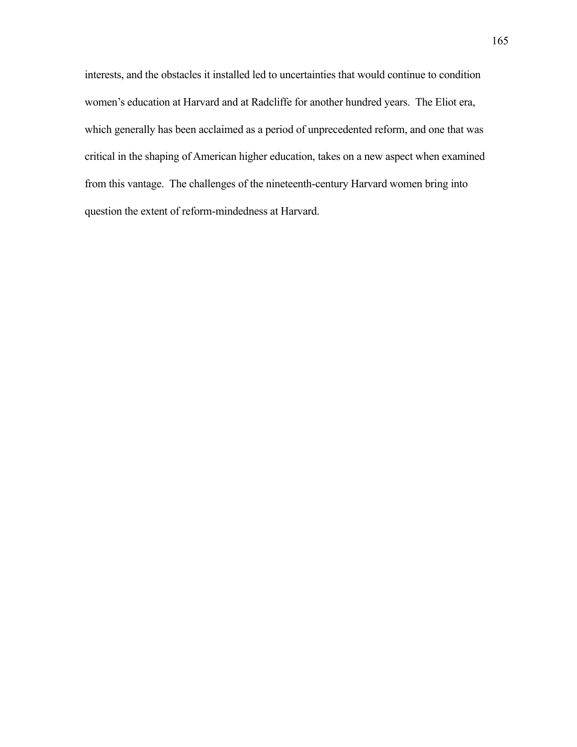interests, and the obstacles it installed led to uncertainties that would continue to condition women's education at Harvard and at Radcliffe for another hundred years. The Eliot era, which generally has been acclaimed as a period of unprecedented reform, and one that was critical in the shaping of American higher education, takes on a new aspect when examined from this vantage. The challenges of the nineteenth-century Harvard women bring into question the extent of reform-mindedness at Harvard.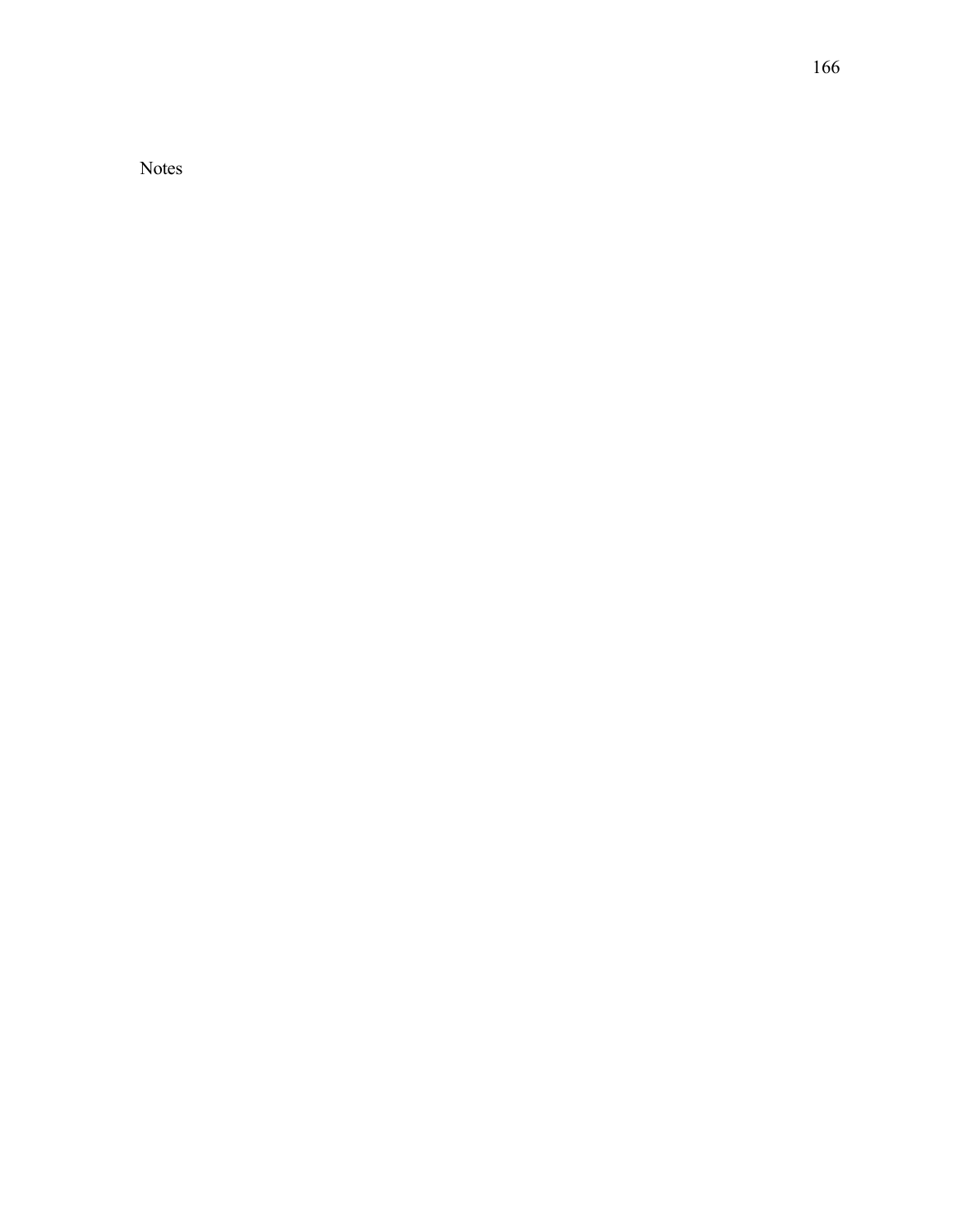Notes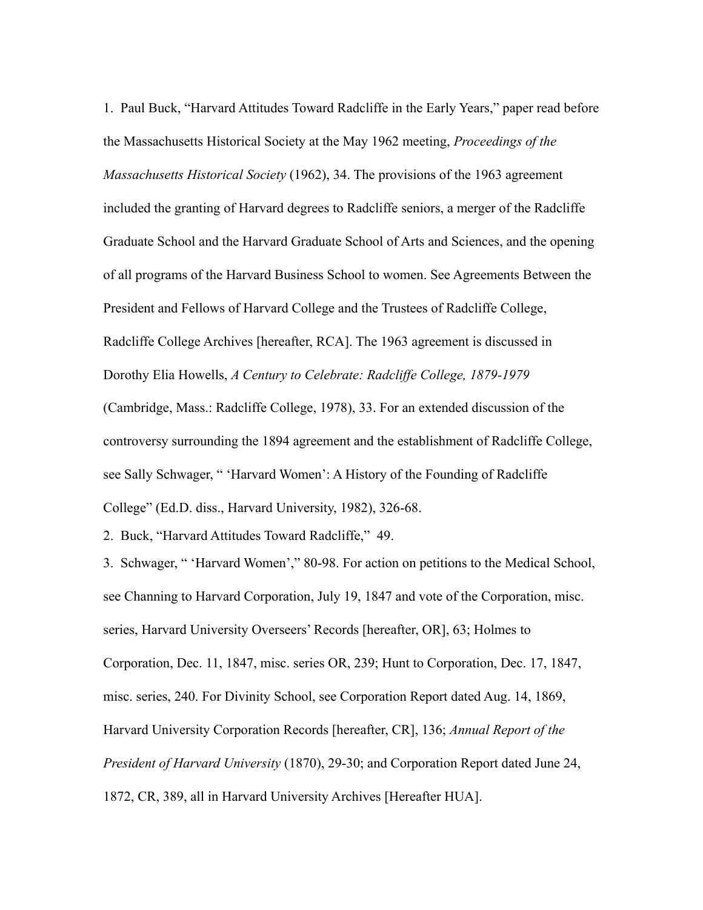1. Paul Buck, “Harvard Attitudes Toward Radcliffe in the Early Years,” paper read before the Massachusetts Historical Society at the May 1962 meeting, *Proceedings of the Massachusetts Historical Society* (1962), 34. The provisions of the 1963 agreement included the granting of Harvard degrees to Radcliffe seniors, a merger of the Radcliffe Graduate School and the Harvard Graduate School of Arts and Sciences, and the opening of all programs of the Harvard Business School to women. See Agreements Between the President and Fellows of Harvard College and the Trustees of Radcliffe College, Radcliffe College Archives [hereafter, RCA]. The 1963 agreement is discussed in Dorothy Elia Howells, *A Century to Celebrate: Radcliffe College, 1879-1979* (Cambridge, Mass.: Radcliffe College, 1978), 33. For an extended discussion of the controversy surrounding the 1894 agreement and the establishment of Radcliffe College, see Sally Schwager, “ ‘Harvard Women’: A History of the Founding of Radcliffe College” (Ed.D. diss., Harvard University, 1982), 326-68.

2. Buck, “Harvard Attitudes Toward Radcliffe,” 49.

3. Schwager, “ ‘Harvard Women’,” 80-98. For action on petitions to the Medical School, see Channing to Harvard Corporation, July 19, 1847 and vote of the Corporation, misc. series, Harvard University Overseers’ Records [hereafter, OR], 63; Holmes to Corporation, Dec. 11, 1847, misc. series OR, 239; Hunt to Corporation, Dec. 17, 1847, misc. series, 240. For Divinity School, see Corporation Report dated Aug. 14, 1869, Harvard University Corporation Records [hereafter, CR], 136; *Annual Report of the President of Harvard University* (1870), 29-30; and Corporation Report dated June 24, 1872, CR, 389, all in Harvard University Archives [Hereafter HUA].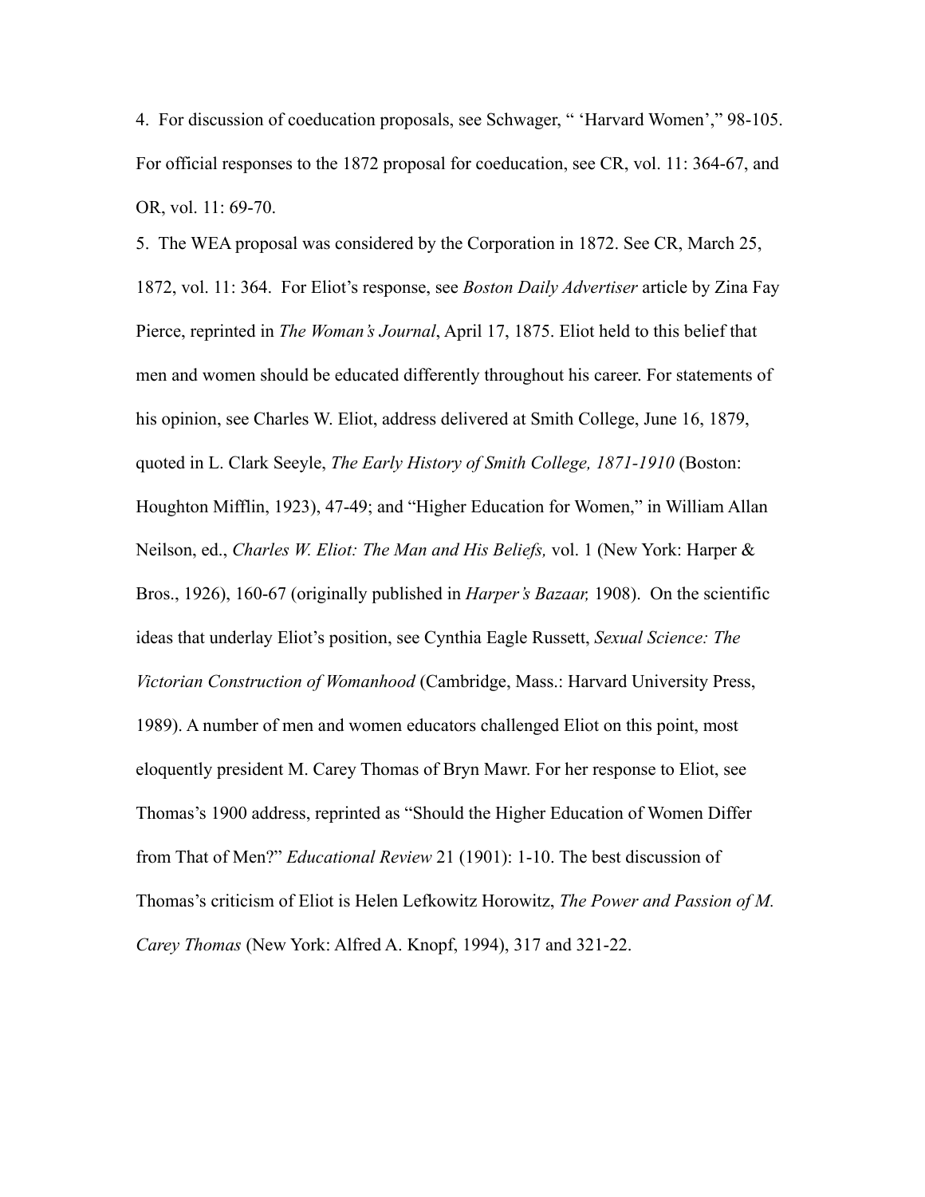4. For discussion of coeducation proposals, see Schwager, " 'Harvard Women'," 98-105. For official responses to the 1872 proposal for coeducation, see CR, vol. 11: 364-67, and OR, vol. 11: 69-70.

5. The WEA proposal was considered by the Corporation in 1872. See CR, March 25, 1872, vol. 11: 364. For Eliot's response, see *Boston Daily Advertiser* article by Zina Fay Pierce, reprinted in *The Woman's Journal*, April 17, 1875. Eliot held to this belief that men and women should be educated differently throughout his career. For statements of his opinion, see Charles W. Eliot, address delivered at Smith College, June 16, 1879, quoted in L. Clark Seeyle, *The Early History of Smith College, 1871-1910* (Boston: Houghton Mifflin, 1923), 47-49; and "Higher Education for Women," in William Allan Neilson, ed., *Charles W. Eliot: The Man and His Beliefs,* vol. 1 (New York: Harper & Bros., 1926), 160-67 (originally published in *Harper's Bazaar,* 1908). On the scientific ideas that underlay Eliot's position, see Cynthia Eagle Russett, *Sexual Science: The Victorian Construction of Womanhood* (Cambridge, Mass.: Harvard University Press, 1989). A number of men and women educators challenged Eliot on this point, most eloquently president M. Carey Thomas of Bryn Mawr. For her response to Eliot, see Thomas's 1900 address, reprinted as "Should the Higher Education of Women Differ from That of Men?" *Educational Review* 21 (1901): 1-10. The best discussion of Thomas's criticism of Eliot is Helen Lefkowitz Horowitz, *The Power and Passion of M. Carey Thomas* (New York: Alfred A. Knopf, 1994), 317 and 321-22.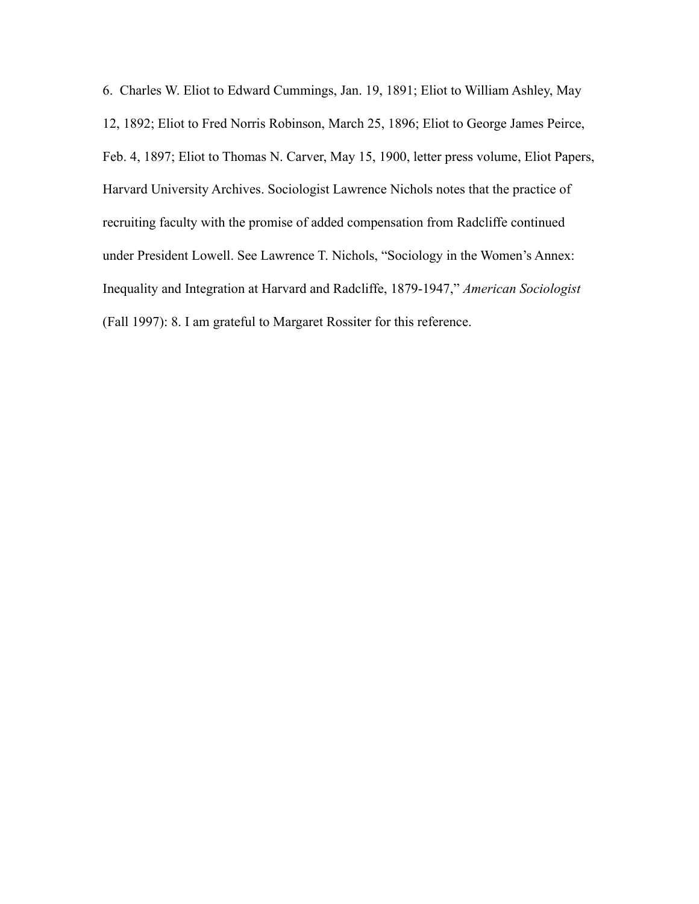6. Charles W. Eliot to Edward Cummings, Jan. 19, 1891; Eliot to William Ashley, May 12, 1892; Eliot to Fred Norris Robinson, March 25, 1896; Eliot to George James Peirce, Feb. 4, 1897; Eliot to Thomas N. Carver, May 15, 1900, letter press volume, Eliot Papers, Harvard University Archives. Sociologist Lawrence Nichols notes that the practice of recruiting faculty with the promise of added compensation from Radcliffe continued under President Lowell. See Lawrence T. Nichols, "Sociology in the Women's Annex: Inequality and Integration at Harvard and Radcliffe, 1879-1947," *American Sociologist* (Fall 1997): 8. I am grateful to Margaret Rossiter for this reference.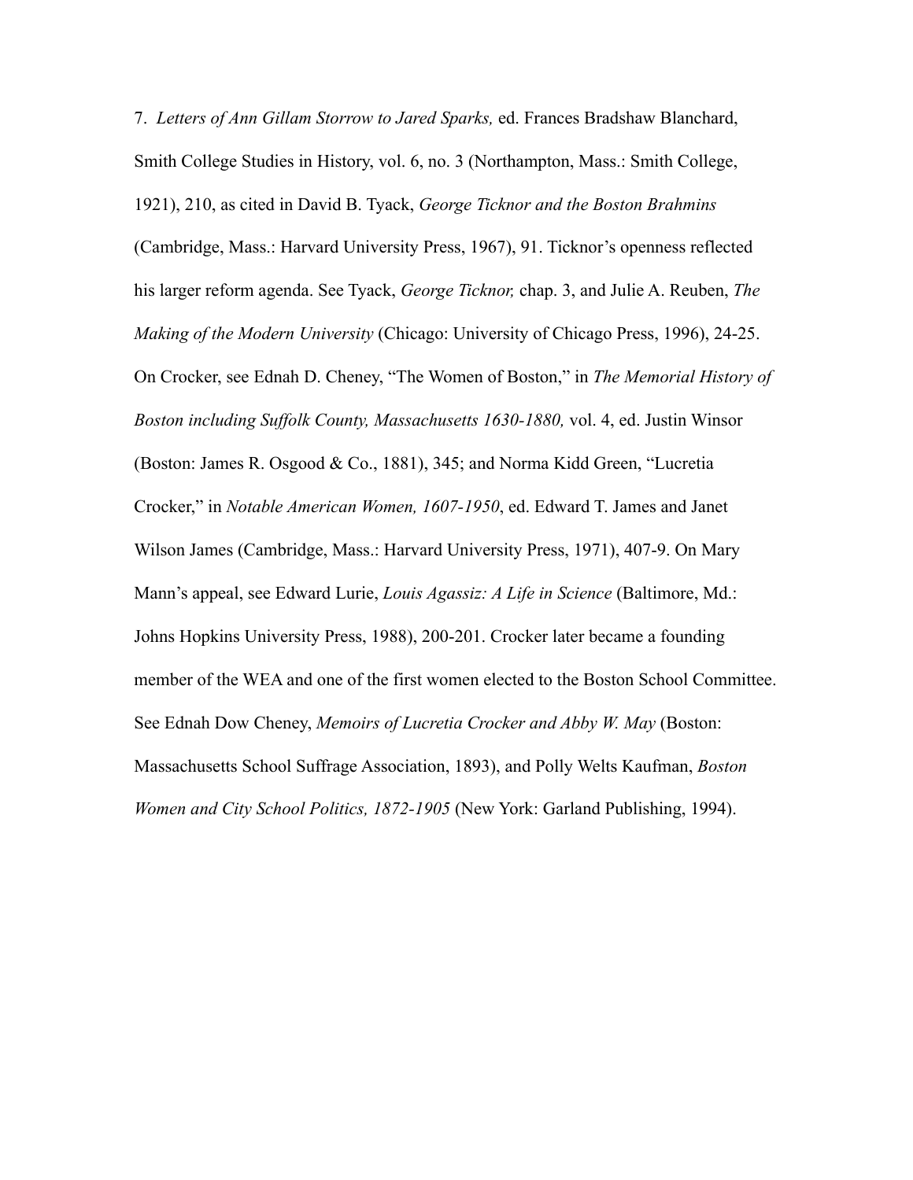7. *Letters of Ann Gillam Storrow to Jared Sparks,* ed. Frances Bradshaw Blanchard, Smith College Studies in History, vol. 6, no. 3 (Northampton, Mass.: Smith College, 1921), 210, as cited in David B. Tyack, *George Ticknor and the Boston Brahmins* (Cambridge, Mass.: Harvard University Press, 1967), 91. Ticknor's openness reflected his larger reform agenda. See Tyack, *George Ticknor,* chap. 3, and Julie A. Reuben, *The Making of the Modern University* (Chicago: University of Chicago Press, 1996), 24-25. On Crocker, see Ednah D. Cheney, "The Women of Boston," in *The Memorial History of Boston including Suffolk County, Massachusetts 1630-1880,* vol. 4, ed. Justin Winsor (Boston: James R. Osgood & Co., 1881), 345; and Norma Kidd Green, "Lucretia Crocker," in *Notable American Women, 1607-1950*, ed. Edward T. James and Janet Wilson James (Cambridge, Mass.: Harvard University Press, 1971), 407-9. On Mary Mann's appeal, see Edward Lurie, *Louis Agassiz: A Life in Science* (Baltimore, Md.: Johns Hopkins University Press, 1988), 200-201. Crocker later became a founding member of the WEA and one of the first women elected to the Boston School Committee. See Ednah Dow Cheney, *Memoirs of Lucretia Crocker and Abby W. May* (Boston: Massachusetts School Suffrage Association, 1893), and Polly Welts Kaufman, *Boston Women and City School Politics, 1872-1905* (New York: Garland Publishing, 1994).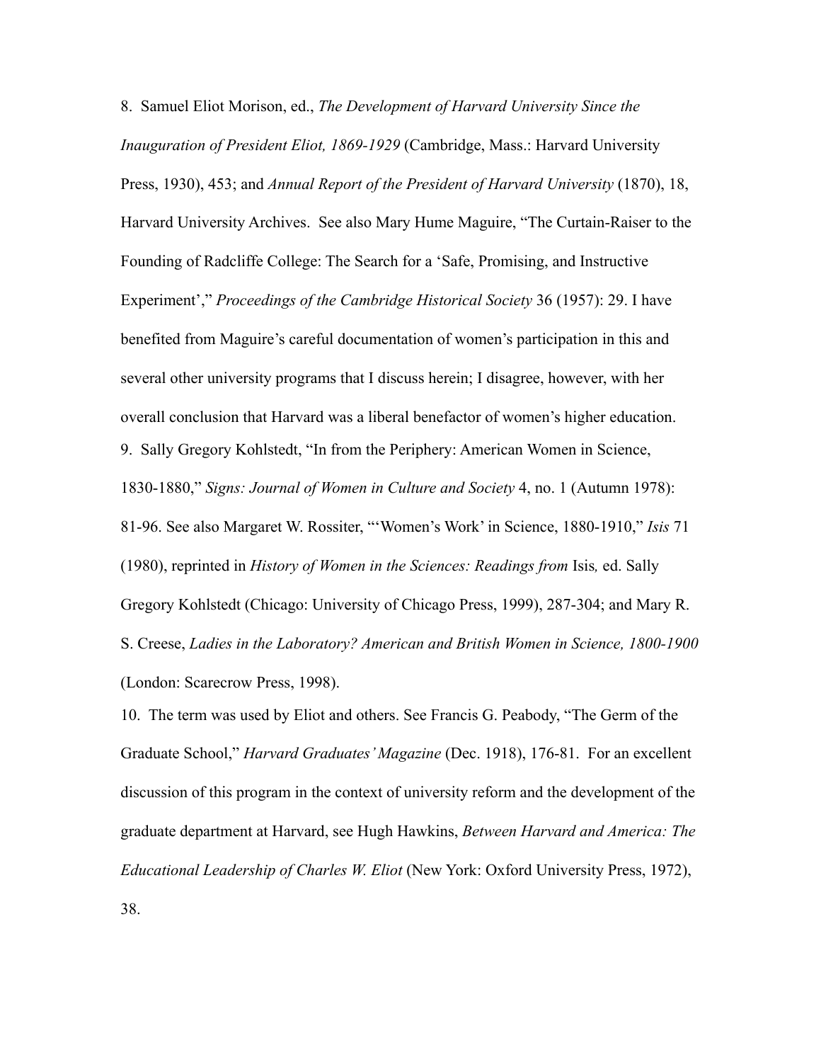8. Samuel Eliot Morison, ed., *The Development of Harvard University Since the Inauguration of President Eliot, 1869-1929* (Cambridge, Mass.: Harvard University Press, 1930), 453; and *Annual Report of the President of Harvard University* (1870), 18, Harvard University Archives. See also Mary Hume Maguire, "The Curtain-Raiser to the Founding of Radcliffe College: The Search for a 'Safe, Promising, and Instructive Experiment'," *Proceedings of the Cambridge Historical Society* 36 (1957): 29. I have benefited from Maguire's careful documentation of women's participation in this and several other university programs that I discuss herein; I disagree, however, with her overall conclusion that Harvard was a liberal benefactor of women's higher education.

9. Sally Gregory Kohlstedt, "In from the Periphery: American Women in Science, 1830-1880," *Signs: Journal of Women in Culture and Society* 4, no. 1 (Autumn 1978): 81-96. See also Margaret W. Rossiter, "'Women's Work' in Science, 1880-1910," *Isis* 71 (1980), reprinted in *History of Women in the Sciences: Readings from* Isis*,* ed. Sally Gregory Kohlstedt (Chicago: University of Chicago Press, 1999), 287-304; and Mary R. S. Creese, *Ladies in the Laboratory? American and British Women in Science, 1800-1900* (London: Scarecrow Press, 1998).

10. The term was used by Eliot and others. See Francis G. Peabody, "The Germ of the Graduate School," *Harvard Graduates' Magazine* (Dec. 1918), 176-81. For an excellent discussion of this program in the context of university reform and the development of the graduate department at Harvard, see Hugh Hawkins, *Between Harvard and America: The Educational Leadership of Charles W. Eliot* (New York: Oxford University Press, 1972), 38.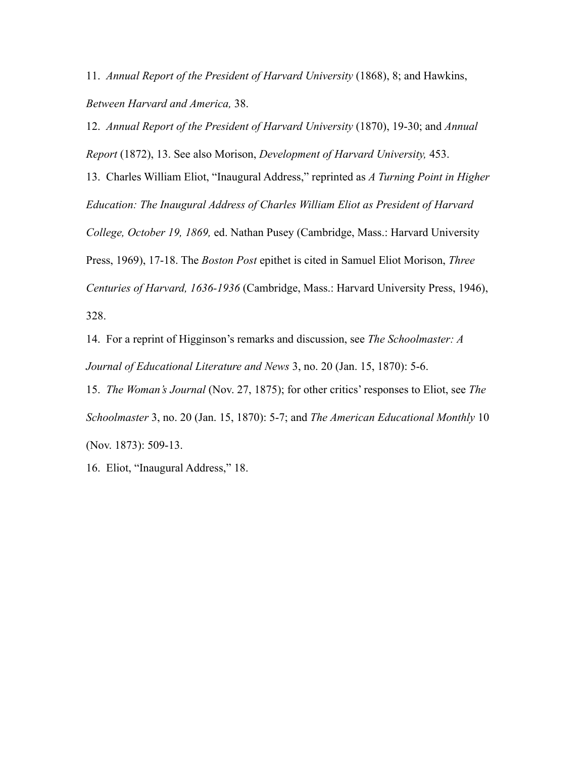11. *Annual Report of the President of Harvard University* (1868), 8; and Hawkins, *Between Harvard and America,* 38.

12. *Annual Report of the President of Harvard University* (1870), 19-30; and *Annual Report* (1872), 13. See also Morison, *Development of Harvard University,* 453.

13. Charles William Eliot, "Inaugural Address," reprinted as *A Turning Point in Higher Education: The Inaugural Address of Charles William Eliot as President of Harvard College, October 19, 1869,* ed. Nathan Pusey (Cambridge, Mass.: Harvard University Press, 1969), 17-18. The *Boston Post* epithet is cited in Samuel Eliot Morison, *Three Centuries of Harvard, 1636-1936* (Cambridge, Mass.: Harvard University Press, 1946), 328.

14. For a reprint of Higginson's remarks and discussion, see *The Schoolmaster: A Journal of Educational Literature and News* 3, no. 20 (Jan. 15, 1870): 5-6.

15. *The Woman's Journal* (Nov. 27, 1875); for other critics' responses to Eliot, see *The Schoolmaster* 3, no. 20 (Jan. 15, 1870): 5-7; and *The American Educational Monthly* 10 (Nov. 1873): 509-13.

16. Eliot, "Inaugural Address," 18.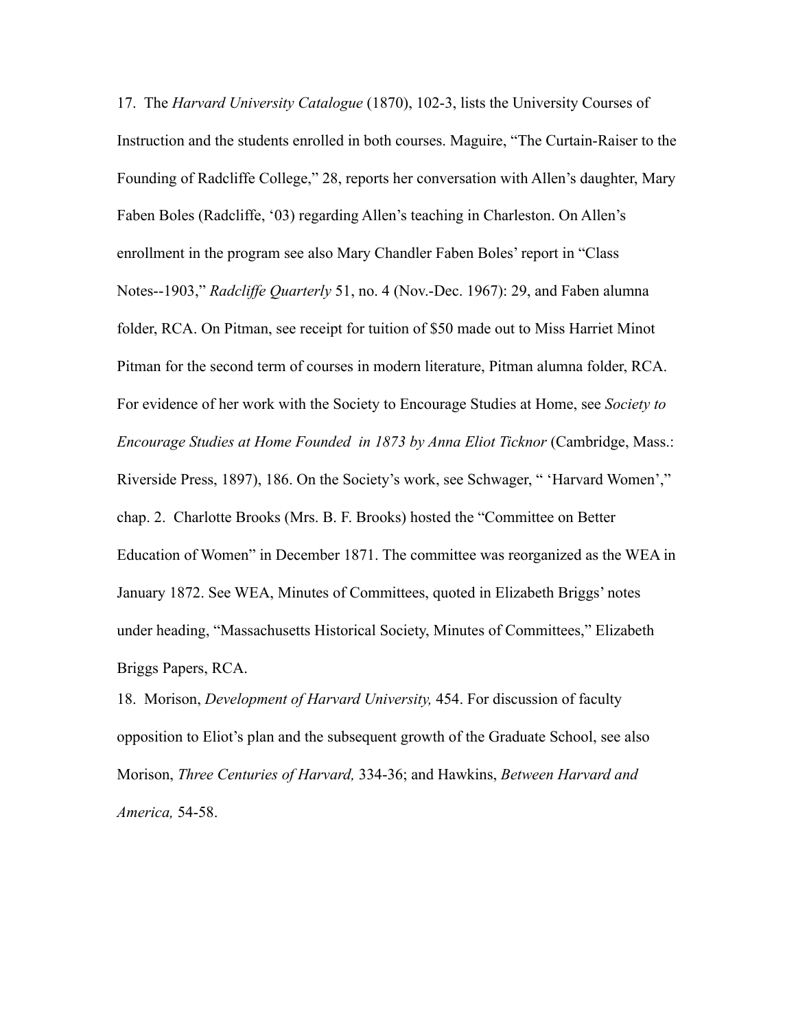17. The *Harvard University Catalogue* (1870), 102-3, lists the University Courses of Instruction and the students enrolled in both courses. Maguire, "The Curtain-Raiser to the Founding of Radcliffe College," 28, reports her conversation with Allen's daughter, Mary Faben Boles (Radcliffe, '03) regarding Allen's teaching in Charleston. On Allen's enrollment in the program see also Mary Chandler Faben Boles' report in "Class Notes--1903," *Radcliffe Quarterly* 51, no. 4 (Nov.-Dec. 1967): 29, and Faben alumna folder, RCA. On Pitman, see receipt for tuition of $50 made out to Miss Harriet Minot Pitman for the second term of courses in modern literature, Pitman alumna folder, RCA. For evidence of her work with the Society to Encourage Studies at Home, see *Society to Encourage Studies at Home Founded in 1873 by Anna Eliot Ticknor* (Cambridge, Mass.: Riverside Press, 1897), 186. On the Society's work, see Schwager, " 'Harvard Women'," chap. 2. Charlotte Brooks (Mrs. B. F. Brooks) hosted the "Committee on Better Education of Women" in December 1871. The committee was reorganized as the WEA in January 1872. See WEA, Minutes of Committees, quoted in Elizabeth Briggs' notes under heading, "Massachusetts Historical Society, Minutes of Committees," Elizabeth Briggs Papers, RCA.

18. Morison, *Development of Harvard University,* 454. For discussion of faculty opposition to Eliot's plan and the subsequent growth of the Graduate School, see also Morison, *Three Centuries of Harvard,* 334-36; and Hawkins, *Between Harvard and America,* 54-58.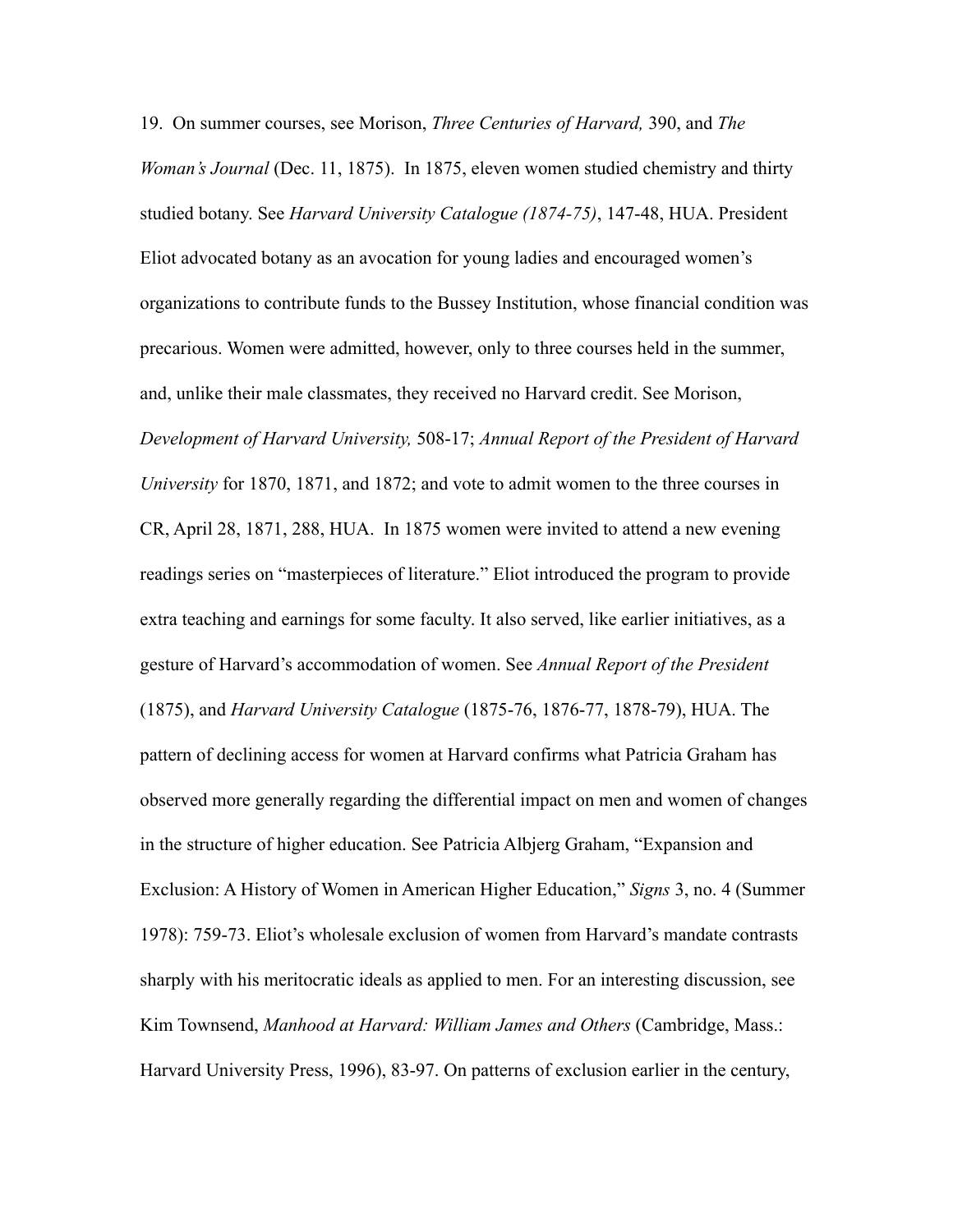19. On summer courses, see Morison, *Three Centuries of Harvard,* 390, and *The Woman's Journal* (Dec. 11, 1875). In 1875, eleven women studied chemistry and thirty studied botany. See *Harvard University Catalogue (1874-75)*, 147-48, HUA. President Eliot advocated botany as an avocation for young ladies and encouraged women's organizations to contribute funds to the Bussey Institution, whose financial condition was precarious. Women were admitted, however, only to three courses held in the summer, and, unlike their male classmates, they received no Harvard credit. See Morison, *Development of Harvard University,* 508-17; *Annual Report of the President of Harvard University* for 1870, 1871, and 1872; and vote to admit women to the three courses in CR, April 28, 1871, 288, HUA. In 1875 women were invited to attend a new evening readings series on "masterpieces of literature." Eliot introduced the program to provide extra teaching and earnings for some faculty. It also served, like earlier initiatives, as a gesture of Harvard's accommodation of women. See *Annual Report of the President* (1875), and *Harvard University Catalogue* (1875-76, 1876-77, 1878-79), HUA. The pattern of declining access for women at Harvard confirms what Patricia Graham has observed more generally regarding the differential impact on men and women of changes in the structure of higher education. See Patricia Albjerg Graham, "Expansion and Exclusion: A History of Women in American Higher Education," *Signs* 3, no. 4 (Summer 1978): 759-73. Eliot's wholesale exclusion of women from Harvard's mandate contrasts sharply with his meritocratic ideals as applied to men. For an interesting discussion, see Kim Townsend, *Manhood at Harvard: William James and Others* (Cambridge, Mass.: Harvard University Press, 1996), 83-97. On patterns of exclusion earlier in the century,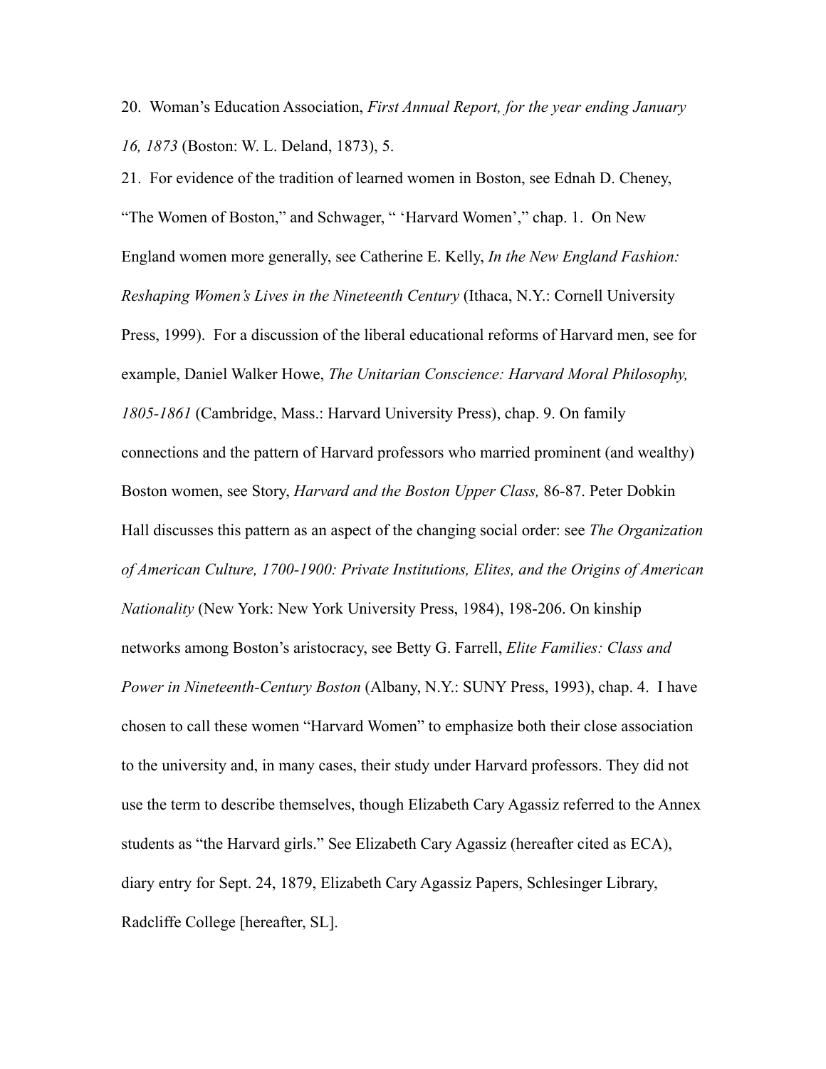20. Woman's Education Association, *First Annual Report, for the year ending January 16, 1873* (Boston: W. L. Deland, 1873), 5.

21. For evidence of the tradition of learned women in Boston, see Ednah D. Cheney, "The Women of Boston," and Schwager, " 'Harvard Women'," chap. 1. On New England women more generally, see Catherine E. Kelly, *In the New England Fashion: Reshaping Women's Lives in the Nineteenth Century* (Ithaca, N.Y.: Cornell University Press, 1999). For a discussion of the liberal educational reforms of Harvard men, see for example, Daniel Walker Howe, *The Unitarian Conscience: Harvard Moral Philosophy, 1805-1861* (Cambridge, Mass.: Harvard University Press), chap. 9. On family connections and the pattern of Harvard professors who married prominent (and wealthy) Boston women, see Story, *Harvard and the Boston Upper Class,* 86-87. Peter Dobkin Hall discusses this pattern as an aspect of the changing social order: see *The Organization of American Culture, 1700-1900: Private Institutions, Elites, and the Origins of American Nationality* (New York: New York University Press, 1984), 198-206. On kinship networks among Boston's aristocracy, see Betty G. Farrell, *Elite Families: Class and Power in Nineteenth-Century Boston* (Albany, N.Y.: SUNY Press, 1993), chap. 4. I have chosen to call these women "Harvard Women" to emphasize both their close association to the university and, in many cases, their study under Harvard professors. They did not use the term to describe themselves, though Elizabeth Cary Agassiz referred to the Annex students as "the Harvard girls." See Elizabeth Cary Agassiz (hereafter cited as ECA), diary entry for Sept. 24, 1879, Elizabeth Cary Agassiz Papers, Schlesinger Library, Radcliffe College [hereafter, SL].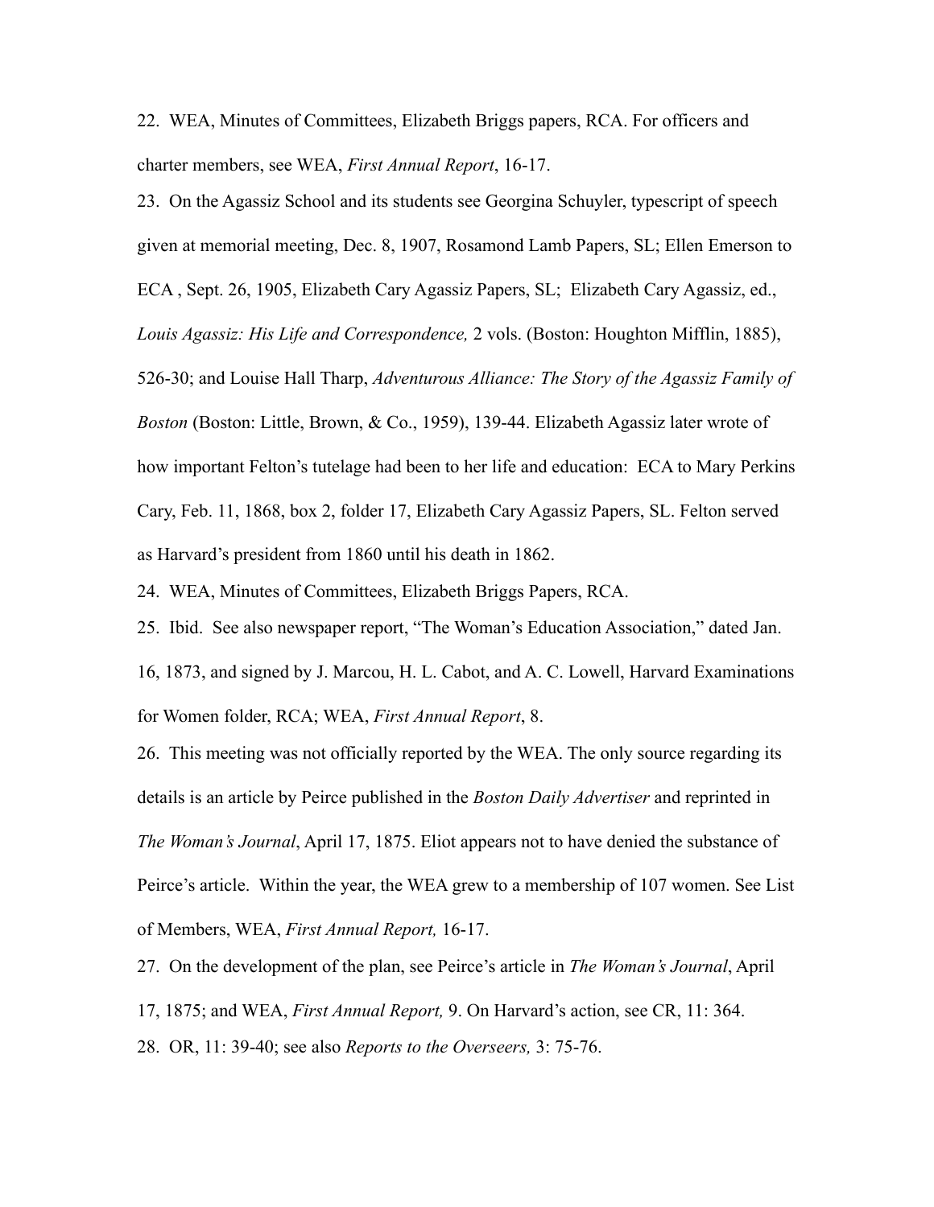22. WEA, Minutes of Committees, Elizabeth Briggs papers, RCA. For officers and charter members, see WEA, *First Annual Report*, 16-17.

23. On the Agassiz School and its students see Georgina Schuyler, typescript of speech given at memorial meeting, Dec. 8, 1907, Rosamond Lamb Papers, SL; Ellen Emerson to ECA , Sept. 26, 1905, Elizabeth Cary Agassiz Papers, SL; Elizabeth Cary Agassiz, ed., *Louis Agassiz: His Life and Correspondence,* 2 vols. (Boston: Houghton Mifflin, 1885), 526-30; and Louise Hall Tharp, *Adventurous Alliance: The Story of the Agassiz Family of Boston* (Boston: Little, Brown, & Co., 1959), 139-44. Elizabeth Agassiz later wrote of how important Felton's tutelage had been to her life and education: ECA to Mary Perkins Cary, Feb. 11, 1868, box 2, folder 17, Elizabeth Cary Agassiz Papers, SL. Felton served as Harvard's president from 1860 until his death in 1862.

24. WEA, Minutes of Committees, Elizabeth Briggs Papers, RCA.

25. Ibid. See also newspaper report, "The Woman's Education Association," dated Jan. 16, 1873, and signed by J. Marcou, H. L. Cabot, and A. C. Lowell, Harvard Examinations for Women folder, RCA; WEA, *First Annual Report*, 8.

26. This meeting was not officially reported by the WEA. The only source regarding its details is an article by Peirce published in the *Boston Daily Advertiser* and reprinted in *The Woman's Journal*, April 17, 1875. Eliot appears not to have denied the substance of Peirce's article. Within the year, the WEA grew to a membership of 107 women. See List of Members, WEA, *First Annual Report,* 16-17.

27. On the development of the plan, see Peirce's article in *The Woman's Journal*, April 17, 1875; and WEA, *First Annual Report,* 9. On Harvard's action, see CR, 11: 364.

28. OR, 11: 39-40; see also *Reports to the Overseers,* 3: 75-76.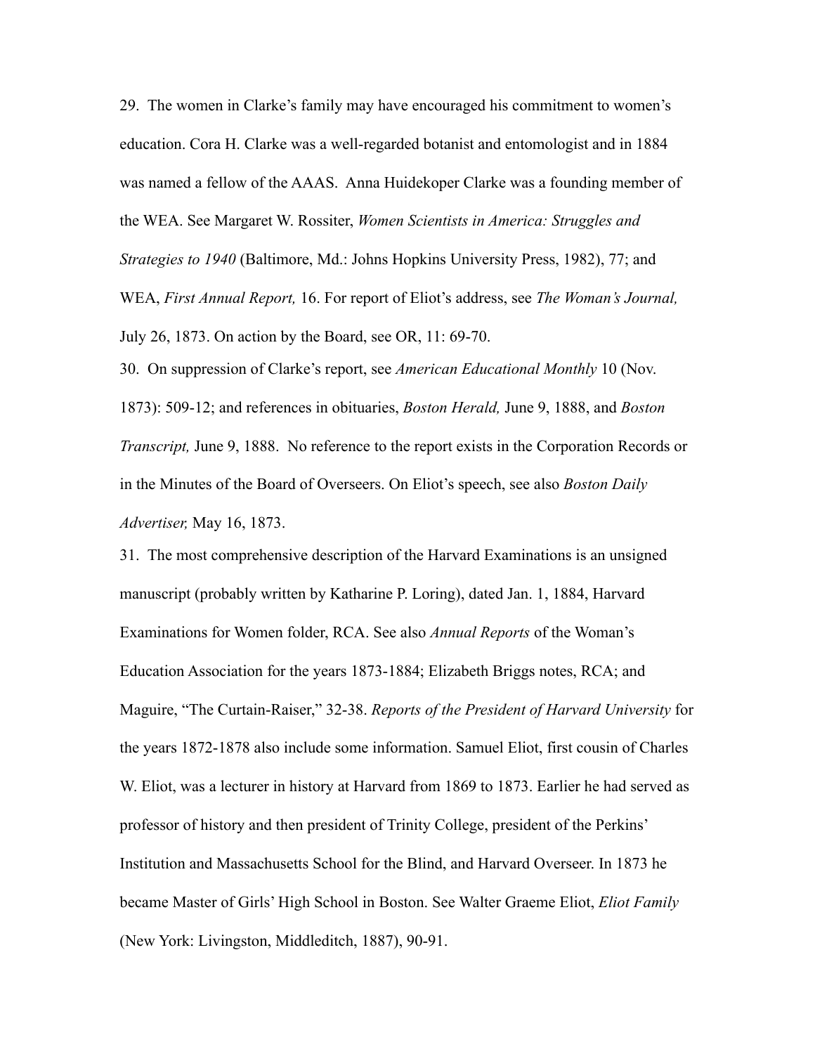29. The women in Clarke's family may have encouraged his commitment to women's education. Cora H. Clarke was a well-regarded botanist and entomologist and in 1884 was named a fellow of the AAAS. Anna Huidekoper Clarke was a founding member of the WEA. See Margaret W. Rossiter, *Women Scientists in America: Struggles and Strategies to 1940* (Baltimore, Md.: Johns Hopkins University Press, 1982), 77; and WEA, *First Annual Report,* 16. For report of Eliot's address, see *The Woman's Journal,* July 26, 1873. On action by the Board, see OR, 11: 69-70.

30. On suppression of Clarke's report, see *American Educational Monthly* 10 (Nov. 1873): 509-12; and references in obituaries, *Boston Herald,* June 9, 1888, and *Boston Transcript,* June 9, 1888. No reference to the report exists in the Corporation Records or in the Minutes of the Board of Overseers. On Eliot's speech, see also *Boston Daily Advertiser,* May 16, 1873.

31. The most comprehensive description of the Harvard Examinations is an unsigned manuscript (probably written by Katharine P. Loring), dated Jan. 1, 1884, Harvard Examinations for Women folder, RCA. See also *Annual Reports* of the Woman's Education Association for the years 1873-1884; Elizabeth Briggs notes, RCA; and Maguire, "The Curtain-Raiser," 32-38. *Reports of the President of Harvard University* for the years 1872-1878 also include some information. Samuel Eliot, first cousin of Charles W. Eliot, was a lecturer in history at Harvard from 1869 to 1873. Earlier he had served as professor of history and then president of Trinity College, president of the Perkins' Institution and Massachusetts School for the Blind, and Harvard Overseer. In 1873 he became Master of Girls' High School in Boston. See Walter Graeme Eliot, *Eliot Family* (New York: Livingston, Middleditch, 1887), 90-91.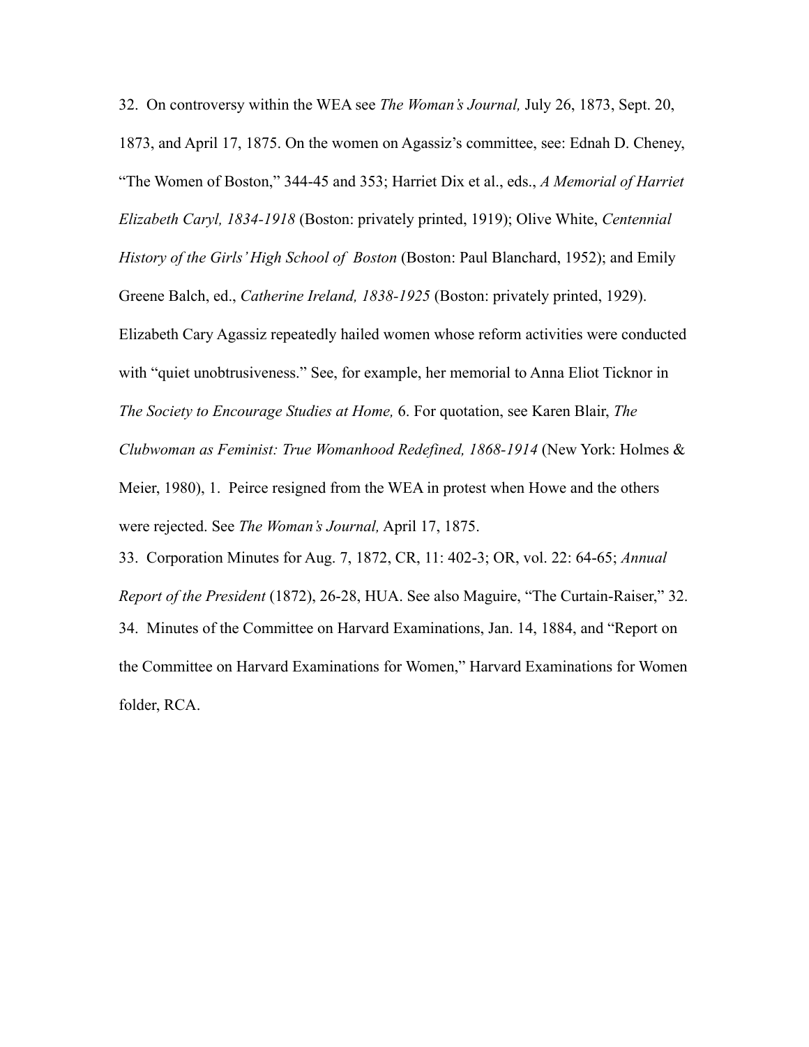32. On controversy within the WEA see *The Woman's Journal,* July 26, 1873, Sept. 20, 1873, and April 17, 1875. On the women on Agassiz's committee, see: Ednah D. Cheney, "The Women of Boston," 344-45 and 353; Harriet Dix et al., eds., *A Memorial of Harriet Elizabeth Caryl, 1834-1918* (Boston: privately printed, 1919); Olive White, *Centennial History of the Girls' High School of Boston* (Boston: Paul Blanchard, 1952); and Emily Greene Balch, ed., *Catherine Ireland, 1838-1925* (Boston: privately printed, 1929). Elizabeth Cary Agassiz repeatedly hailed women whose reform activities were conducted with "quiet unobtrusiveness." See, for example, her memorial to Anna Eliot Ticknor in *The Society to Encourage Studies at Home,* 6. For quotation, see Karen Blair, *The Clubwoman as Feminist: True Womanhood Redefined, 1868-1914* (New York: Holmes & Meier, 1980), 1. Peirce resigned from the WEA in protest when Howe and the others were rejected. See *The Woman's Journal,* April 17, 1875.

33. Corporation Minutes for Aug. 7, 1872, CR, 11: 402-3; OR, vol. 22: 64-65; *Annual Report of the President* (1872), 26-28, HUA. See also Maguire, "The Curtain-Raiser," 32.

34. Minutes of the Committee on Harvard Examinations, Jan. 14, 1884, and "Report on the Committee on Harvard Examinations for Women," Harvard Examinations for Women folder, RCA.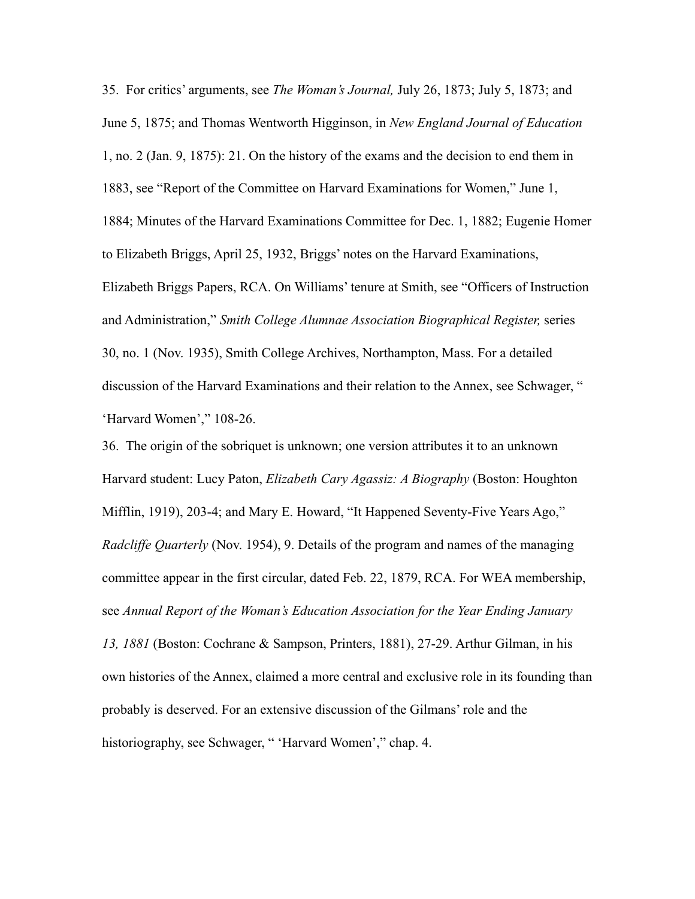35. For critics' arguments, see *The Woman's Journal,* July 26, 1873; July 5, 1873; and June 5, 1875; and Thomas Wentworth Higginson, in *New England Journal of Education* 1, no. 2 (Jan. 9, 1875): 21. On the history of the exams and the decision to end them in 1883, see "Report of the Committee on Harvard Examinations for Women," June 1, 1884; Minutes of the Harvard Examinations Committee for Dec. 1, 1882; Eugenie Homer to Elizabeth Briggs, April 25, 1932, Briggs' notes on the Harvard Examinations, Elizabeth Briggs Papers, RCA. On Williams' tenure at Smith, see "Officers of Instruction and Administration," *Smith College Alumnae Association Biographical Register,* series 30, no. 1 (Nov. 1935), Smith College Archives, Northampton, Mass. For a detailed discussion of the Harvard Examinations and their relation to the Annex, see Schwager, " 'Harvard Women'," 108-26.

36. The origin of the sobriquet is unknown; one version attributes it to an unknown Harvard student: Lucy Paton, *Elizabeth Cary Agassiz: A Biography* (Boston: Houghton Mifflin, 1919), 203-4; and Mary E. Howard, "It Happened Seventy-Five Years Ago," *Radcliffe Quarterly* (Nov. 1954), 9. Details of the program and names of the managing committee appear in the first circular, dated Feb. 22, 1879, RCA. For WEA membership, see *Annual Report of the Woman's Education Association for the Year Ending January 13, 1881* (Boston: Cochrane & Sampson, Printers, 1881), 27-29. Arthur Gilman, in his own histories of the Annex, claimed a more central and exclusive role in its founding than probably is deserved. For an extensive discussion of the Gilmans' role and the historiography, see Schwager, " 'Harvard Women'," chap. 4.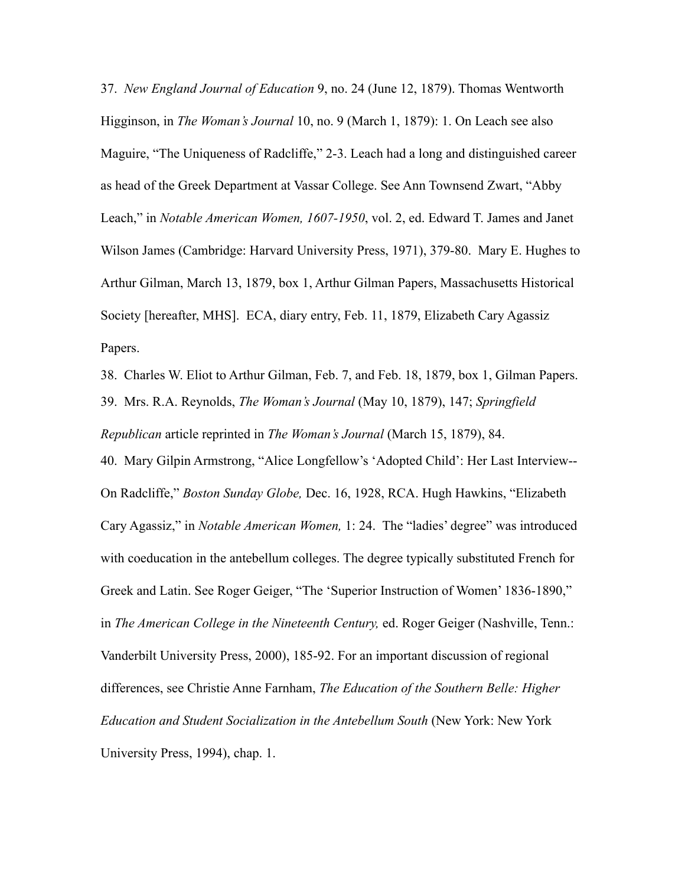37. *New England Journal of Education* 9, no. 24 (June 12, 1879). Thomas Wentworth Higginson, in *The Woman's Journal* 10, no. 9 (March 1, 1879): 1. On Leach see also Maguire, "The Uniqueness of Radcliffe," 2-3. Leach had a long and distinguished career as head of the Greek Department at Vassar College. See Ann Townsend Zwart, "Abby Leach," in *Notable American Women, 1607-1950*, vol. 2, ed. Edward T. James and Janet Wilson James (Cambridge: Harvard University Press, 1971), 379-80. Mary E. Hughes to Arthur Gilman, March 13, 1879, box 1, Arthur Gilman Papers, Massachusetts Historical Society [hereafter, MHS]. ECA, diary entry, Feb. 11, 1879, Elizabeth Cary Agassiz Papers.

38. Charles W. Eliot to Arthur Gilman, Feb. 7, and Feb. 18, 1879, box 1, Gilman Papers.

39. Mrs. R.A. Reynolds, *The Woman's Journal* (May 10, 1879), 147; *Springfield Republican* article reprinted in *The Woman's Journal* (March 15, 1879), 84.

40. Mary Gilpin Armstrong, "Alice Longfellow's 'Adopted Child': Her Last Interview--On Radcliffe," *Boston Sunday Globe,* Dec. 16, 1928, RCA. Hugh Hawkins, "Elizabeth Cary Agassiz," in *Notable American Women,* 1: 24. The "ladies' degree" was introduced with coeducation in the antebellum colleges. The degree typically substituted French for Greek and Latin. See Roger Geiger, "The 'Superior Instruction of Women' 1836-1890," in *The American College in the Nineteenth Century,* ed. Roger Geiger (Nashville, Tenn.: Vanderbilt University Press, 2000), 185-92. For an important discussion of regional differences, see Christie Anne Farnham, *The Education of the Southern Belle: Higher Education and Student Socialization in the Antebellum South* (New York: New York University Press, 1994), chap. 1.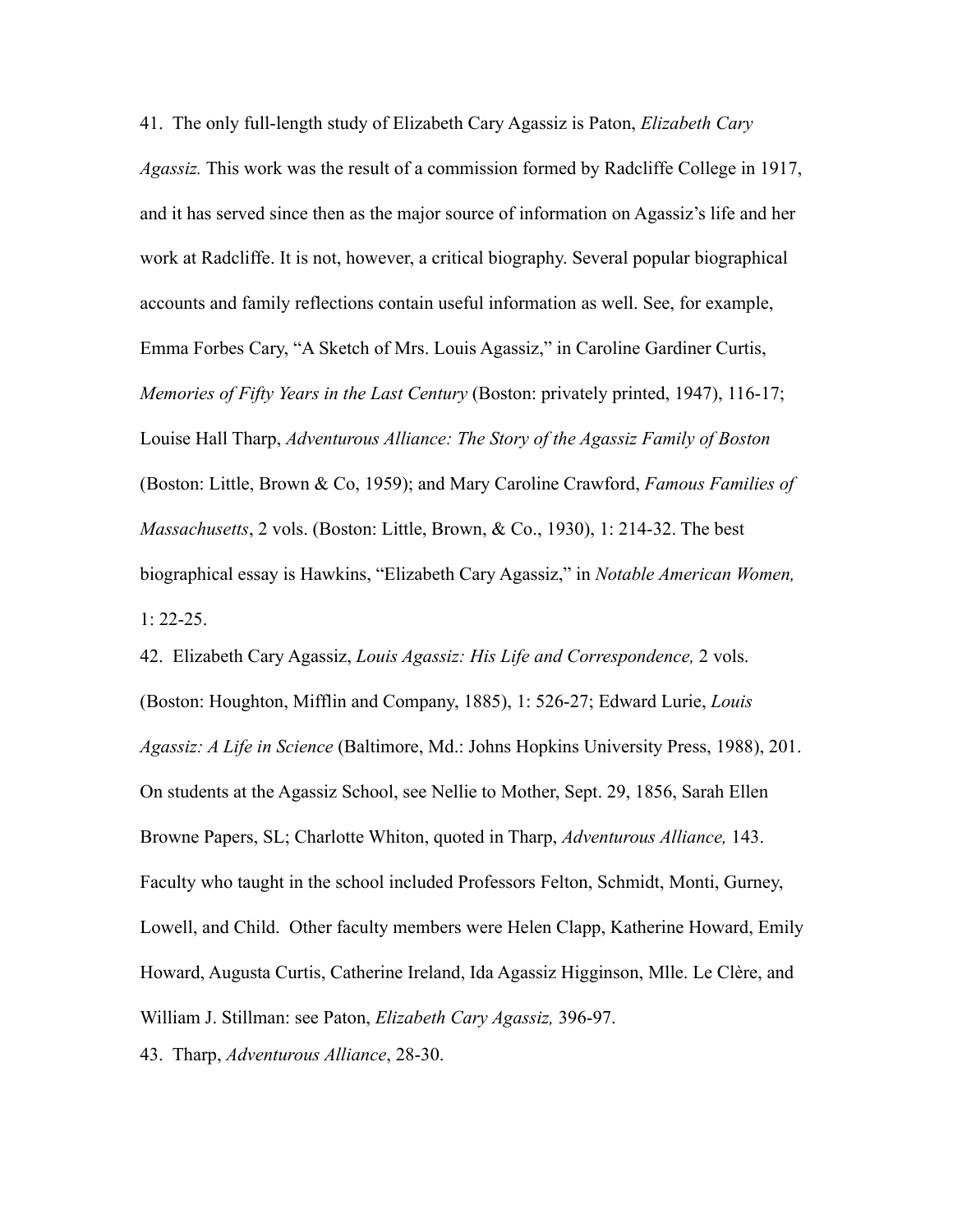41. The only full-length study of Elizabeth Cary Agassiz is Paton, *Elizabeth Cary Agassiz.* This work was the result of a commission formed by Radcliffe College in 1917, and it has served since then as the major source of information on Agassiz's life and her work at Radcliffe. It is not, however, a critical biography. Several popular biographical accounts and family reflections contain useful information as well. See, for example, Emma Forbes Cary, "A Sketch of Mrs. Louis Agassiz," in Caroline Gardiner Curtis, *Memories of Fifty Years in the Last Century* (Boston: privately printed, 1947), 116-17; Louise Hall Tharp, *Adventurous Alliance: The Story of the Agassiz Family of Boston* (Boston: Little, Brown & Co, 1959); and Mary Caroline Crawford, *Famous Families of Massachusetts*, 2 vols. (Boston: Little, Brown, & Co., 1930), 1: 214-32. The best biographical essay is Hawkins, "Elizabeth Cary Agassiz," in *Notable American Women,* 1: 22-25.

42. Elizabeth Cary Agassiz, *Louis Agassiz: His Life and Correspondence,* 2 vols. (Boston: Houghton, Mifflin and Company, 1885), 1: 526-27; Edward Lurie, *Louis Agassiz: A Life in Science* (Baltimore, Md.: Johns Hopkins University Press, 1988), 201. On students at the Agassiz School, see Nellie to Mother, Sept. 29, 1856, Sarah Ellen Browne Papers, SL; Charlotte Whiton, quoted in Tharp, *Adventurous Alliance,* 143. Faculty who taught in the school included Professors Felton, Schmidt, Monti, Gurney, Lowell, and Child. Other faculty members were Helen Clapp, Katherine Howard, Emily Howard, Augusta Curtis, Catherine Ireland, Ida Agassiz Higginson, Mlle. Le Clère, and William J. Stillman: see Paton, *Elizabeth Cary Agassiz,* 396-97.

43. Tharp, *Adventurous Alliance*, 28-30.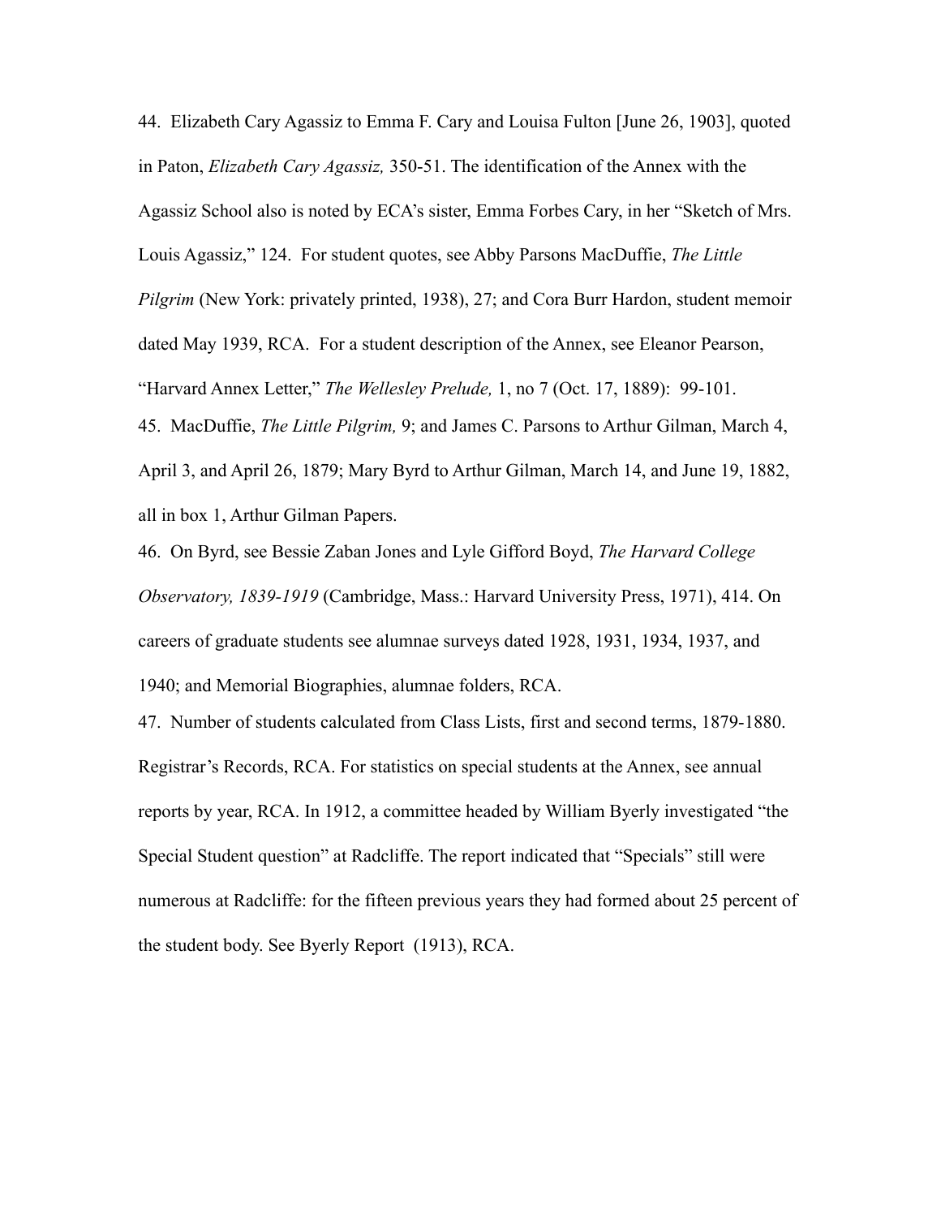44. Elizabeth Cary Agassiz to Emma F. Cary and Louisa Fulton [June 26, 1903], quoted in Paton, *Elizabeth Cary Agassiz,* 350-51. The identification of the Annex with the Agassiz School also is noted by ECA's sister, Emma Forbes Cary, in her "Sketch of Mrs. Louis Agassiz," 124. For student quotes, see Abby Parsons MacDuffie, *The Little Pilgrim* (New York: privately printed, 1938), 27; and Cora Burr Hardon, student memoir dated May 1939, RCA. For a student description of the Annex, see Eleanor Pearson, "Harvard Annex Letter," *The Wellesley Prelude,* 1, no 7 (Oct. 17, 1889): 99-101.

45. MacDuffie, *The Little Pilgrim,* 9; and James C. Parsons to Arthur Gilman, March 4, April 3, and April 26, 1879; Mary Byrd to Arthur Gilman, March 14, and June 19, 1882, all in box 1, Arthur Gilman Papers.

46. On Byrd, see Bessie Zaban Jones and Lyle Gifford Boyd, *The Harvard College Observatory, 1839-1919* (Cambridge, Mass.: Harvard University Press, 1971), 414. On careers of graduate students see alumnae surveys dated 1928, 1931, 1934, 1937, and 1940; and Memorial Biographies, alumnae folders, RCA.

47. Number of students calculated from Class Lists, first and second terms, 1879-1880. Registrar's Records, RCA. For statistics on special students at the Annex, see annual reports by year, RCA. In 1912, a committee headed by William Byerly investigated "the Special Student question" at Radcliffe. The report indicated that "Specials" still were numerous at Radcliffe: for the fifteen previous years they had formed about 25 percent of the student body. See Byerly Report (1913), RCA.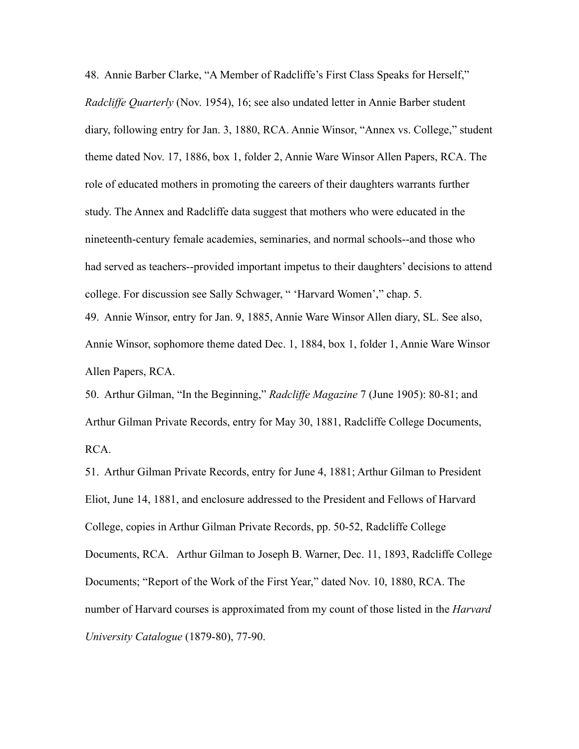48. Annie Barber Clarke, "A Member of Radcliffe's First Class Speaks for Herself," *Radcliffe Quarterly* (Nov. 1954), 16; see also undated letter in Annie Barber student diary, following entry for Jan. 3, 1880, RCA. Annie Winsor, "Annex vs. College," student theme dated Nov. 17, 1886, box 1, folder 2, Annie Ware Winsor Allen Papers, RCA. The role of educated mothers in promoting the careers of their daughters warrants further study. The Annex and Radcliffe data suggest that mothers who were educated in the nineteenth-century female academies, seminaries, and normal schools--and those who had served as teachers--provided important impetus to their daughters' decisions to attend college. For discussion see Sally Schwager, " 'Harvard Women'," chap. 5.

49. Annie Winsor, entry for Jan. 9, 1885, Annie Ware Winsor Allen diary, SL. See also, Annie Winsor, sophomore theme dated Dec. 1, 1884, box 1, folder 1, Annie Ware Winsor Allen Papers, RCA.

50. Arthur Gilman, "In the Beginning," *Radcliffe Magazine* 7 (June 1905): 80-81; and Arthur Gilman Private Records, entry for May 30, 1881, Radcliffe College Documents, RCA.

51. Arthur Gilman Private Records, entry for June 4, 1881; Arthur Gilman to President Eliot, June 14, 1881, and enclosure addressed to the President and Fellows of Harvard College, copies in Arthur Gilman Private Records, pp. 50-52, Radcliffe College Documents, RCA. Arthur Gilman to Joseph B. Warner, Dec. 11, 1893, Radcliffe College Documents; "Report of the Work of the First Year," dated Nov. 10, 1880, RCA. The number of Harvard courses is approximated from my count of those listed in the *Harvard University Catalogue* (1879-80), 77-90.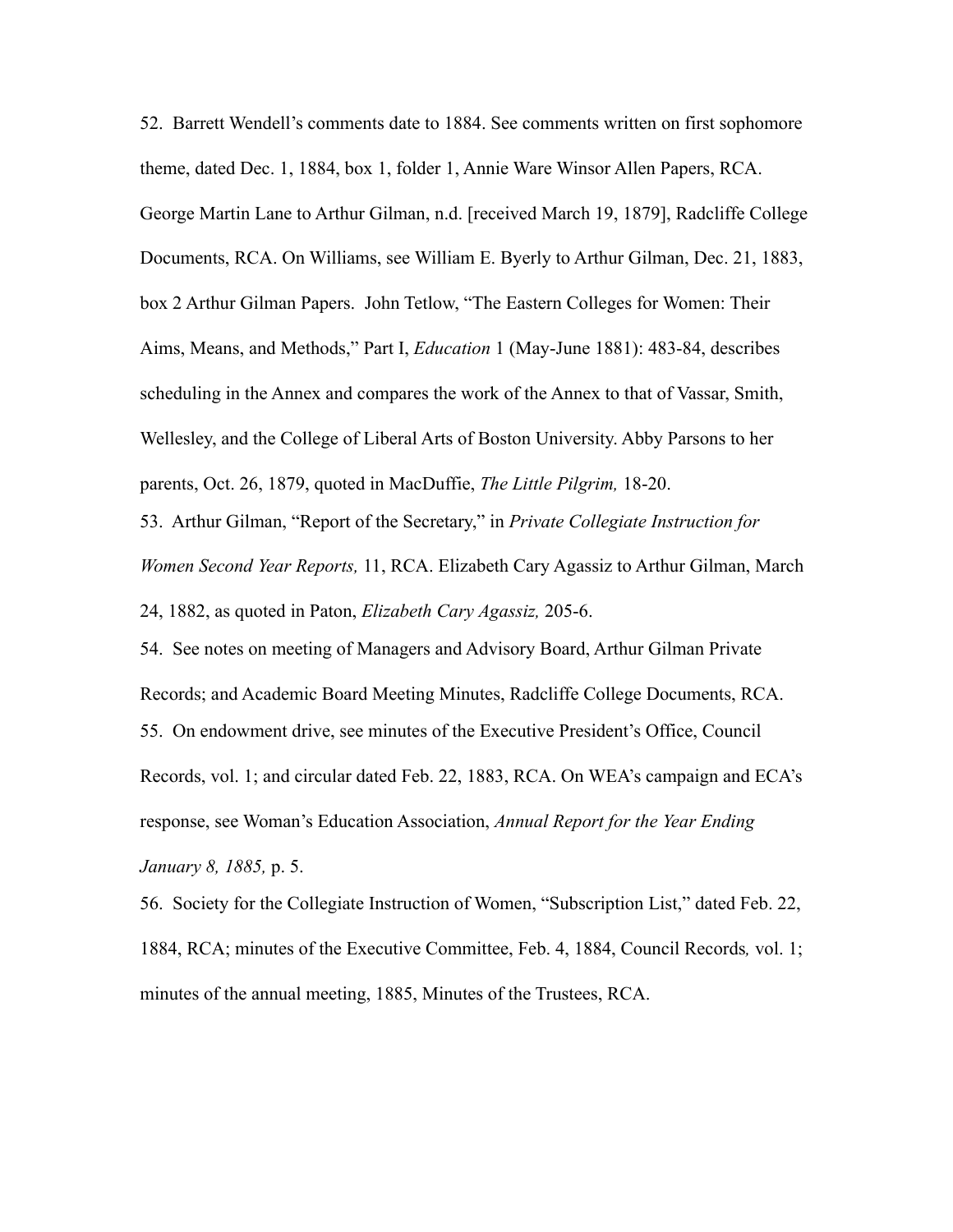52. Barrett Wendell's comments date to 1884. See comments written on first sophomore theme, dated Dec. 1, 1884, box 1, folder 1, Annie Ware Winsor Allen Papers, RCA. George Martin Lane to Arthur Gilman, n.d. [received March 19, 1879], Radcliffe College Documents, RCA. On Williams, see William E. Byerly to Arthur Gilman, Dec. 21, 1883, box 2 Arthur Gilman Papers. John Tetlow, "The Eastern Colleges for Women: Their Aims, Means, and Methods," Part I, *Education* 1 (May-June 1881): 483-84, describes scheduling in the Annex and compares the work of the Annex to that of Vassar, Smith, Wellesley, and the College of Liberal Arts of Boston University. Abby Parsons to her parents, Oct. 26, 1879, quoted in MacDuffie, *The Little Pilgrim,* 18-20.

53. Arthur Gilman, "Report of the Secretary," in *Private Collegiate Instruction for Women Second Year Reports,* 11, RCA. Elizabeth Cary Agassiz to Arthur Gilman, March 24, 1882, as quoted in Paton, *Elizabeth Cary Agassiz,* 205-6.

54. See notes on meeting of Managers and Advisory Board, Arthur Gilman Private Records; and Academic Board Meeting Minutes, Radcliffe College Documents, RCA.

55. On endowment drive, see minutes of the Executive President's Office, Council Records, vol. 1; and circular dated Feb. 22, 1883, RCA. On WEA's campaign and ECA's response, see Woman's Education Association, *Annual Report for the Year Ending January 8, 1885,* p. 5.

56. Society for the Collegiate Instruction of Women, "Subscription List," dated Feb. 22, 1884, RCA; minutes of the Executive Committee, Feb. 4, 1884, Council Records*,* vol. 1; minutes of the annual meeting, 1885, Minutes of the Trustees, RCA.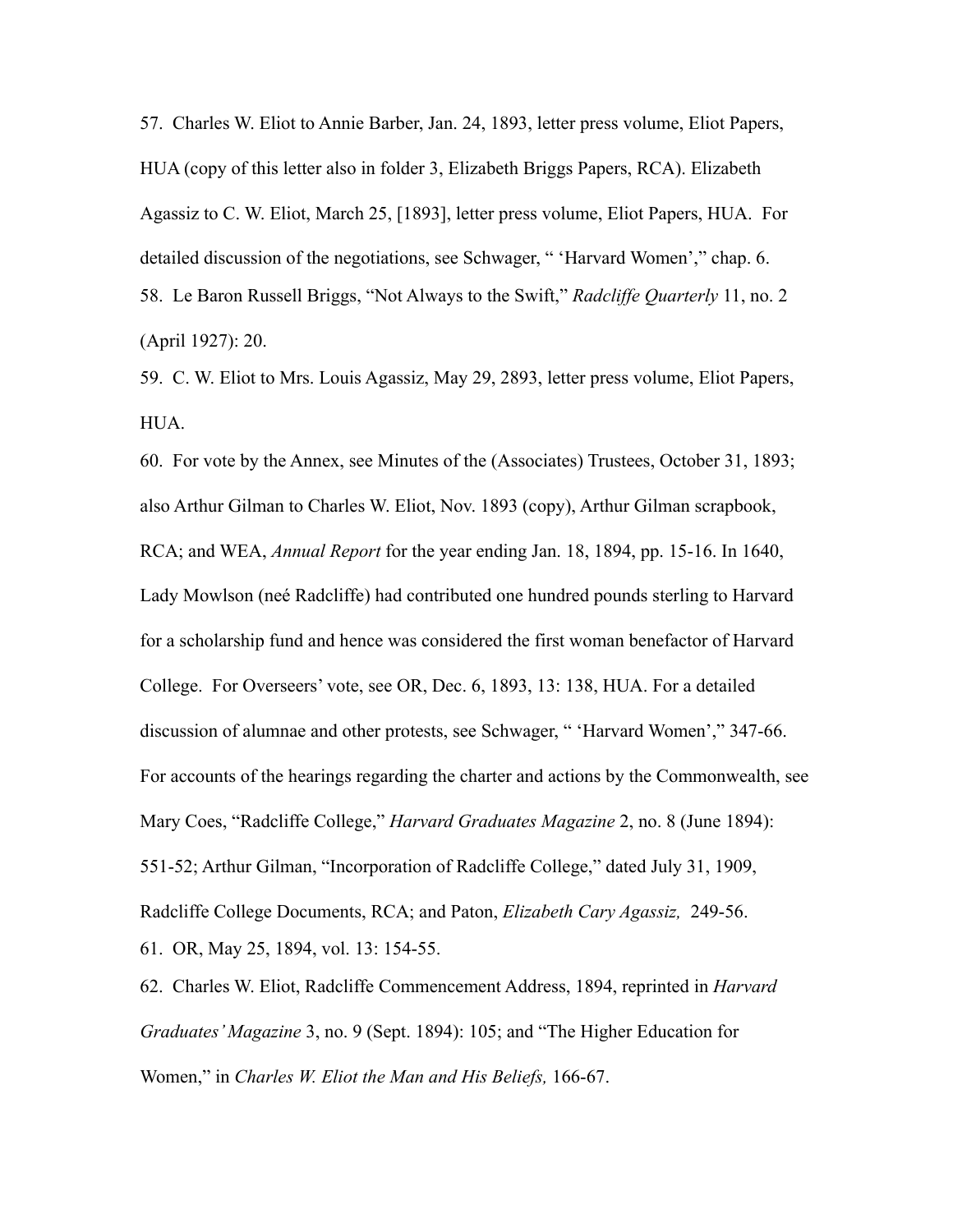57. Charles W. Eliot to Annie Barber, Jan. 24, 1893, letter press volume, Eliot Papers, HUA (copy of this letter also in folder 3, Elizabeth Briggs Papers, RCA). Elizabeth Agassiz to C. W. Eliot, March 25, [1893], letter press volume, Eliot Papers, HUA. For detailed discussion of the negotiations, see Schwager, " 'Harvard Women'," chap. 6.

58. Le Baron Russell Briggs, "Not Always to the Swift," *Radcliffe Quarterly* 11, no. 2 (April 1927): 20.

59. C. W. Eliot to Mrs. Louis Agassiz, May 29, 2893, letter press volume, Eliot Papers, HUA.

60. For vote by the Annex, see Minutes of the (Associates) Trustees, October 31, 1893; also Arthur Gilman to Charles W. Eliot, Nov. 1893 (copy), Arthur Gilman scrapbook, RCA; and WEA, *Annual Report* for the year ending Jan. 18, 1894, pp. 15-16. In 1640, Lady Mowlson (neé Radcliffe) had contributed one hundred pounds sterling to Harvard for a scholarship fund and hence was considered the first woman benefactor of Harvard College. For Overseers' vote, see OR, Dec. 6, 1893, 13: 138, HUA. For a detailed discussion of alumnae and other protests, see Schwager, " 'Harvard Women'," 347-66. For accounts of the hearings regarding the charter and actions by the Commonwealth, see Mary Coes, "Radcliffe College," *Harvard Graduates Magazine* 2, no. 8 (June 1894): 551-52; Arthur Gilman, "Incorporation of Radcliffe College," dated July 31, 1909, Radcliffe College Documents, RCA; and Paton, *Elizabeth Cary Agassiz,* 249-56.

61. OR, May 25, 1894, vol. 13: 154-55.

62. Charles W. Eliot, Radcliffe Commencement Address, 1894, reprinted in *Harvard Graduates' Magazine* 3, no. 9 (Sept. 1894): 105; and "The Higher Education for Women," in *Charles W. Eliot the Man and His Beliefs,* 166-67.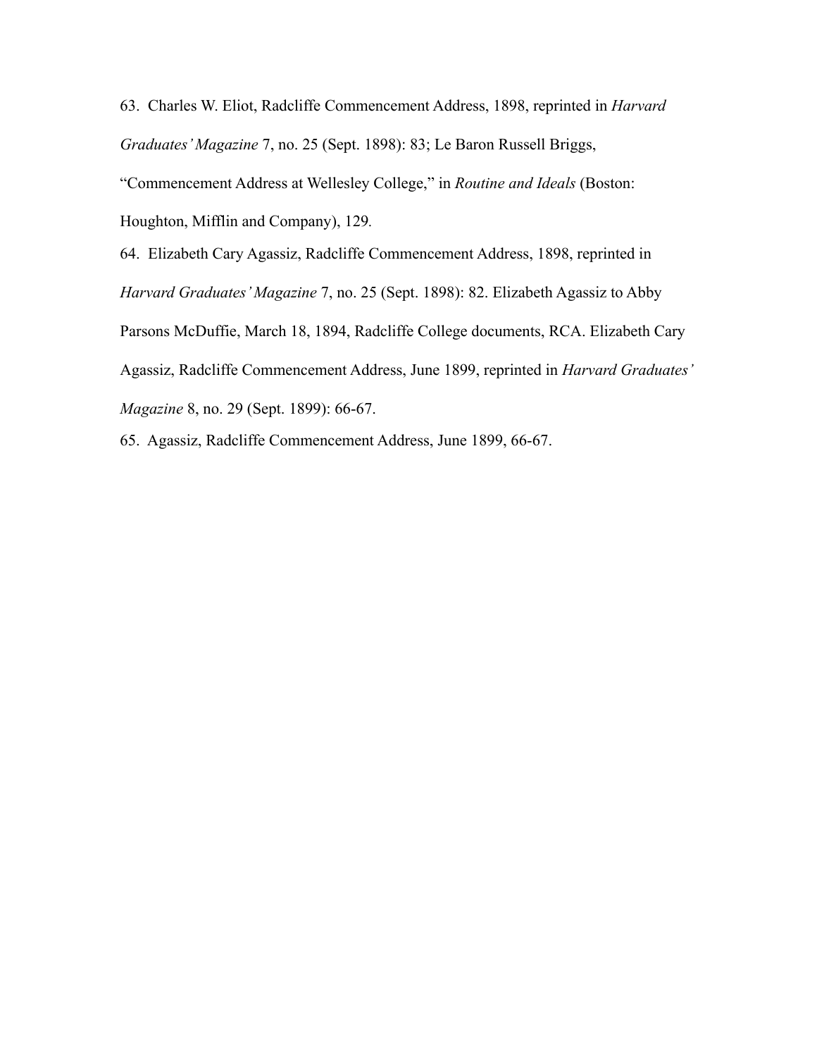63. Charles W. Eliot, Radcliffe Commencement Address, 1898, reprinted in *Harvard Graduates' Magazine* 7, no. 25 (Sept. 1898): 83; Le Baron Russell Briggs, "Commencement Address at Wellesley College," in *Routine and Ideals* (Boston: Houghton, Mifflin and Company), 129.

64. Elizabeth Cary Agassiz, Radcliffe Commencement Address, 1898, reprinted in *Harvard Graduates' Magazine* 7, no. 25 (Sept. 1898): 82. Elizabeth Agassiz to Abby Parsons McDuffie, March 18, 1894, Radcliffe College documents, RCA. Elizabeth Cary Agassiz, Radcliffe Commencement Address, June 1899, reprinted in *Harvard Graduates' Magazine* 8, no. 29 (Sept. 1899): 66-67.

65. Agassiz, Radcliffe Commencement Address, June 1899, 66-67.